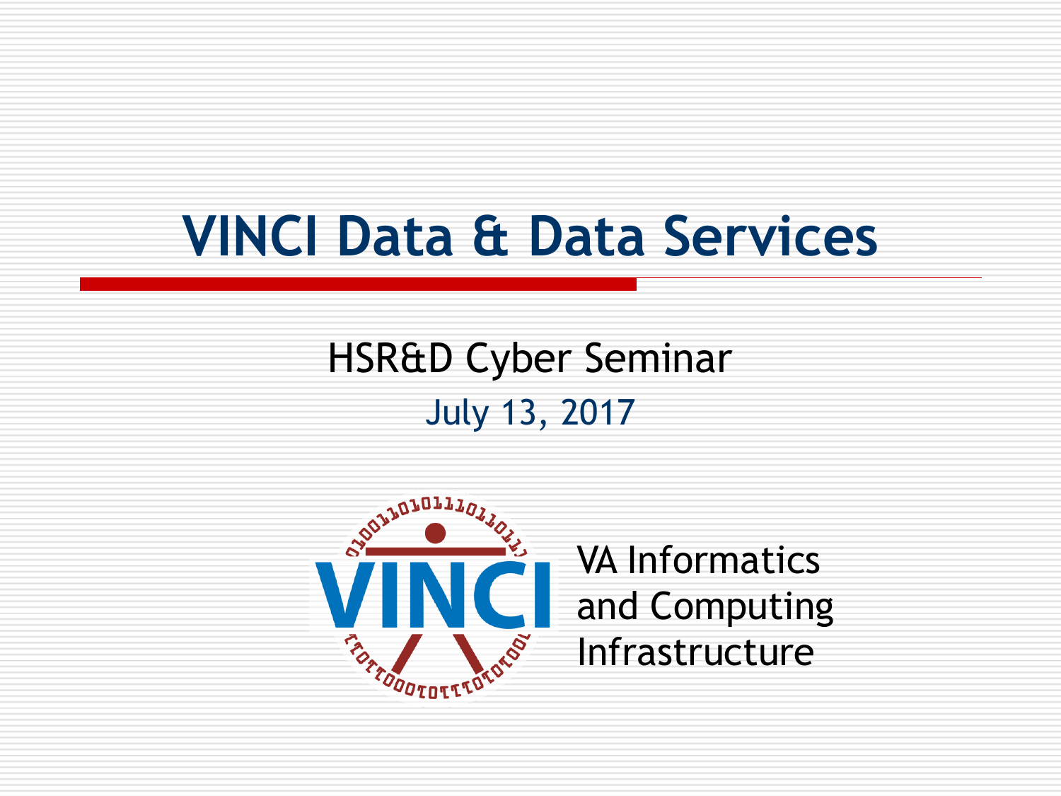# VINCI Data & Data Services

HSR&D Cyber Seminar

July 13, 2017

VA Informatics and Computing Infrastructure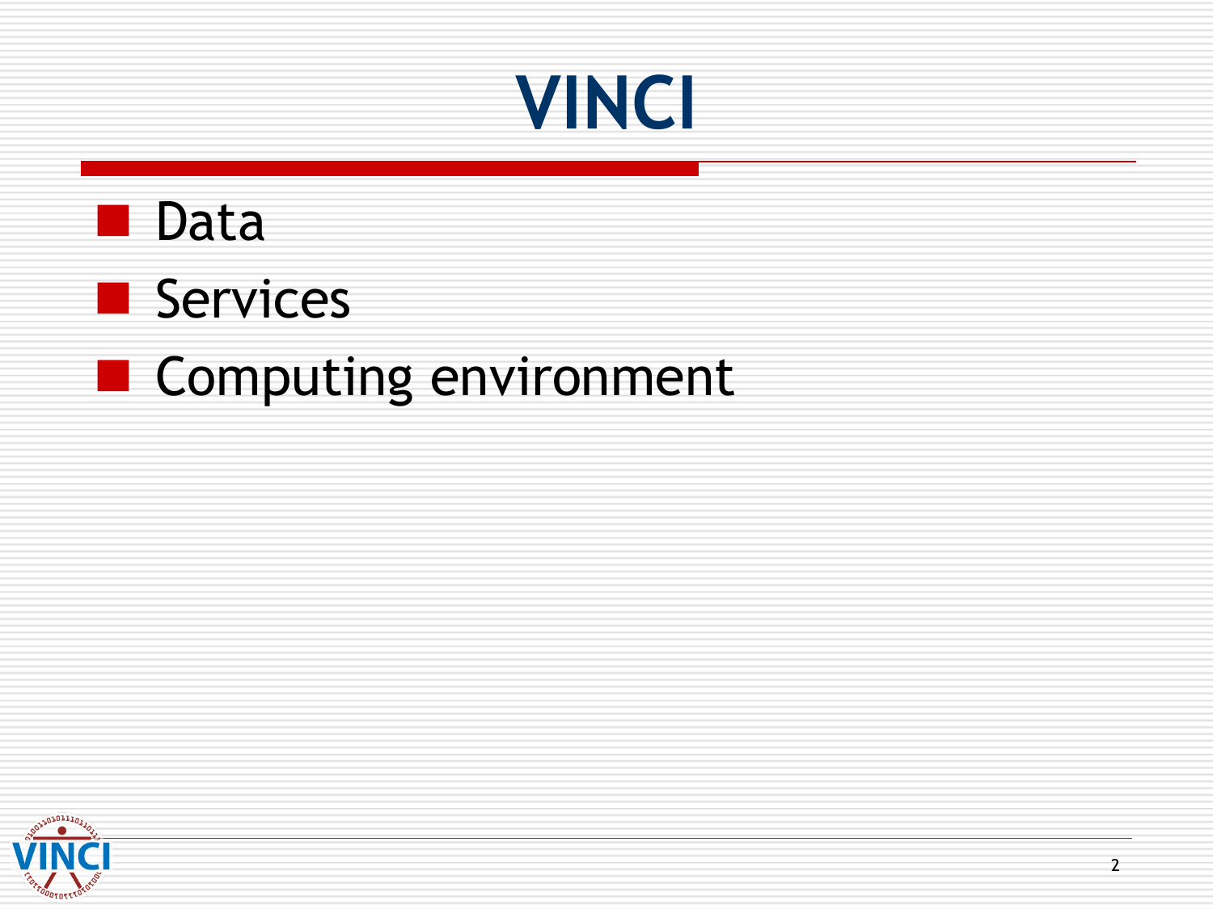# VINCI

- Data
- Services
- Computing environment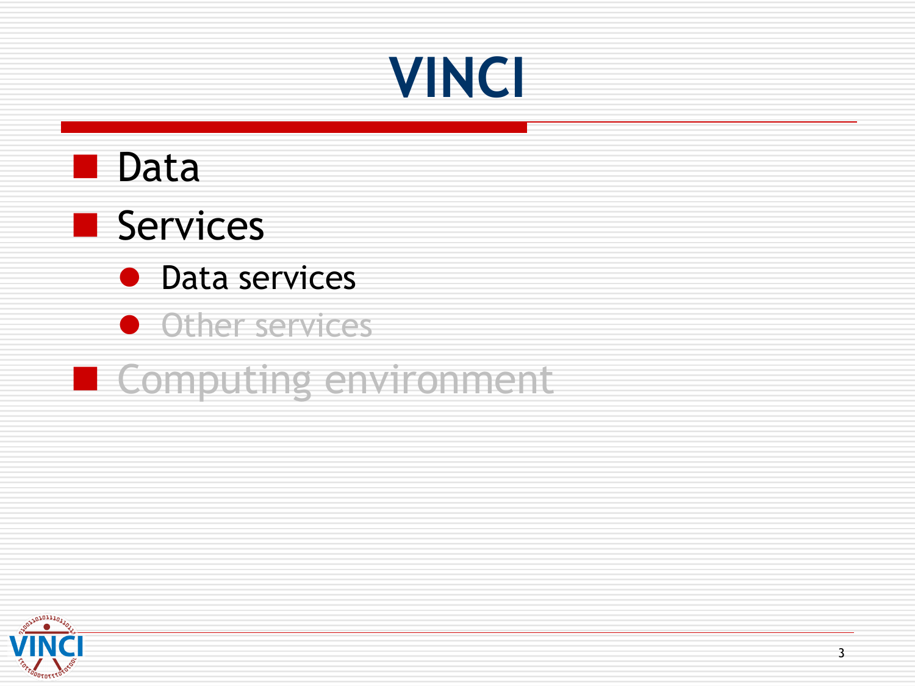# VINCI

- Data
- Services
  - Data services
  - Other services
- Computing environment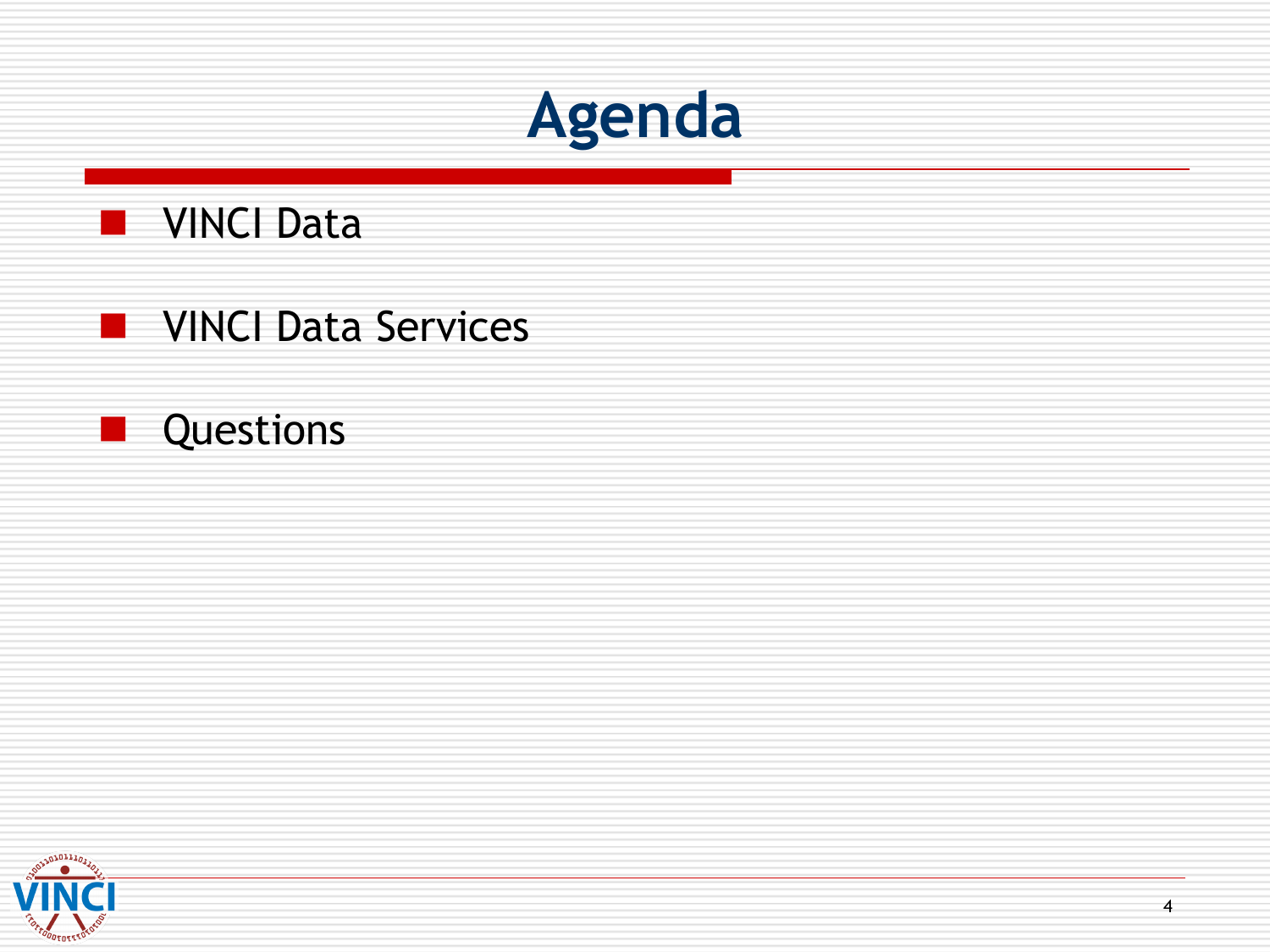# Agenda

- VINCI Data
- VINCI Data Services
- Questions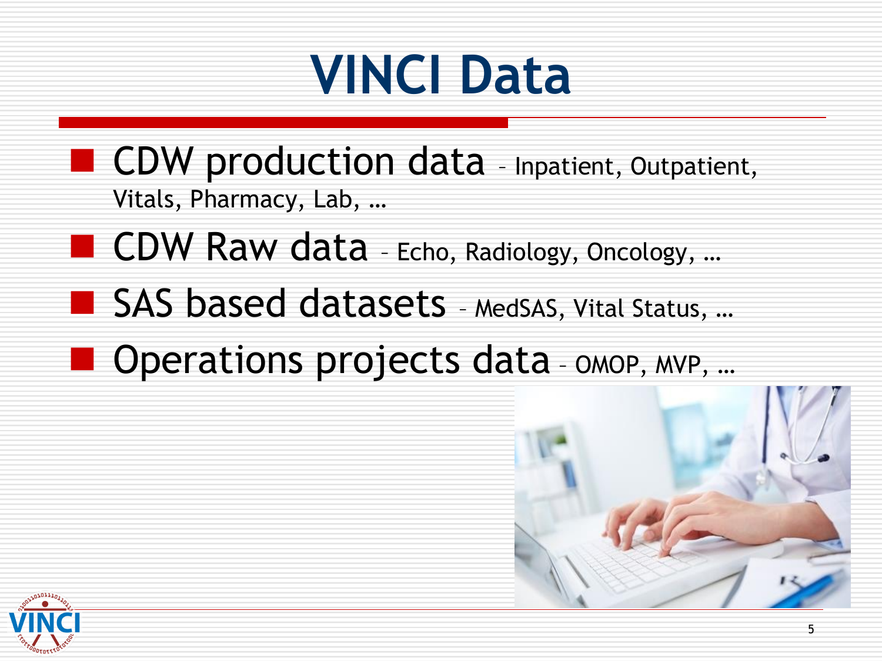# VINCI Data

- CDW production data – Inpatient, Outpatient, Vitals, Pharmacy, Lab, …
- CDW Raw data – Echo, Radiology, Oncology, …
- SAS based datasets – MedSAS, Vital Status, …
- Operations projects data – OMOP, MVP, …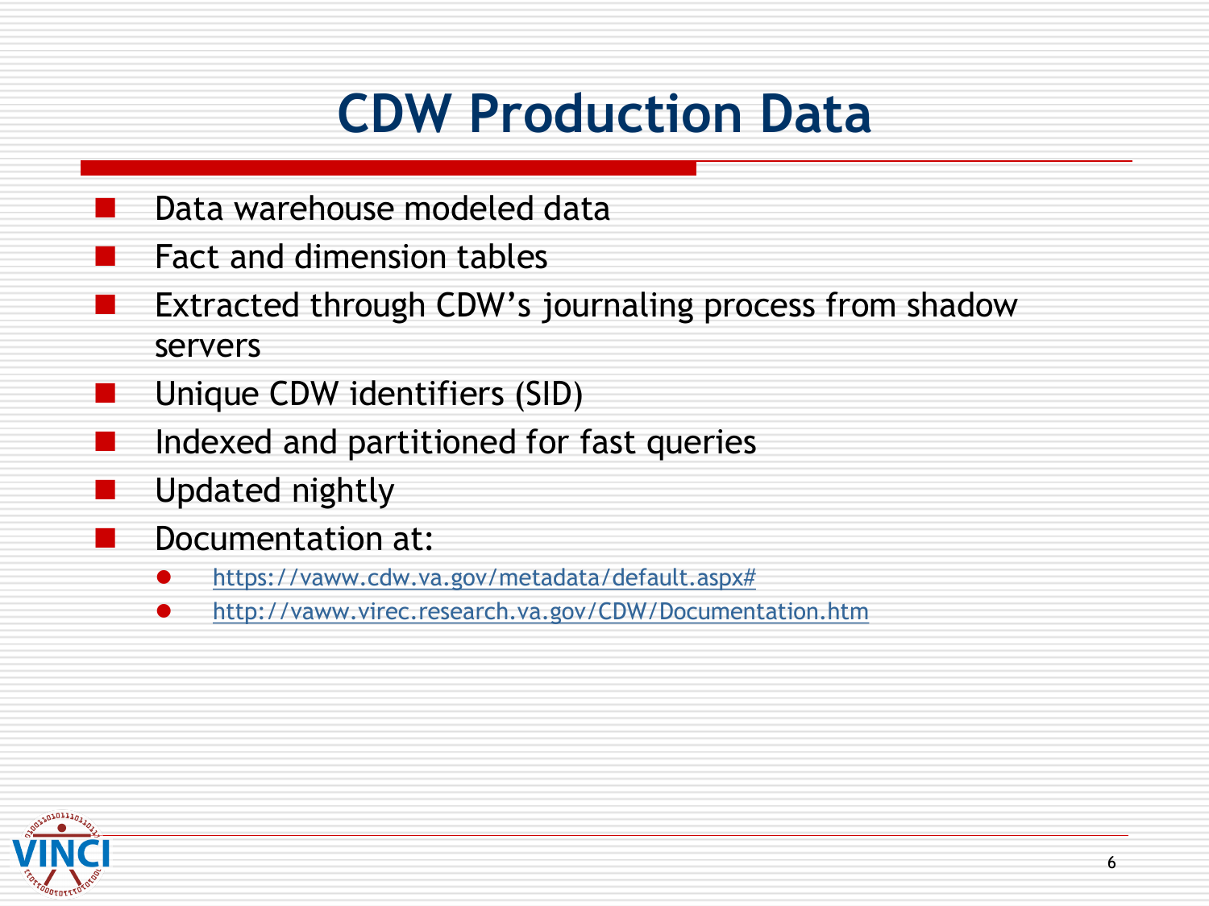# CDW Production Data

- Data warehouse modeled data
- Fact and dimension tables
- Extracted through CDW's journaling process from shadow servers
- Unique CDW identifiers (SID)
- Indexed and partitioned for fast queries
- Updated nightly
- Documentation at:
  - https://vaww.cdw.va.gov/metadata/default.aspx#
  - http://vaww.virec.research.va.gov/CDW/Documentation.htm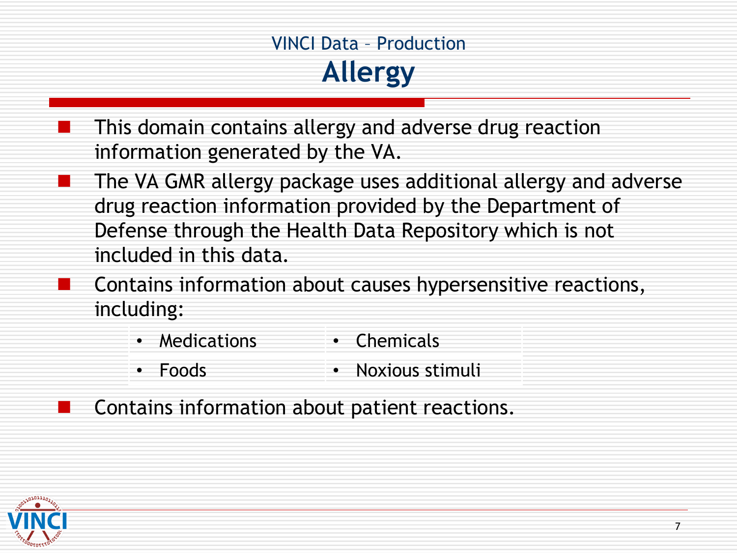VINCI Data – Production

# Allergy

- This domain contains allergy and adverse drug reaction information generated by the VA.
- The VA GMR allergy package uses additional allergy and adverse drug reaction information provided by the Department of Defense through the Health Data Repository which is not included in this data.
- Contains information about causes hypersensitive reactions, including:
  - Medications
  - Foods
  - Chemicals
  - Noxious stimuli
- Contains information about patient reactions.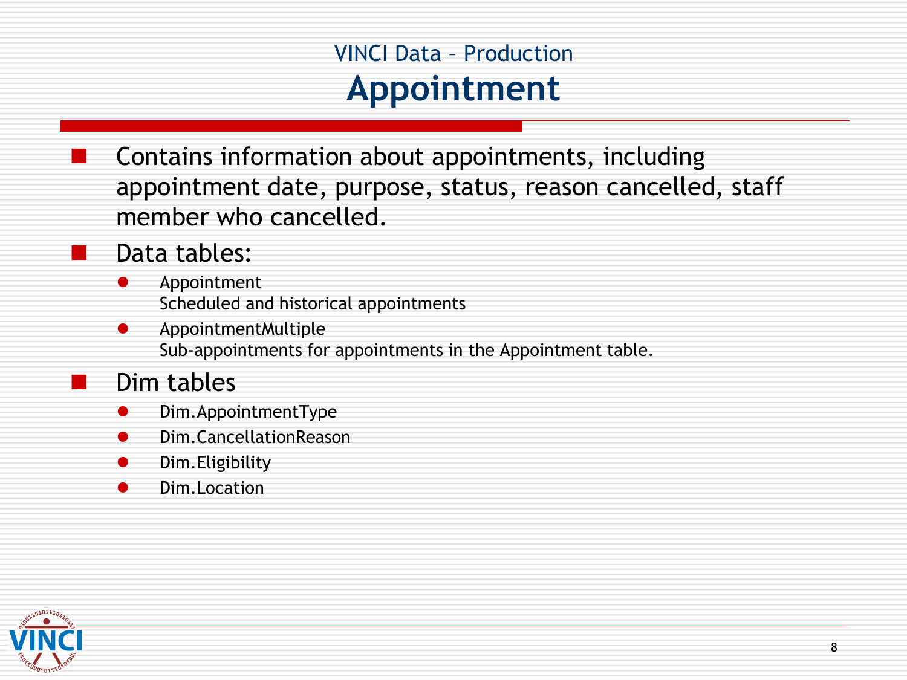VINCI Data – Production

# Appointment

- Contains information about appointments, including appointment date, purpose, status, reason cancelled, staff member who cancelled.
- Data tables:
  - Appointment
    Scheduled and historical appointments
  - AppointmentMultiple
    Sub-appointments for appointments in the Appointment table.
- Dim tables
  - Dim.AppointmentType
  - Dim.CancellationReason
  - Dim.Eligibility
  - Dim.Location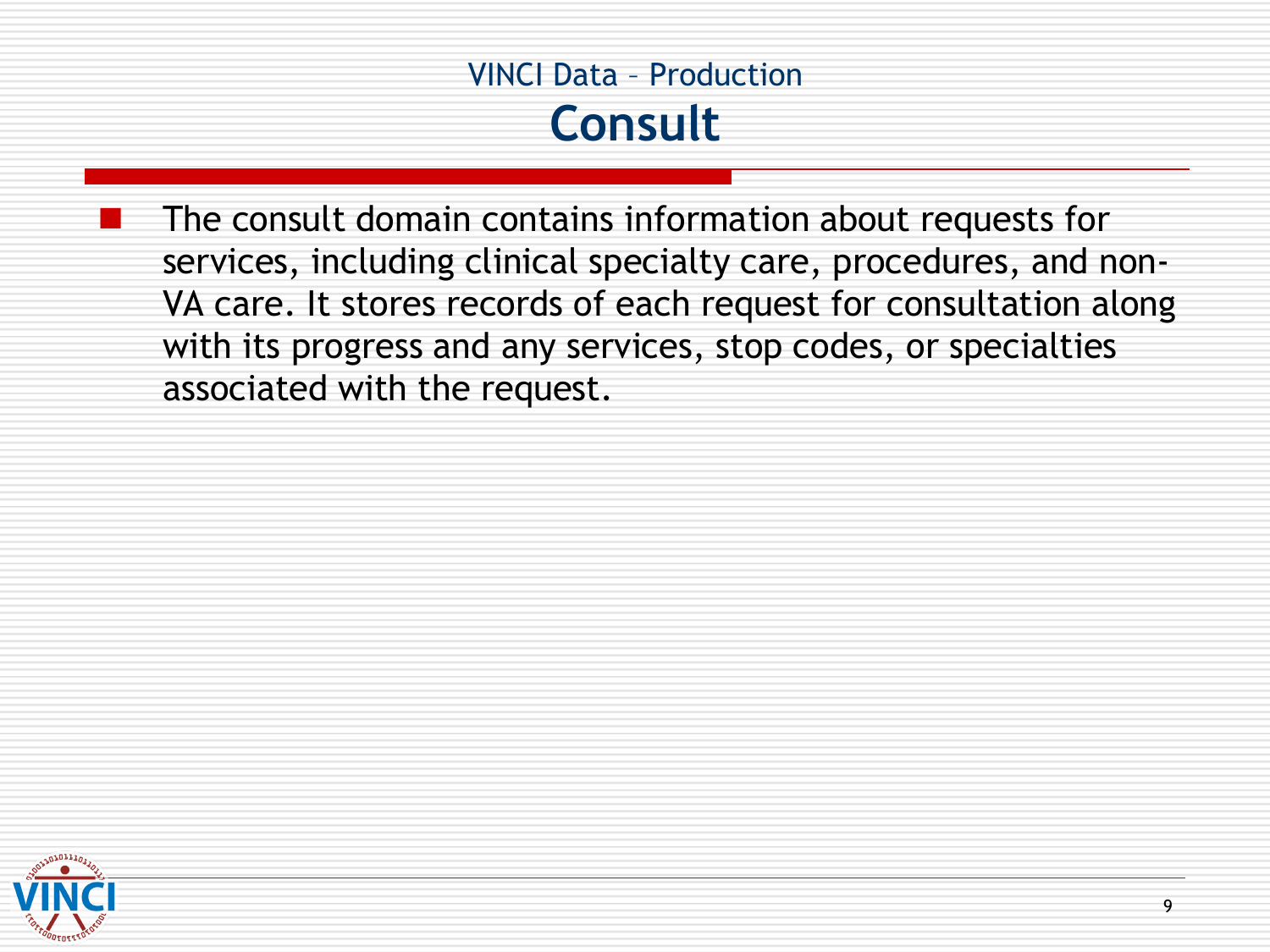VINCI Data – Production

# Consult

- The consult domain contains information about requests for services, including clinical specialty care, procedures, and non-VA care. It stores records of each request for consultation along with its progress and any services, stop codes, or specialties associated with the request.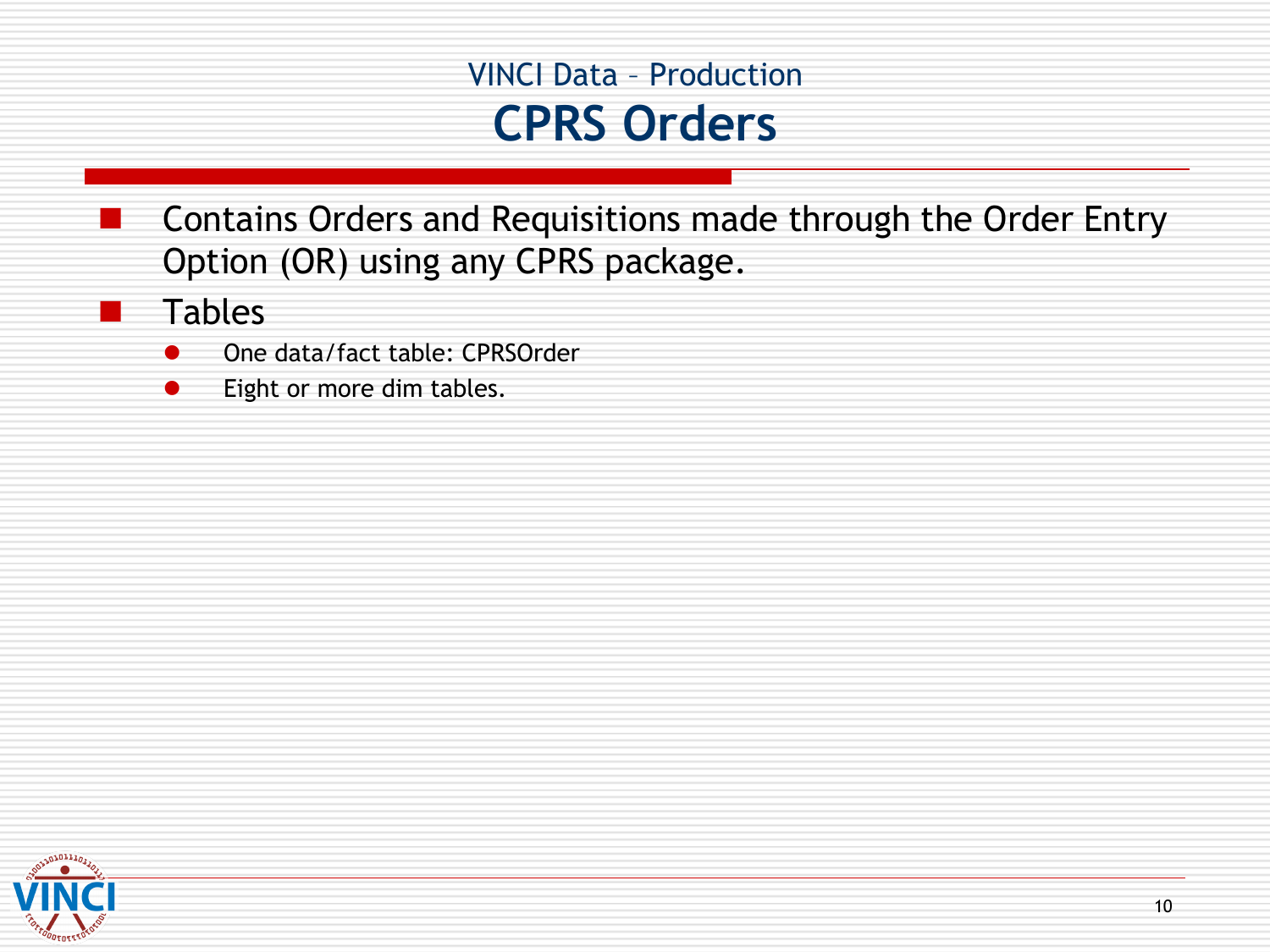## VINCI Data – Production

# CPRS Orders

- Contains Orders and Requisitions made through the Order Entry Option (OR) using any CPRS package.
- Tables
  - One data/fact table: CPRSOrder
  - Eight or more dim tables.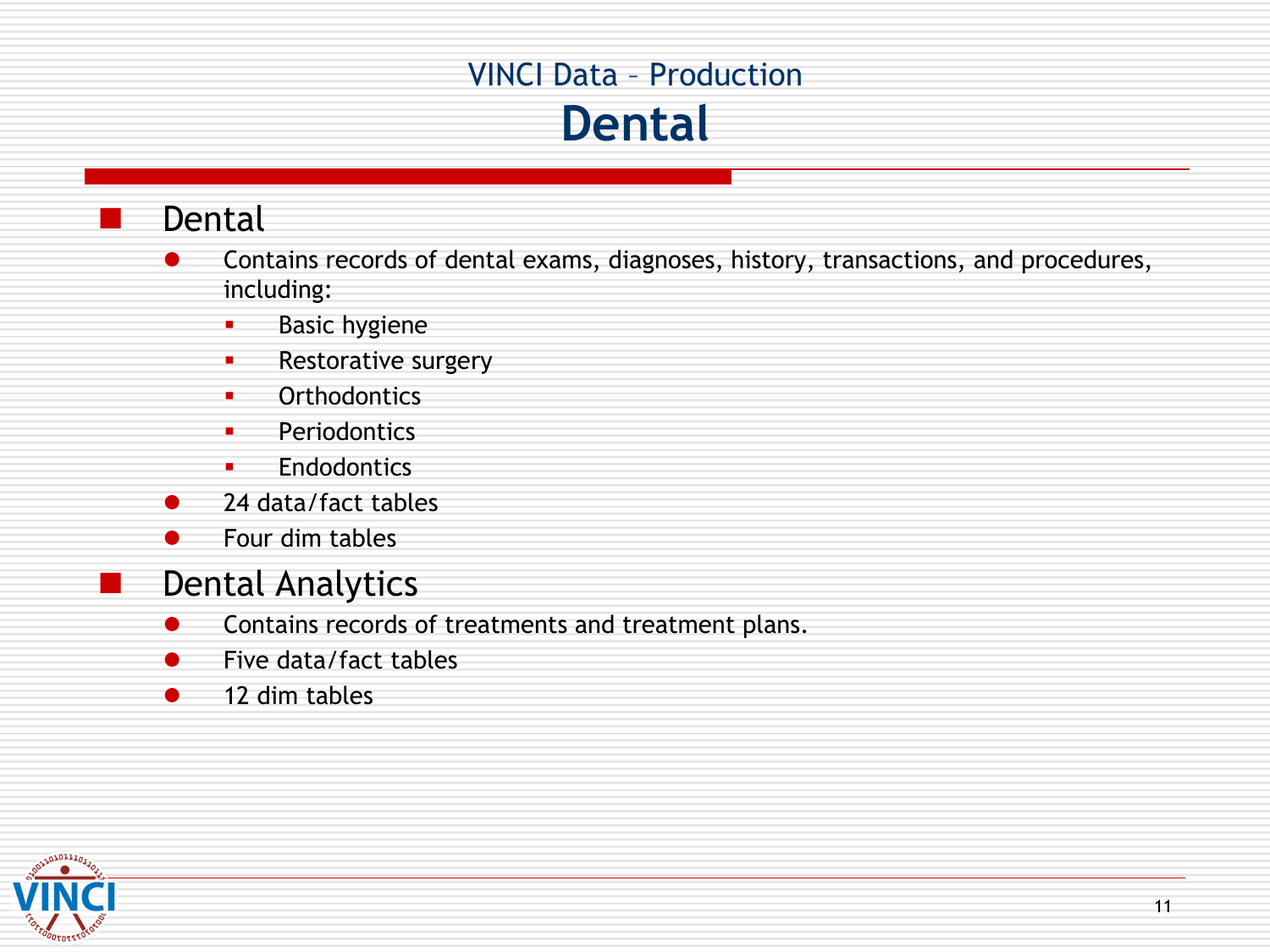# VINCI Data – Production

## Dental

- Dental
  - Contains records of dental exams, diagnoses, history, transactions, and procedures, including:
    - Basic hygiene
    - Restorative surgery
    - Orthodontics
    - Periodontics
    - Endodontics
  - 24 data/fact tables
  - Four dim tables
- Dental Analytics
  - Contains records of treatments and treatment plans.
  - Five data/fact tables
  - 12 dim tables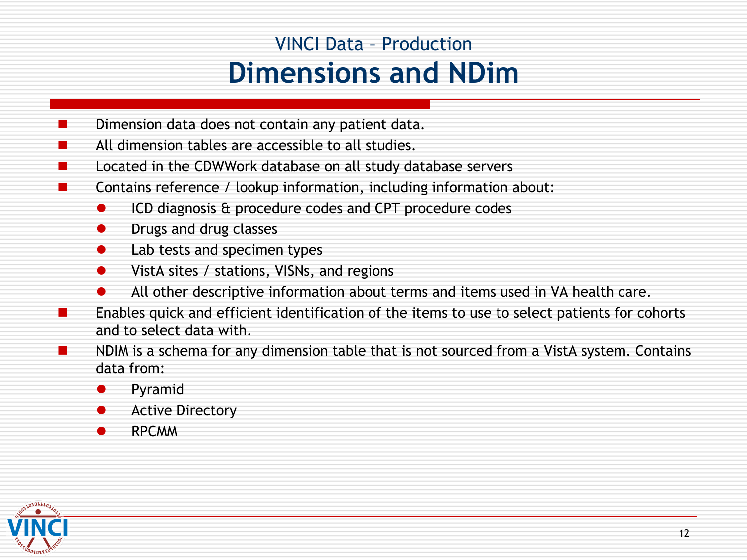## VINCI Data – Production

# Dimensions and NDim

- Dimension data does not contain any patient data.
- All dimension tables are accessible to all studies.
- Located in the CDWWork database on all study database servers
- Contains reference / lookup information, including information about:
  - ICD diagnosis & procedure codes and CPT procedure codes
  - Drugs and drug classes
  - Lab tests and specimen types
  - VistA sites / stations, VISNs, and regions
  - All other descriptive information about terms and items used in VA health care.
- Enables quick and efficient identification of the items to use to select patients for cohorts and to select data with.
- NDIM is a schema for any dimension table that is not sourced from a VistA system. Contains data from:
  - Pyramid
  - Active Directory
  - RPCMM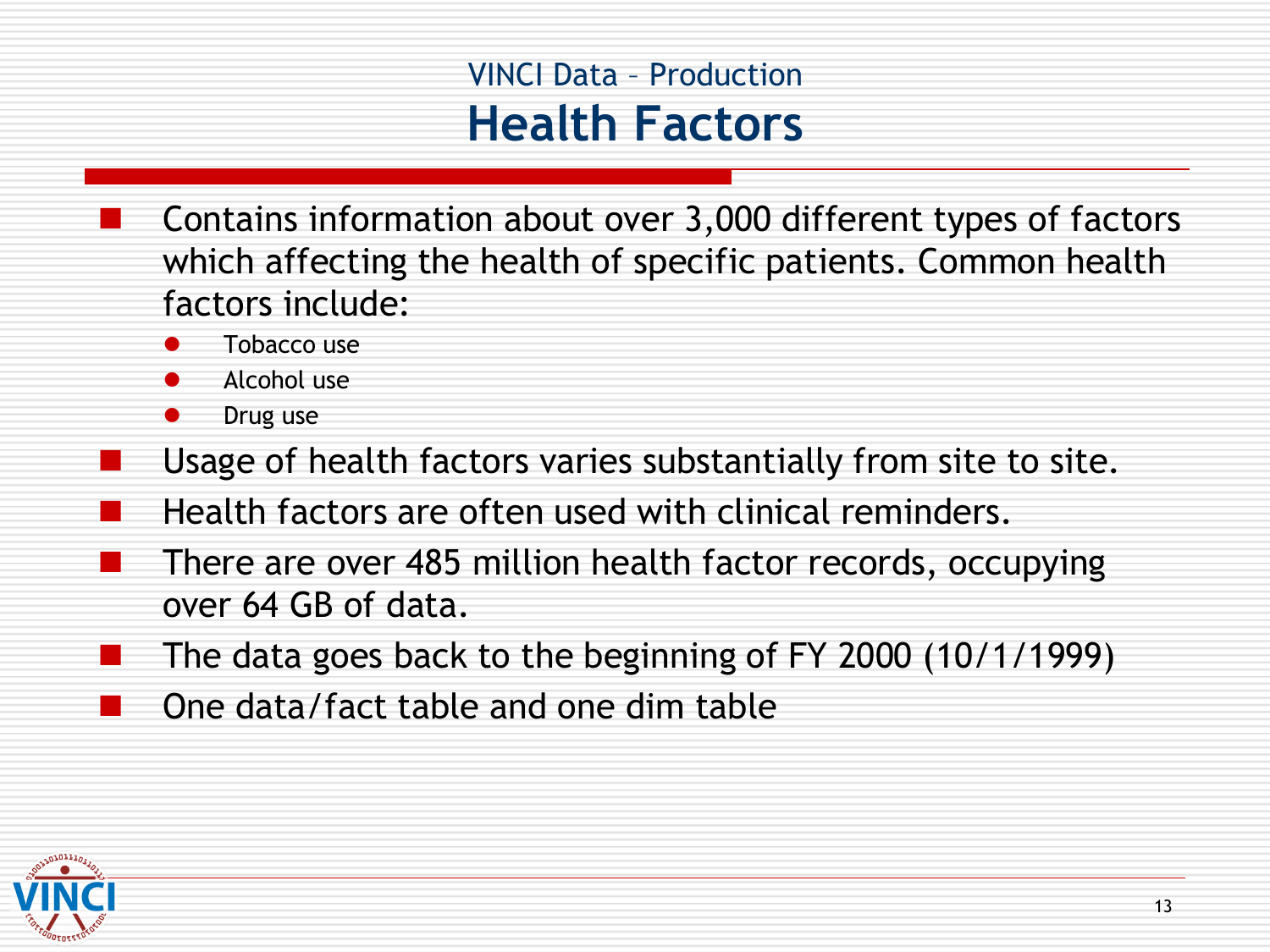VINCI Data – Production

# Health Factors

- Contains information about over 3,000 different types of factors which affecting the health of specific patients. Common health factors include:
  - Tobacco use
  - Alcohol use
  - Drug use
- Usage of health factors varies substantially from site to site.
- Health factors are often used with clinical reminders.
- There are over 485 million health factor records, occupying over 64 GB of data.
- The data goes back to the beginning of FY 2000 (10/1/1999)
- One data/fact table and one dim table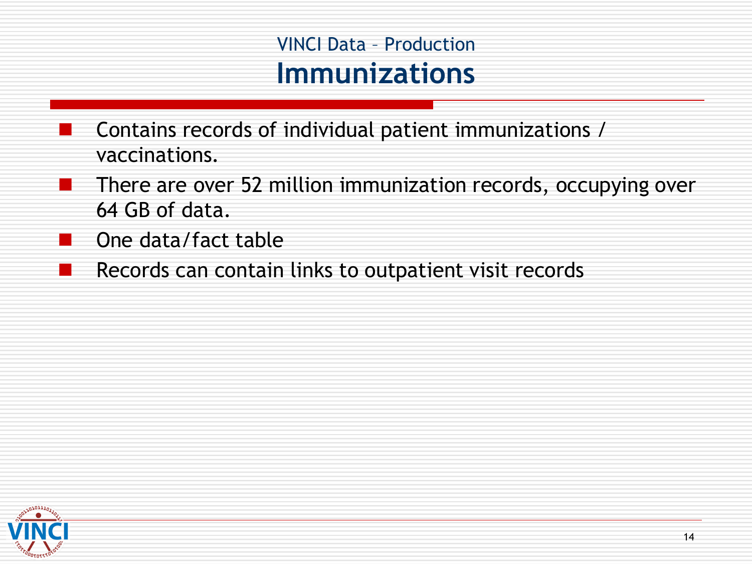VINCI Data – Production

# Immunizations

- Contains records of individual patient immunizations / vaccinations.
- There are over 52 million immunization records, occupying over 64 GB of data.
- One data/fact table
- Records can contain links to outpatient visit records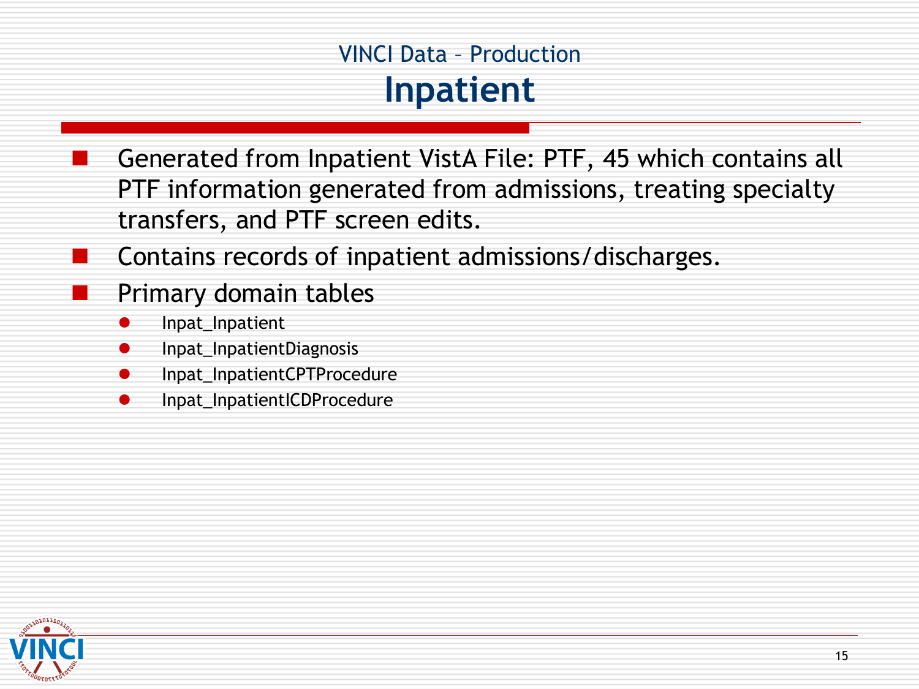## VINCI Data – Production

# Inpatient

- Generated from Inpatient VistA File: PTF, 45 which contains all PTF information generated from admissions, treating specialty transfers, and PTF screen edits.
- Contains records of inpatient admissions/discharges.
- Primary domain tables
  - Inpat_Inpatient
  - Inpat_InpatientDiagnosis
  - Inpat_InpatientCPTProcedure
  - Inpat_InpatientICDProcedure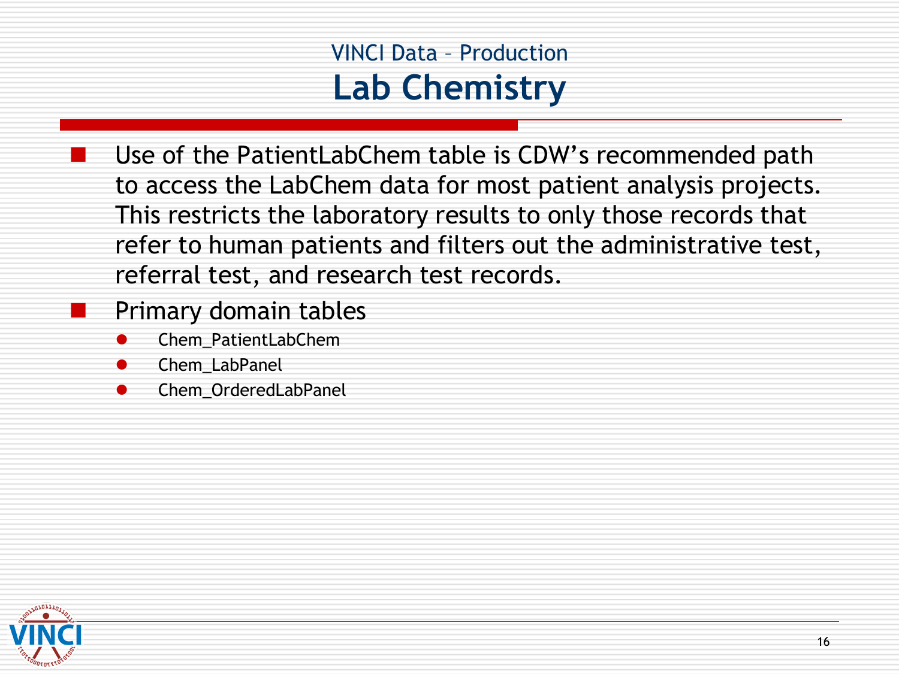## VINCI Data – Production

# Lab Chemistry

- Use of the PatientLabChem table is CDW's recommended path to access the LabChem data for most patient analysis projects. This restricts the laboratory results to only those records that refer to human patients and filters out the administrative test, referral test, and research test records.
- Primary domain tables
  - Chem_PatientLabChem
  - Chem_LabPanel
  - Chem_OrderedLabPanel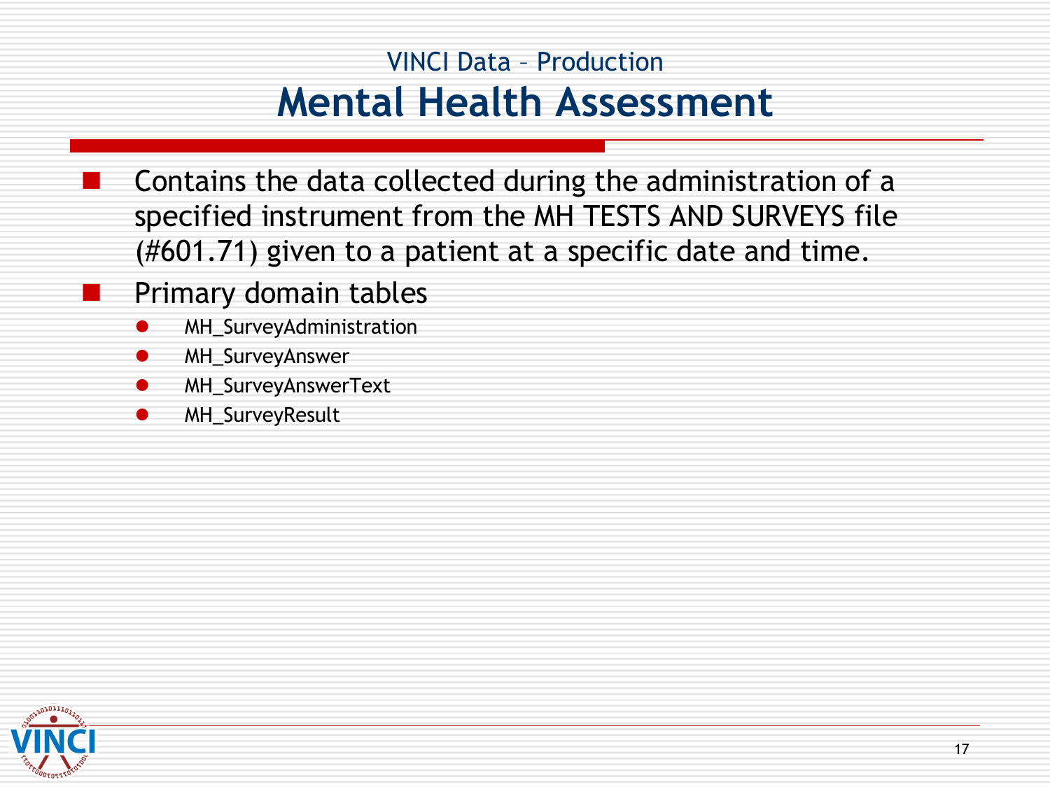VINCI Data – Production

# Mental Health Assessment

- Contains the data collected during the administration of a specified instrument from the MH TESTS AND SURVEYS file (#601.71) given to a patient at a specific date and time.
- Primary domain tables
  - MH_SurveyAdministration
  - MH_SurveyAnswer
  - MH_SurveyAnswerText
  - MH_SurveyResult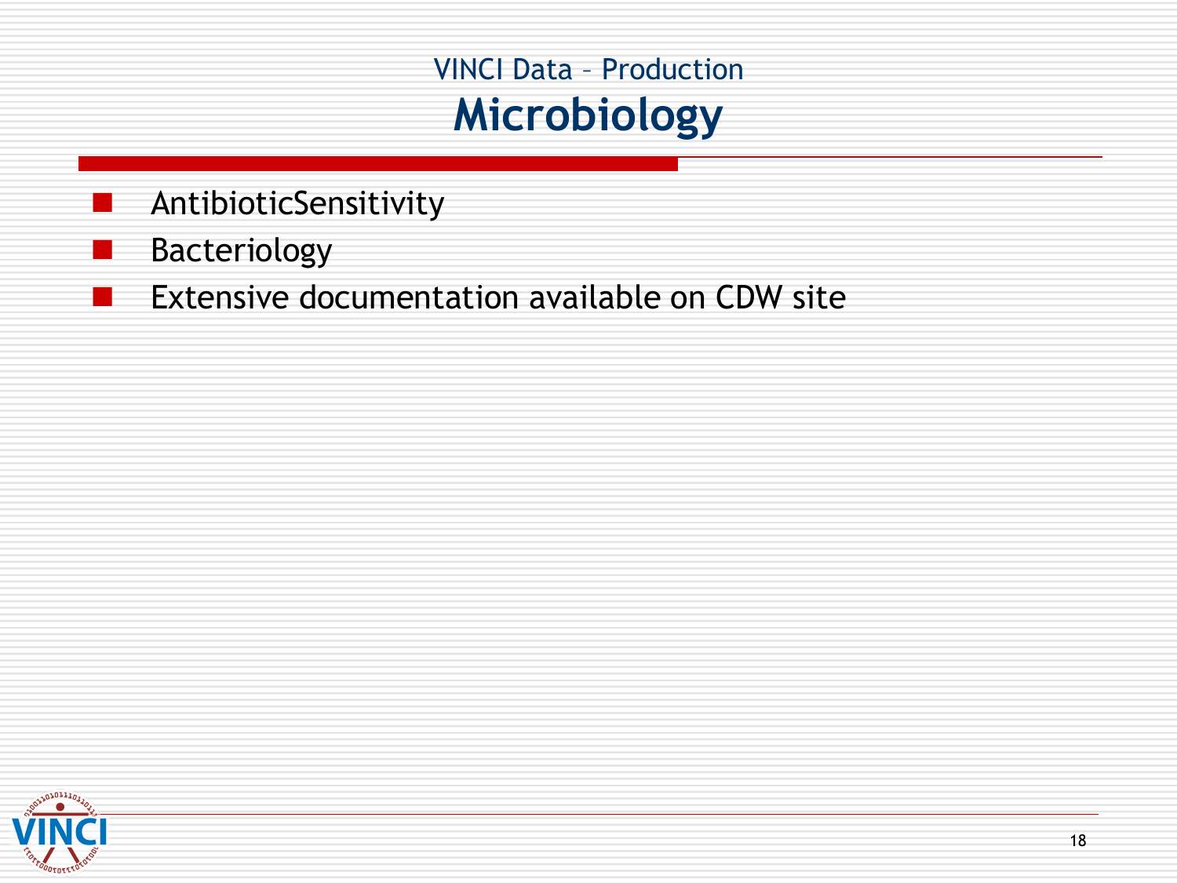VINCI Data – Production

# Microbiology

- AntibioticSensitivity
- Bacteriology
- Extensive documentation available on CDW site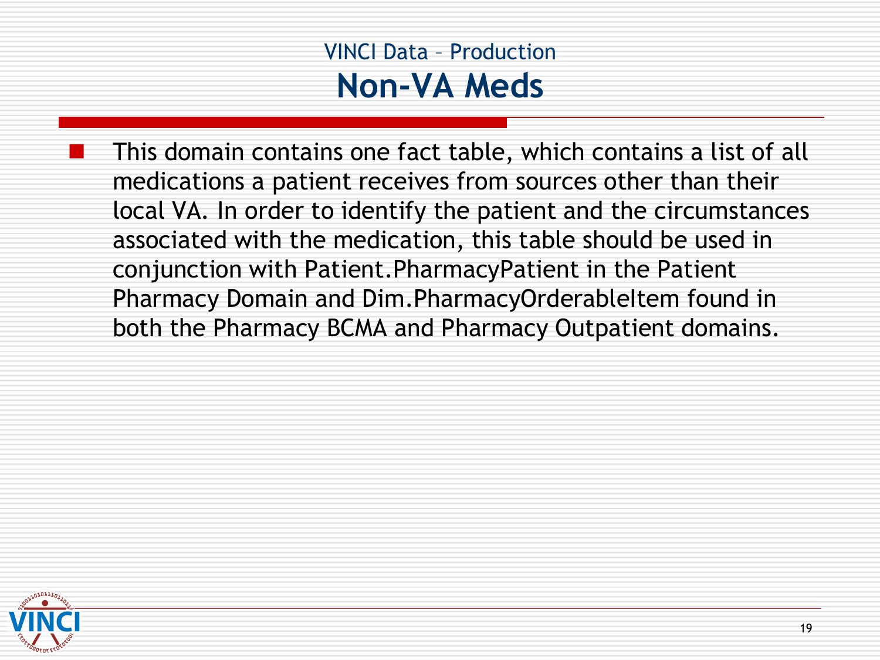## VINCI Data – Production

# Non-VA Meds

- This domain contains one fact table, which contains a list of all medications a patient receives from sources other than their local VA. In order to identify the patient and the circumstances associated with the medication, this table should be used in conjunction with Patient.PharmacyPatient in the Patient Pharmacy Domain and Dim.PharmacyOrderableItem found in both the Pharmacy BCMA and Pharmacy Outpatient domains.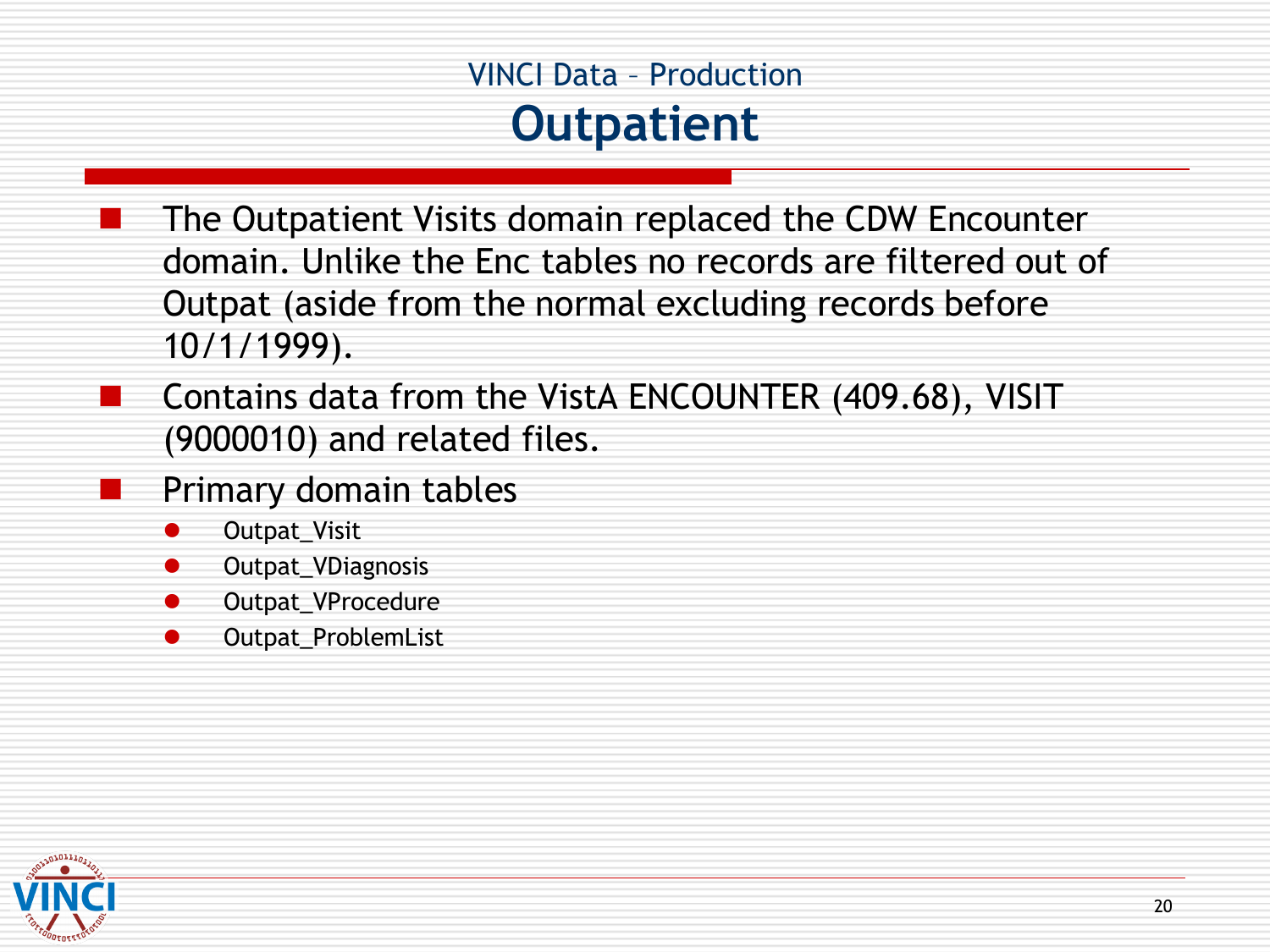VINCI Data – Production

# Outpatient

- The Outpatient Visits domain replaced the CDW Encounter domain. Unlike the Enc tables no records are filtered out of Outpat (aside from the normal excluding records before 10/1/1999).
- Contains data from the VistA ENCOUNTER (409.68), VISIT (9000010) and related files.
- Primary domain tables
  - Outpat_Visit
  - Outpat_VDiagnosis
  - Outpat_VProcedure
  - Outpat_ProblemList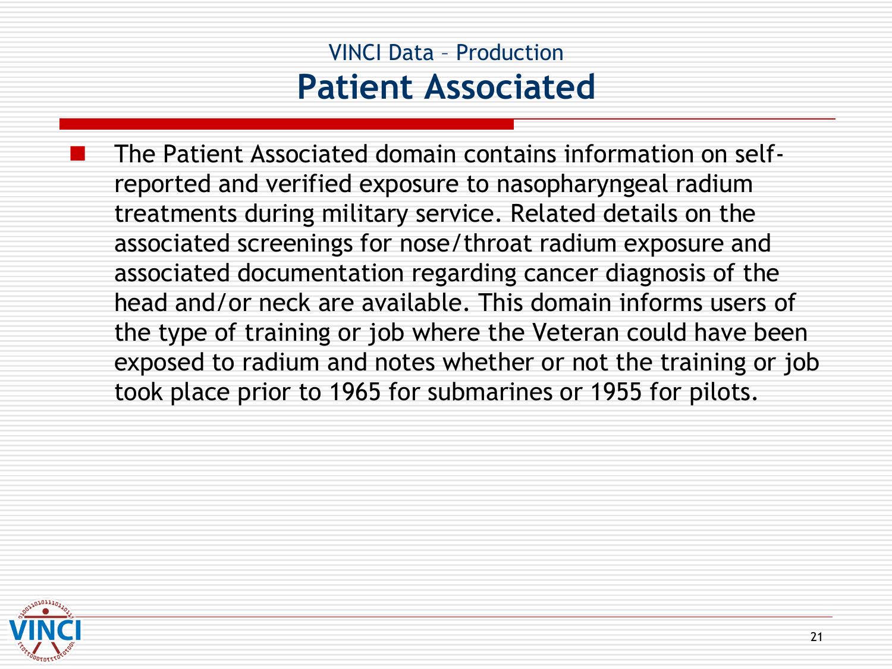## VINCI Data – Production

# Patient Associated

- The Patient Associated domain contains information on self-reported and verified exposure to nasopharyngeal radium treatments during military service. Related details on the associated screenings for nose/throat radium exposure and associated documentation regarding cancer diagnosis of the head and/or neck are available. This domain informs users of the type of training or job where the Veteran could have been exposed to radium and notes whether or not the training or job took place prior to 1965 for submarines or 1955 for pilots.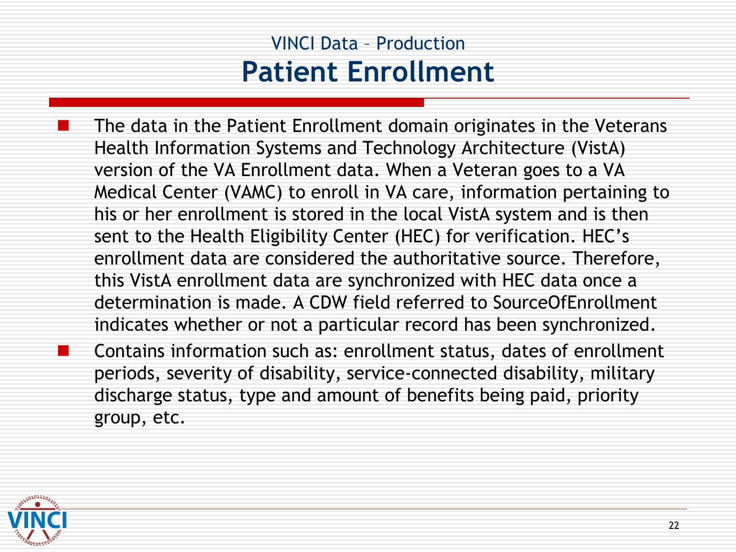## VINCI Data – Production

# Patient Enrollment

- The data in the Patient Enrollment domain originates in the Veterans Health Information Systems and Technology Architecture (VistA) version of the VA Enrollment data. When a Veteran goes to a VA Medical Center (VAMC) to enroll in VA care, information pertaining to his or her enrollment is stored in the local VistA system and is then sent to the Health Eligibility Center (HEC) for verification. HEC's enrollment data are considered the authoritative source. Therefore, this VistA enrollment data are synchronized with HEC data once a determination is made. A CDW field referred to SourceOfEnrollment indicates whether or not a particular record has been synchronized.
- Contains information such as: enrollment status, dates of enrollment periods, severity of disability, service-connected disability, military discharge status, type and amount of benefits being paid, priority group, etc.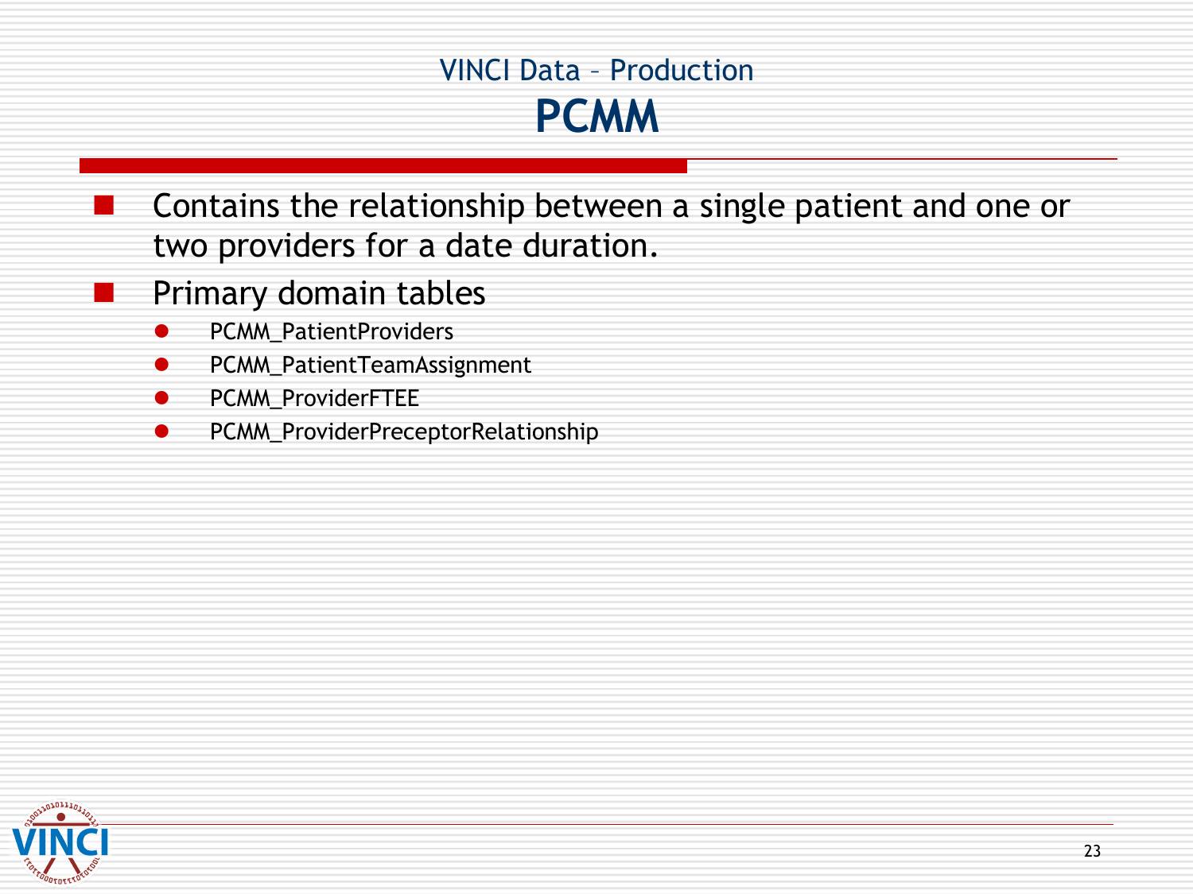## VINCI Data – Production

# PCMM

- Contains the relationship between a single patient and one or two providers for a date duration.
- Primary domain tables
  - PCMM_PatientProviders
  - PCMM_PatientTeamAssignment
  - PCMM_ProviderFTEE
  - PCMM_ProviderPreceptorRelationship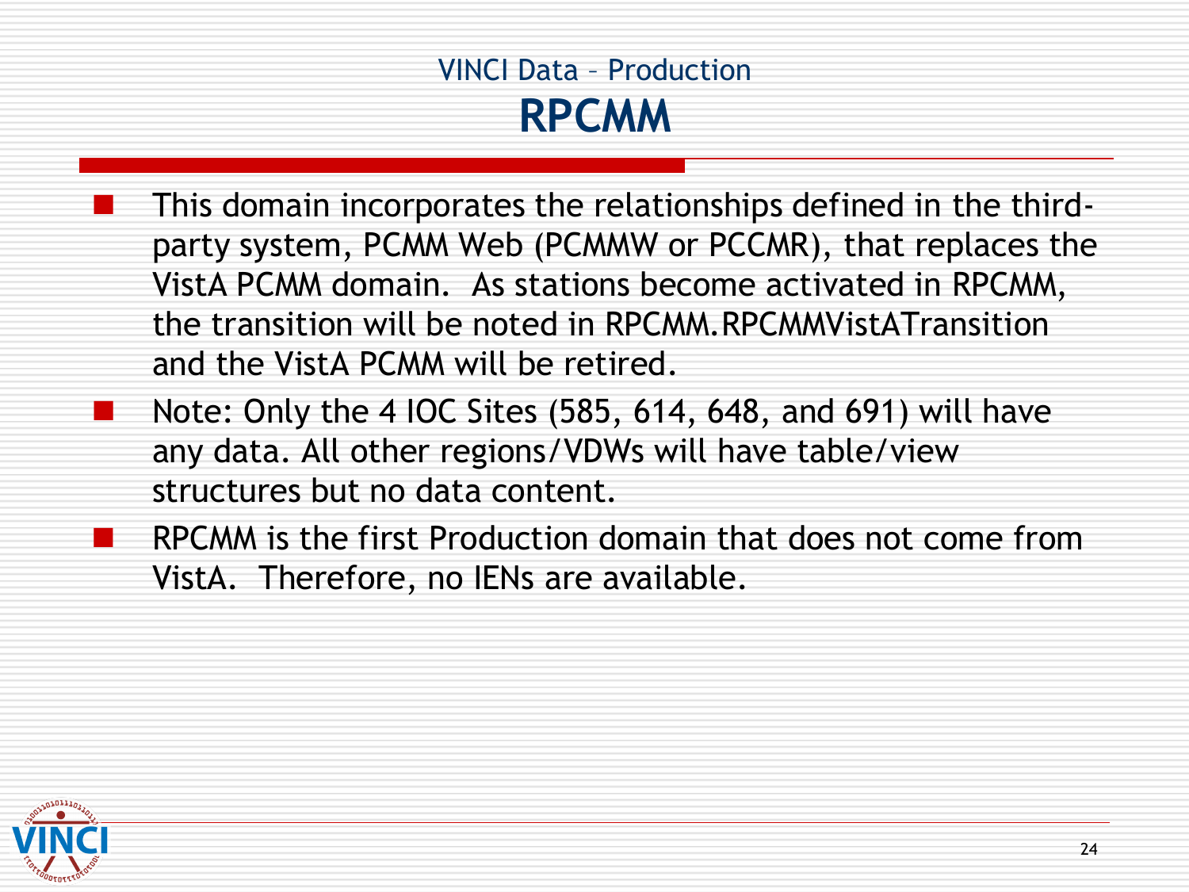## VINCI Data – Production

# RPCMM

- This domain incorporates the relationships defined in the third-party system, PCMM Web (PCMMW or PCCMR), that replaces the VistA PCMM domain.  As stations become activated in RPCMM, the transition will be noted in RPCMM.RPCMMVistATransition and the VistA PCMM will be retired.
- Note: Only the 4 IOC Sites (585, 614, 648, and 691) will have any data. All other regions/VDWs will have table/view structures but no data content.
- RPCMM is the first Production domain that does not come from VistA.  Therefore, no IENs are available.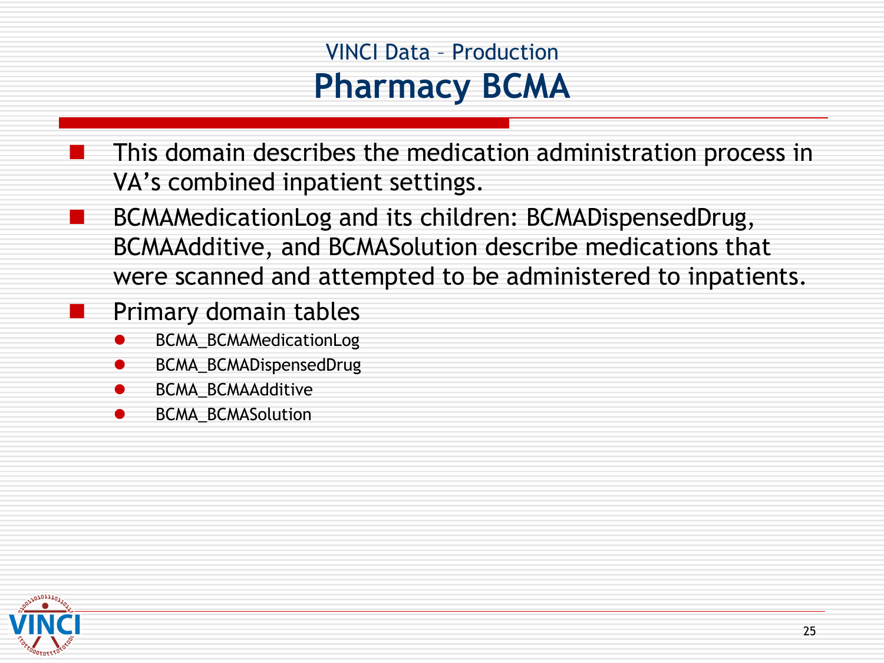VINCI Data – Production

# Pharmacy BCMA

- This domain describes the medication administration process in VA's combined inpatient settings.
- BCMAMedicationLog and its children: BCMADispensedDrug, BCMAAdditive, and BCMASolution describe medications that were scanned and attempted to be administered to inpatients.
- Primary domain tables
  - BCMA_BCMAMedicationLog
  - BCMA_BCMADispensedDrug
  - BCMA_BCMAAdditive
  - BCMA_BCMASolution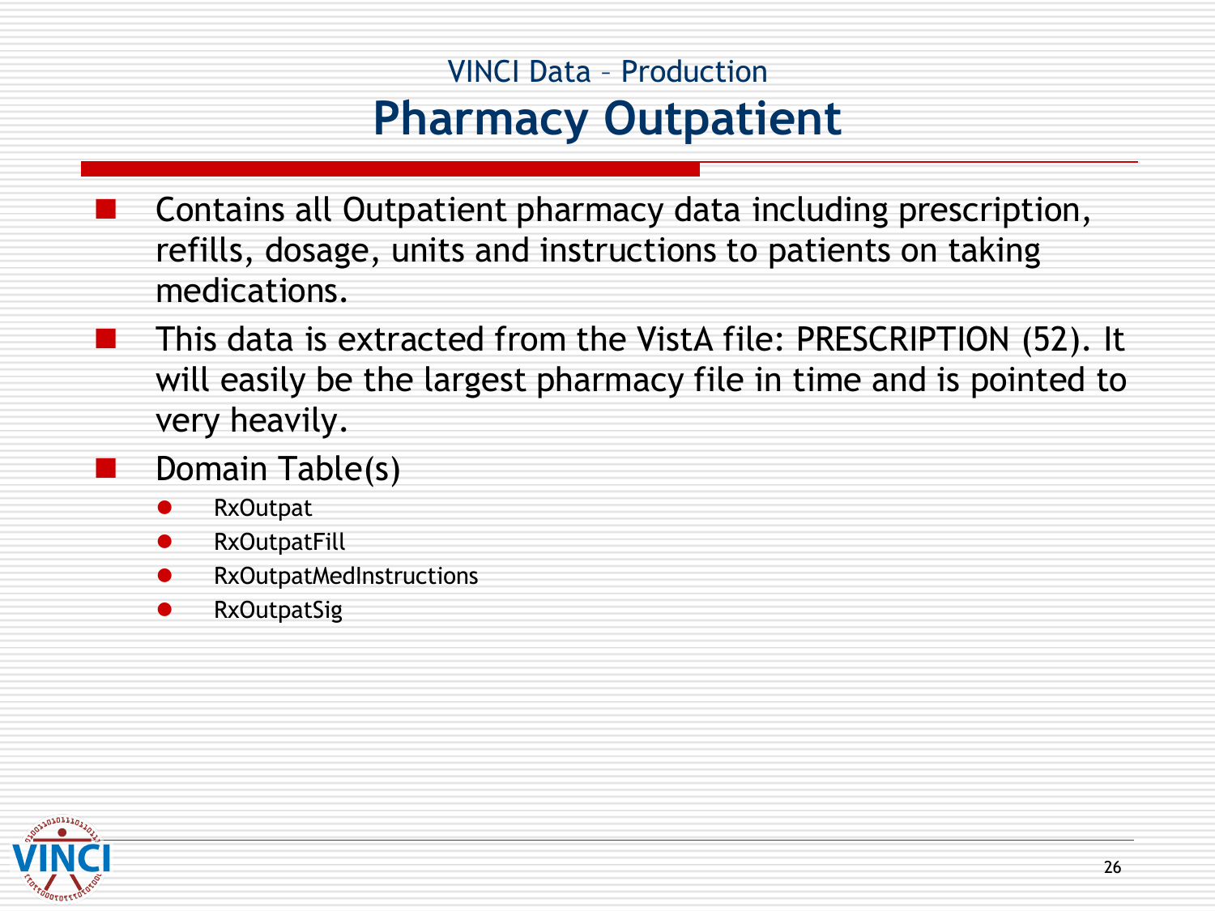## VINCI Data – Production

# Pharmacy Outpatient

- Contains all Outpatient pharmacy data including prescription, refills, dosage, units and instructions to patients on taking medications.
- This data is extracted from the VistA file: PRESCRIPTION (52). It will easily be the largest pharmacy file in time and is pointed to very heavily.
- Domain Table(s)
  - RxOutpat
  - RxOutpatFill
  - RxOutpatMedInstructions
  - RxOutpatSig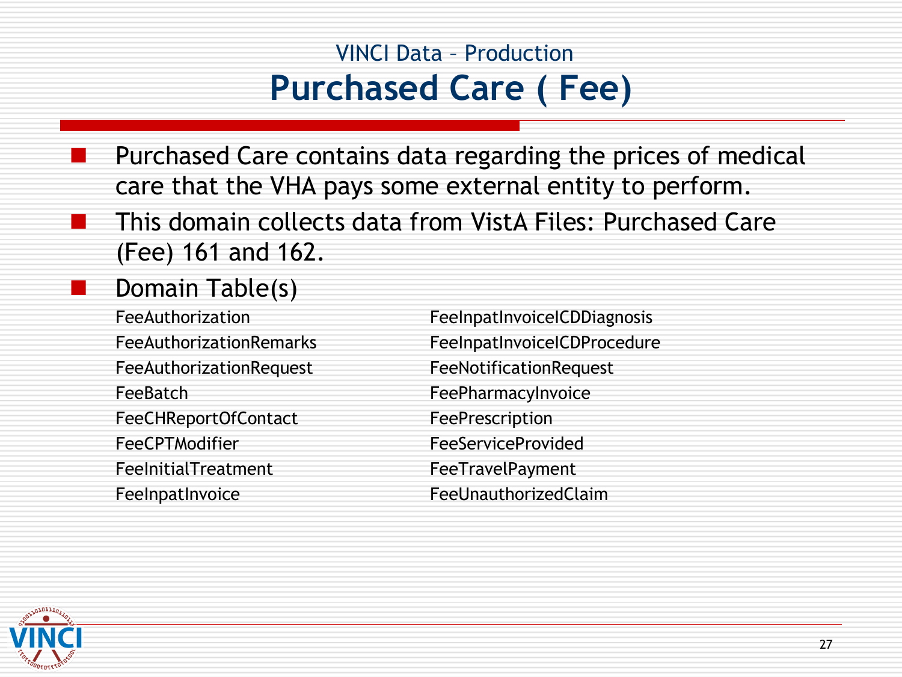## VINCI Data – Production

# Purchased Care ( Fee)

- Purchased Care contains data regarding the prices of medical care that the VHA pays some external entity to perform.
- This domain collects data from VistA Files: Purchased Care (Fee) 161 and 162.
- Domain Table(s)

FeeAuthorization
FeeAuthorizationRemarks
FeeAuthorizationRequest
FeeBatch
FeeCHReportOfContact
FeeCPTModifier
FeeInitialTreatment
FeeInpatInvoice
FeeInpatInvoiceICDDiagnosis
FeeInpatInvoiceICDProcedure
FeeNotificationRequest
FeePharmacyInvoice
FeePrescription
FeeServiceProvided
FeeTravelPayment
FeeUnauthorizedClaim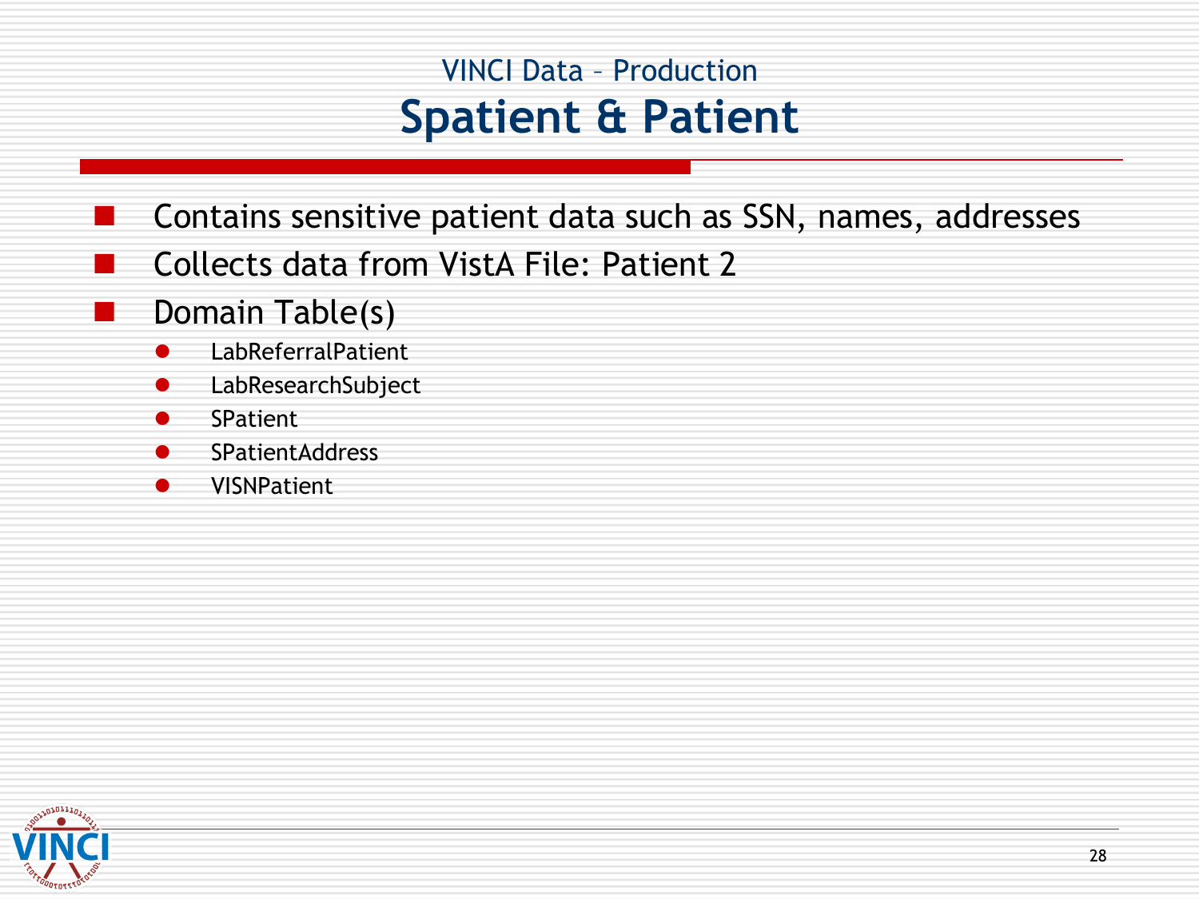VINCI Data – Production

# Spatient & Patient

- Contains sensitive patient data such as SSN, names, addresses
- Collects data from VistA File: Patient 2
- Domain Table(s)
  - LabReferralPatient
  - LabResearchSubject
  - SPatient
  - SPatientAddress
  - VISNPatient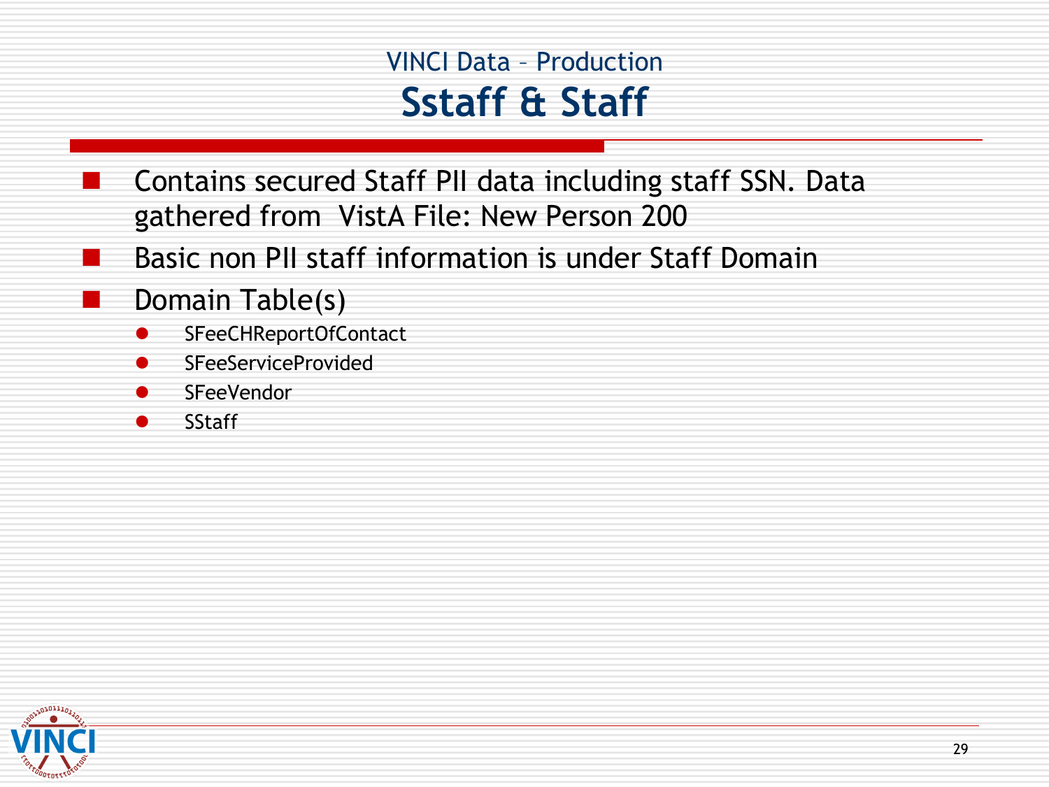VINCI Data – Production

# Sstaff & Staff

- Contains secured Staff PII data including staff SSN. Data gathered from VistA File: New Person 200
- Basic non PII staff information is under Staff Domain
- Domain Table(s)
  - SFeeCHReportOfContact
  - SFeeServiceProvided
  - SFeeVendor
  - SStaff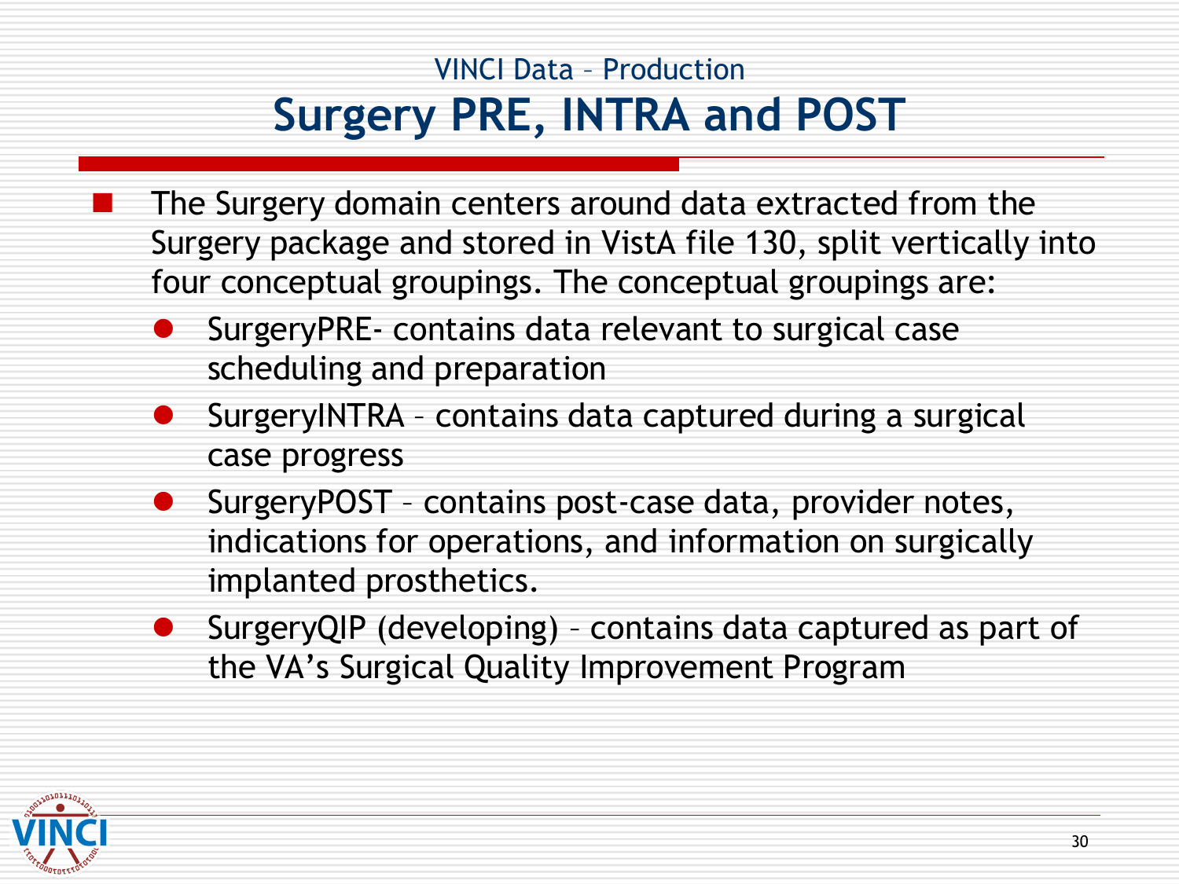VINCI Data – Production

# Surgery PRE, INTRA and POST

- The Surgery domain centers around data extracted from the Surgery package and stored in VistA file 130, split vertically into four conceptual groupings. The conceptual groupings are:
  - SurgeryPRE- contains data relevant to surgical case scheduling and preparation
  - SurgeryINTRA – contains data captured during a surgical case progress
  - SurgeryPOST – contains post-case data, provider notes, indications for operations, and information on surgically implanted prosthetics.
  - SurgeryQIP (developing) – contains data captured as part of the VA's Surgical Quality Improvement Program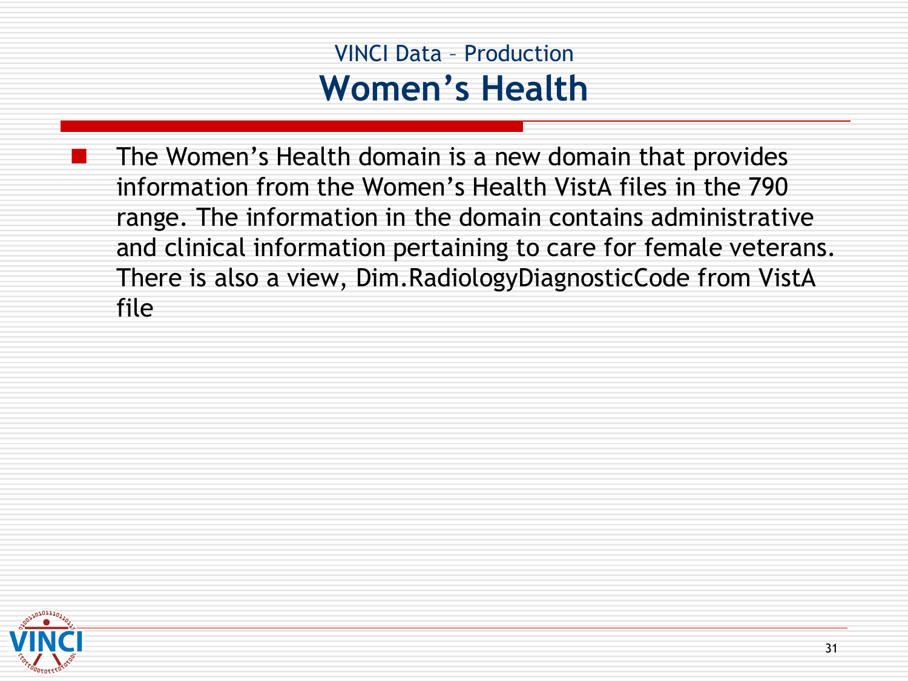## VINCI Data – Production

# Women's Health

- The Women's Health domain is a new domain that provides information from the Women's Health VistA files in the 790 range. The information in the domain contains administrative and clinical information pertaining to care for female veterans. There is also a view, Dim.RadiologyDiagnosticCode from VistA file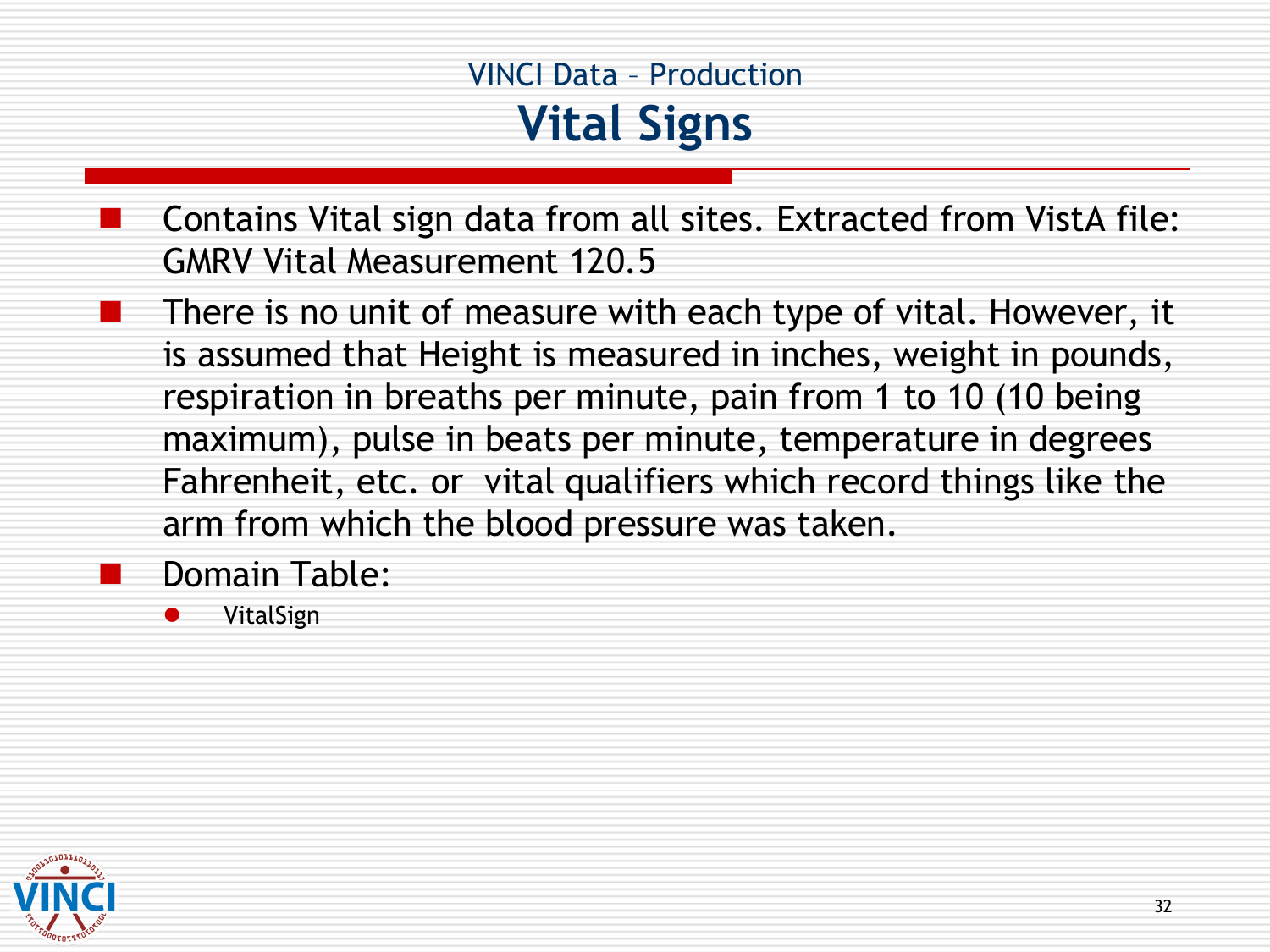VINCI Data – Production

# Vital Signs

- Contains Vital sign data from all sites. Extracted from VistA file: GMRV Vital Measurement 120.5
- There is no unit of measure with each type of vital. However, it is assumed that Height is measured in inches, weight in pounds, respiration in breaths per minute, pain from 1 to 10 (10 being maximum), pulse in beats per minute, temperature in degrees Fahrenheit, etc. or vital qualifiers which record things like the arm from which the blood pressure was taken.
- Domain Table:
  - VitalSign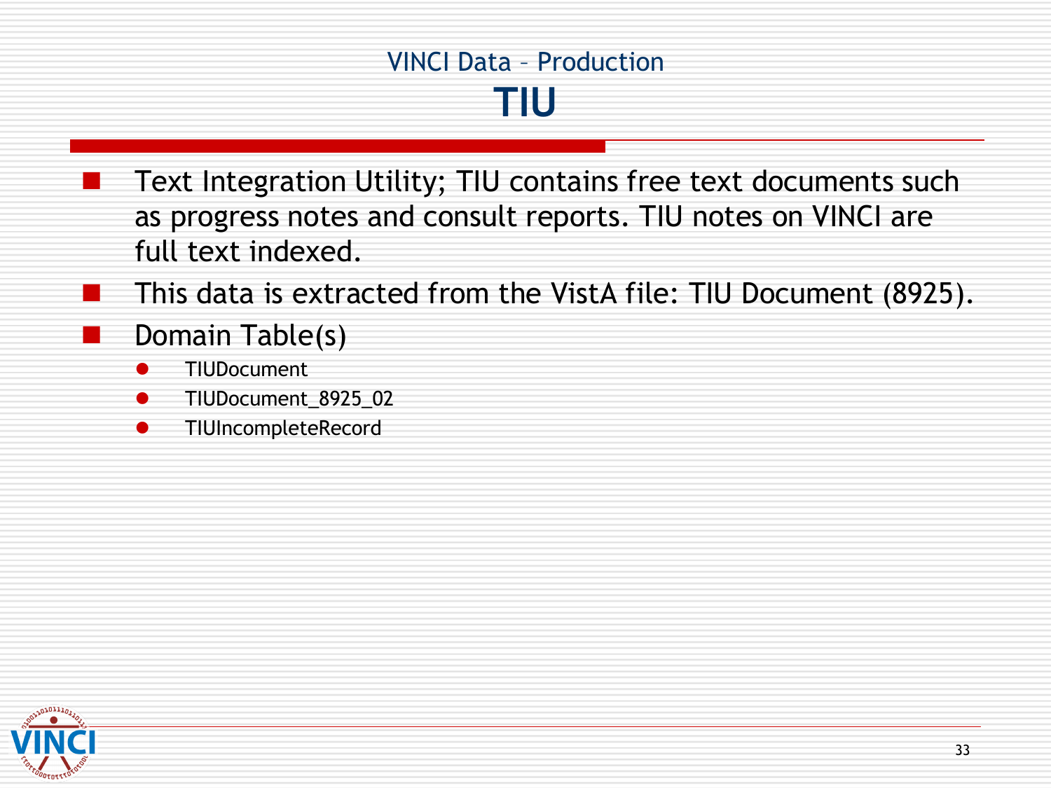## VINCI Data – Production

# TIU

- Text Integration Utility; TIU contains free text documents such as progress notes and consult reports. TIU notes on VINCI are full text indexed.
- This data is extracted from the VistA file: TIU Document (8925).
- Domain Table(s)
  - TIUDocument
  - TIUDocument_8925_02
  - TIUIncompleteRecord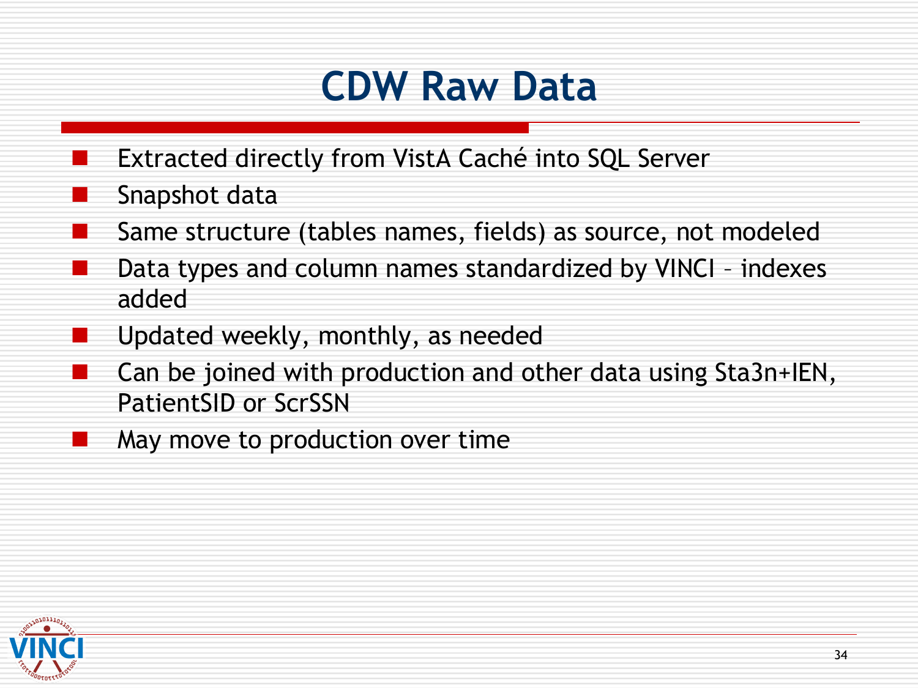# CDW Raw Data

- Extracted directly from VistA Caché into SQL Server
- Snapshot data
- Same structure (tables names, fields) as source, not modeled
- Data types and column names standardized by VINCI – indexes added
- Updated weekly, monthly, as needed
- Can be joined with production and other data using Sta3n+IEN, PatientSID or ScrSSN
- May move to production over time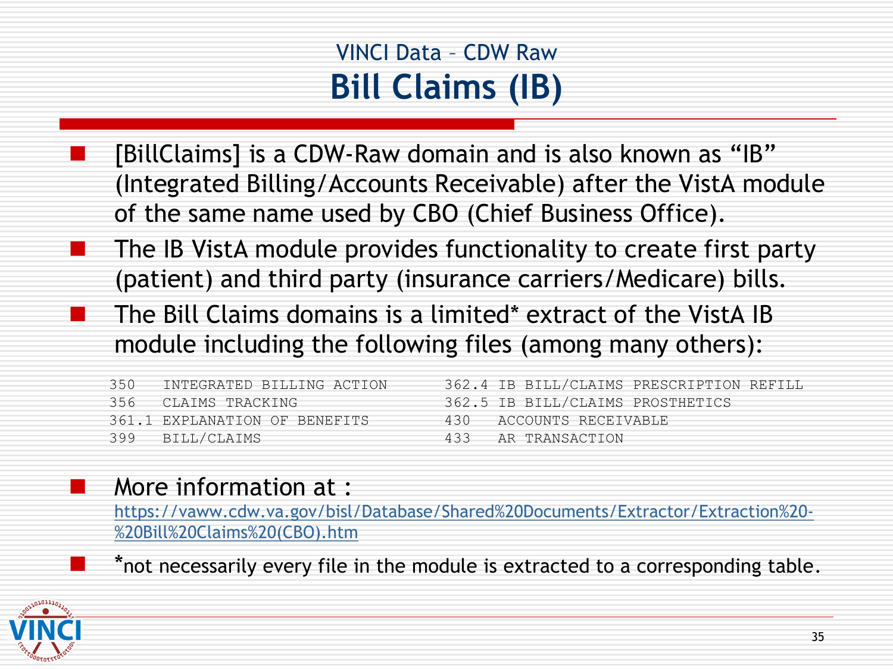## VINCI Data – CDW Raw

# Bill Claims (IB)

- [BillClaims] is a CDW-Raw domain and is also known as “IB” (Integrated Billing/Accounts Receivable) after the VistA module of the same name used by CBO (Chief Business Office).
- The IB VistA module provides functionality to create first party (patient) and third party (insurance carriers/Medicare) bills.
- The Bill Claims domains is a limited* extract of the VistA IB module including the following files (among many others):

```
350   INTEGRATED BILLING ACTION      362.4 IB BILL/CLAIMS PRESCRIPTION REFILL
356   CLAIMS TRACKING                362.5 IB BILL/CLAIMS PROSTHETICS
361.1 EXPLANATION OF BENEFITS        430   ACCOUNTS RECEIVABLE
399   BILL/CLAIMS                    433   AR TRANSACTION
```

- More information at : https://vaww.cdw.va.gov/bisl/Database/Shared%20Documents/Extractor/Extraction%20-%20Bill%20Claims%20(CBO).htm
- *not necessarily every file in the module is extracted to a corresponding table.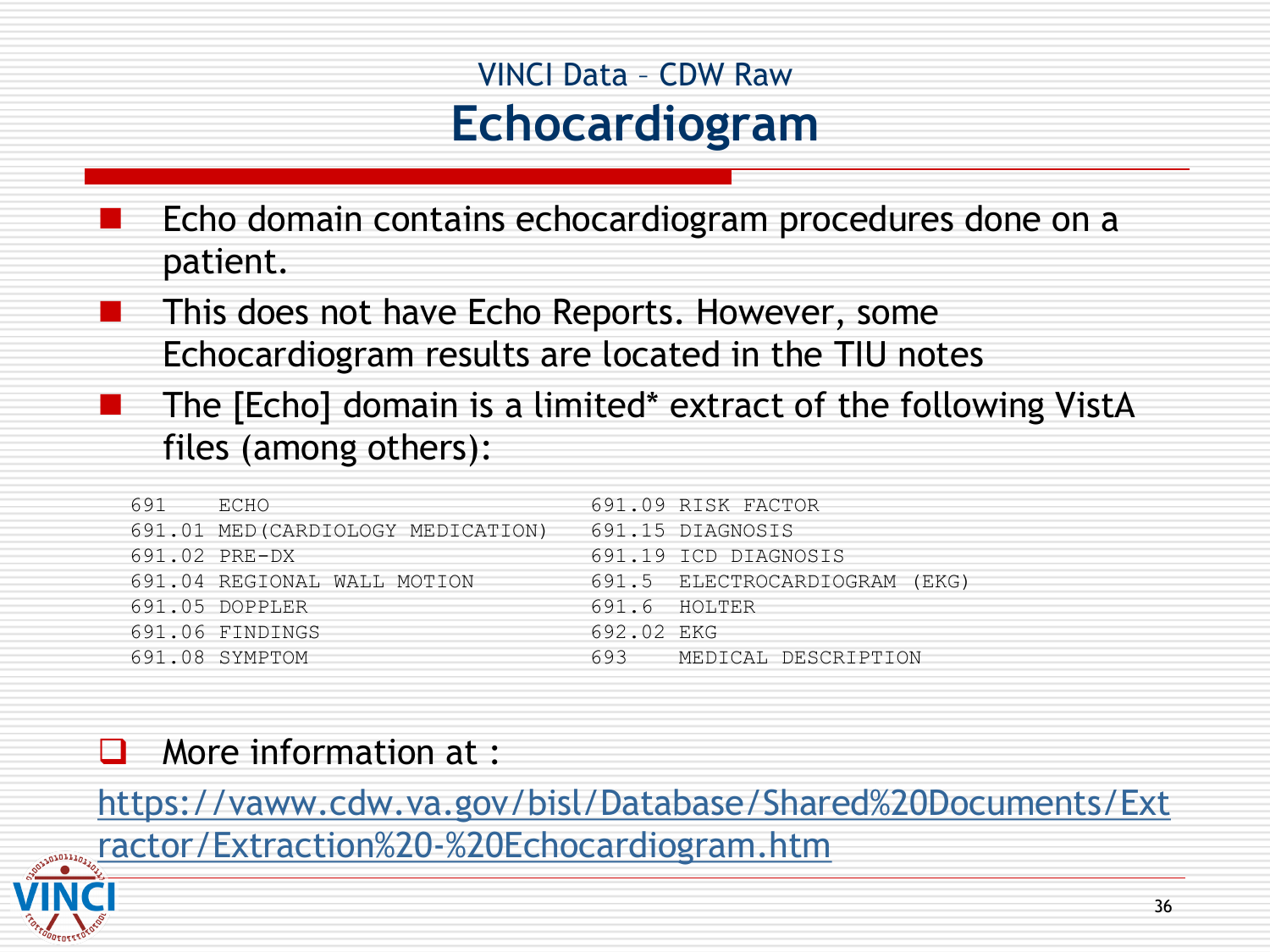## VINCI Data – CDW Raw

# Echocardiogram

- Echo domain contains echocardiogram procedures done on a patient.
- This does not have Echo Reports. However, some Echocardiogram results are located in the TIU notes
- The [Echo] domain is a limited* extract of the following VistA files (among others):

```
691    ECHO                           691.09 RISK FACTOR
691.01 MED(CARDIOLOGY MEDICATION)     691.15 DIAGNOSIS
691.02 PRE-DX                         691.19 ICD DIAGNOSIS
691.04 REGIONAL WALL MOTION           691.5  ELECTROCARDIOGRAM (EKG)
691.05 DOPPLER                        691.6  HOLTER
691.06 FINDINGS                       692.02 EKG
691.08 SYMPTOM                        693    MEDICAL DESCRIPTION
```

- More information at :

https://vaww.cdw.va.gov/bisl/Database/Shared%20Documents/Extractor/Extraction%20-%20Echocardiogram.htm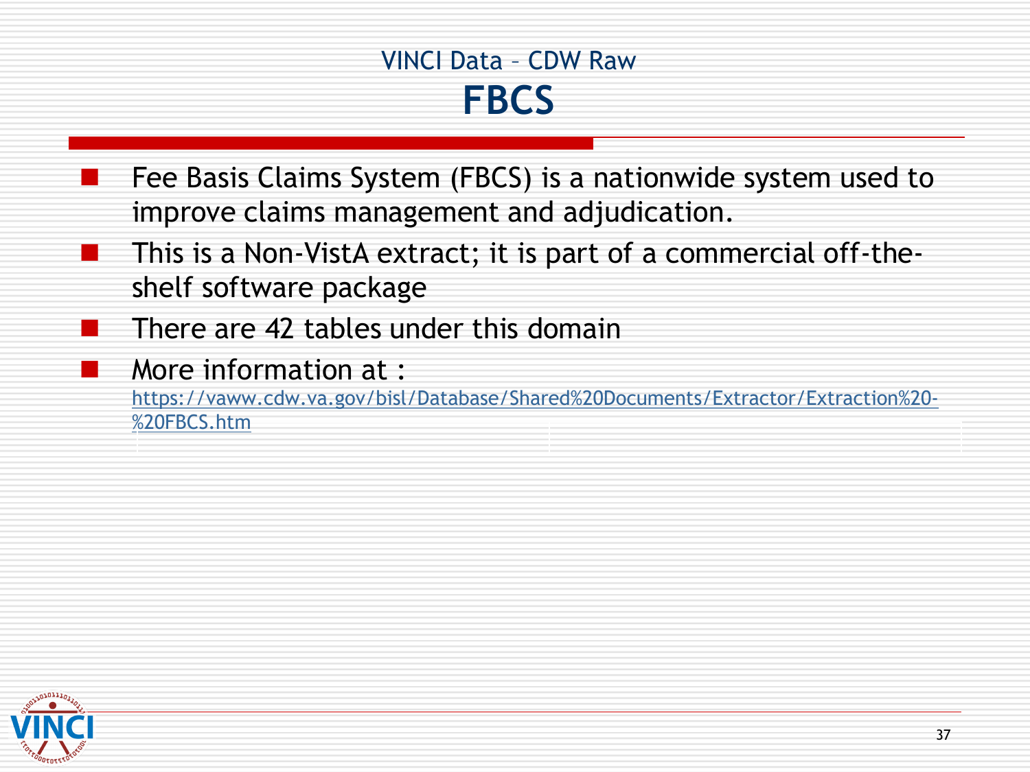## VINCI Data – CDW Raw

# FBCS

- Fee Basis Claims System (FBCS) is a nationwide system used to improve claims management and adjudication.
- This is a Non-VistA extract; it is part of a commercial off-the-shelf software package
- There are 42 tables under this domain
- More information at : https://vaww.cdw.va.gov/bisl/Database/Shared%20Documents/Extractor/Extraction%20-%20FBCS.htm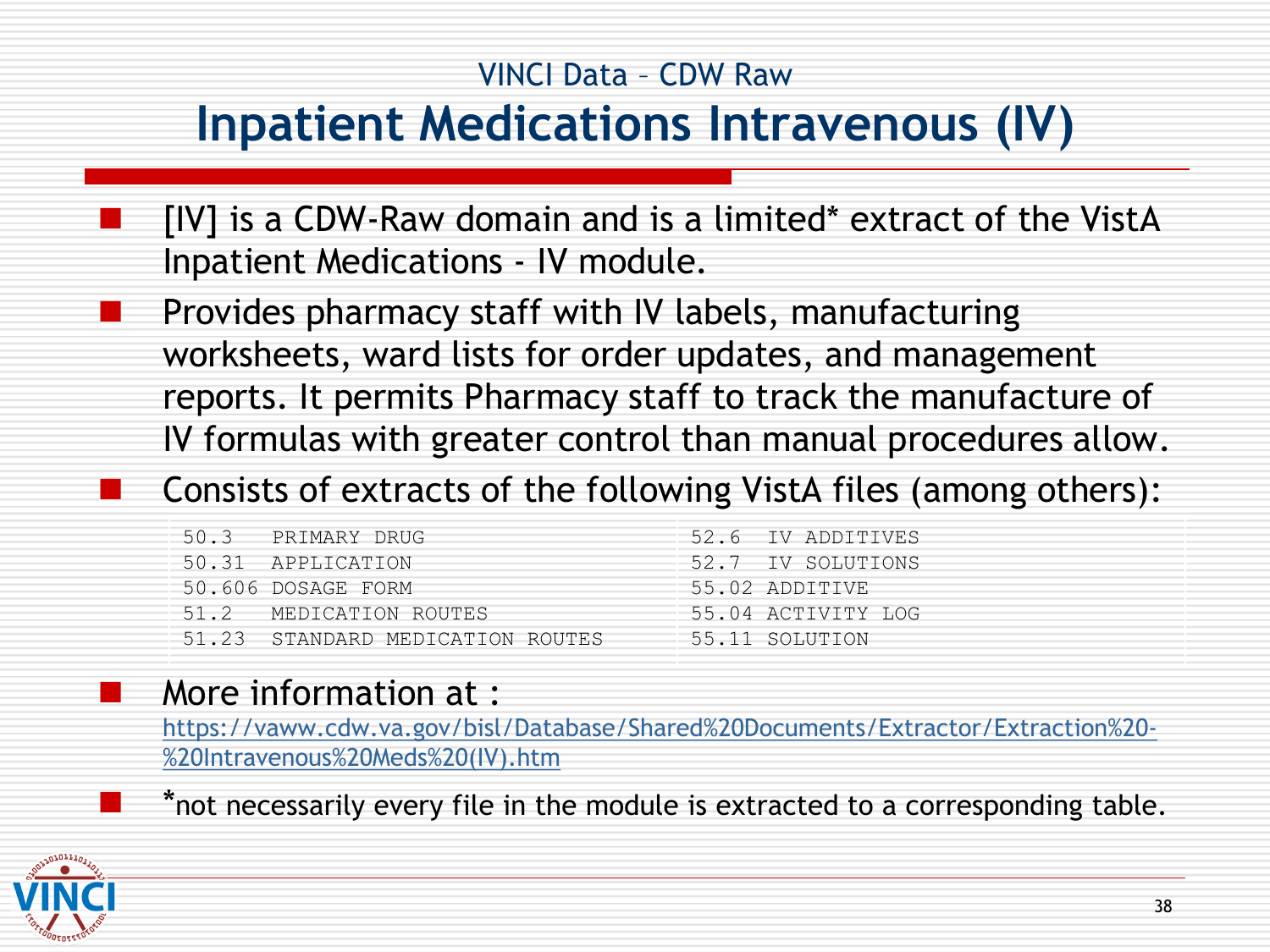VINCI Data – CDW Raw

# Inpatient Medications Intravenous (IV)

- [IV] is a CDW-Raw domain and is a limited* extract of the VistA Inpatient Medications - IV module.
- Provides pharmacy staff with IV labels, manufacturing worksheets, ward lists for order updates, and management reports. It permits Pharmacy staff to track the manufacture of IV formulas with greater control than manual procedures allow.
- Consists of extracts of the following VistA files (among others):

```
50.3   PRIMARY DRUG                      52.6  IV ADDITIVES
50.31  APPLICATION                       52.7  IV SOLUTIONS
50.606 DOSAGE FORM                       55.02 ADDITIVE
51.2   MEDICATION ROUTES                 55.04 ACTIVITY LOG
51.23  STANDARD MEDICATION ROUTES        55.11 SOLUTION
```

- More information at : https://vaww.cdw.va.gov/bisl/Database/Shared%20Documents/Extractor/Extraction%20-%20Intravenous%20Meds%20(IV).htm
- *not necessarily every file in the module is extracted to a corresponding table.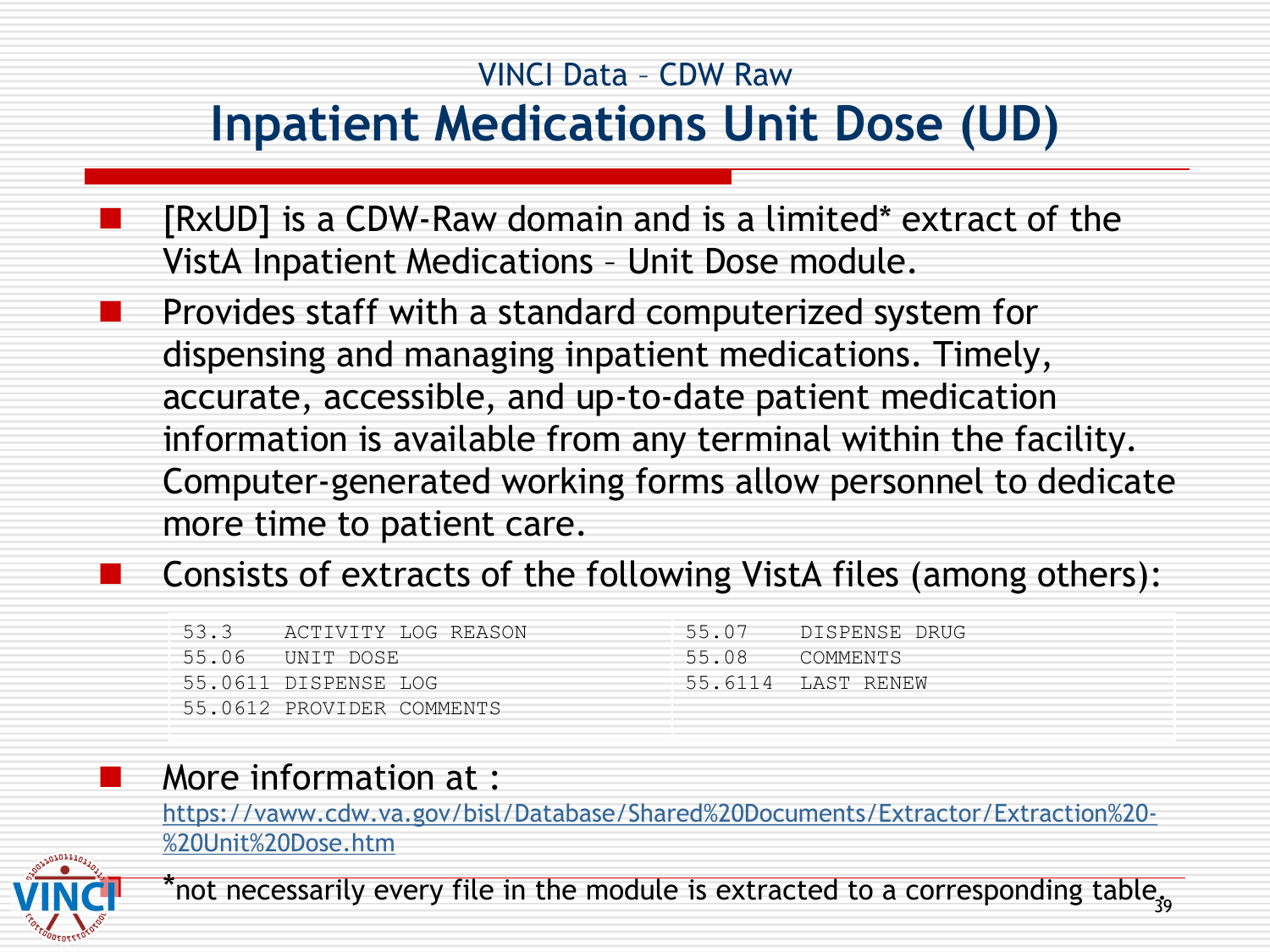VINCI Data – CDW Raw

# Inpatient Medications Unit Dose (UD)

- [RxUD] is a CDW-Raw domain and is a limited* extract of the VistA Inpatient Medications – Unit Dose module.
- Provides staff with a standard computerized system for dispensing and managing inpatient medications. Timely, accurate, accessible, and up-to-date patient medication information is available from any terminal within the facility. Computer-generated working forms allow personnel to dedicate more time to patient care.
- Consists of extracts of the following VistA files (among others):

| | | | |
|---|---|---|---|
| 53.3 | ACTIVITY LOG REASON | 55.07 | DISPENSE DRUG |
| 55.06 | UNIT DOSE | 55.08 | COMMENTS |
| 55.0611 | DISPENSE LOG | 55.6114 | LAST RENEW |
| 55.0612 | PROVIDER COMMENTS | | |

- More information at : https://vaww.cdw.va.gov/bisl/Database/Shared%20Documents/Extractor/Extraction%20-%20Unit%20Dose.htm

*not necessarily every file in the module is extracted to a corresponding table.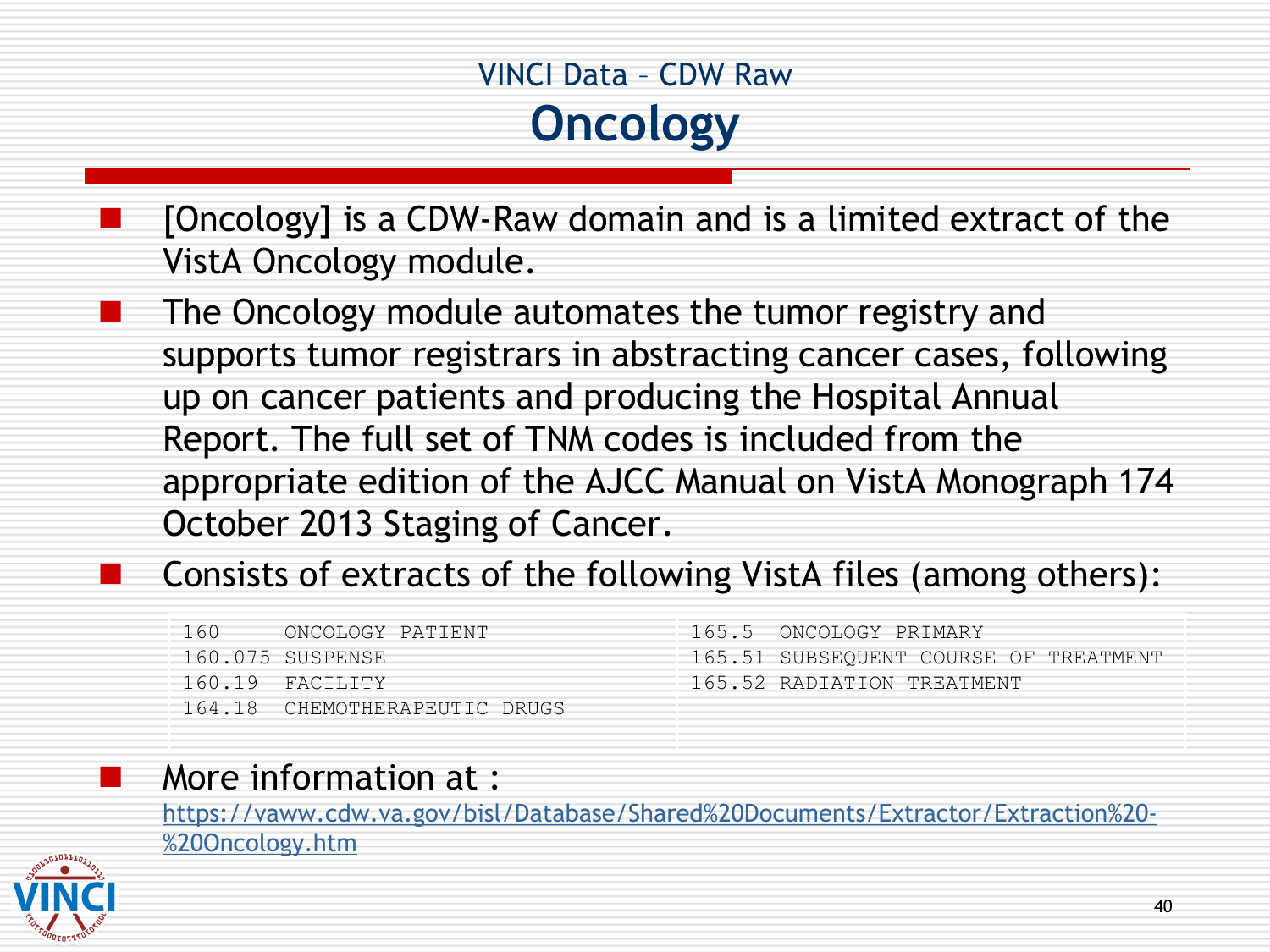VINCI Data – CDW Raw

# Oncology

- [Oncology] is a CDW-Raw domain and is a limited extract of the VistA Oncology module.
- The Oncology module automates the tumor registry and supports tumor registrars in abstracting cancer cases, following up on cancer patients and producing the Hospital Annual Report. The full set of TNM codes is included from the appropriate edition of the AJCC Manual on VistA Monograph 174 October 2013 Staging of Cancer.
- Consists of extracts of the following VistA files (among others):

```
160     ONCOLOGY PATIENT
160.075 SUSPENSE
160.19  FACILITY
164.18  CHEMOTHERAPEUTIC DRUGS
165.5   ONCOLOGY PRIMARY
165.51  SUBSEQUENT COURSE OF TREATMENT
165.52  RADIATION TREATMENT
```

- More information at :
  https://vaww.cdw.va.gov/bisl/Database/Shared%20Documents/Extractor/Extraction%20-%20Oncology.htm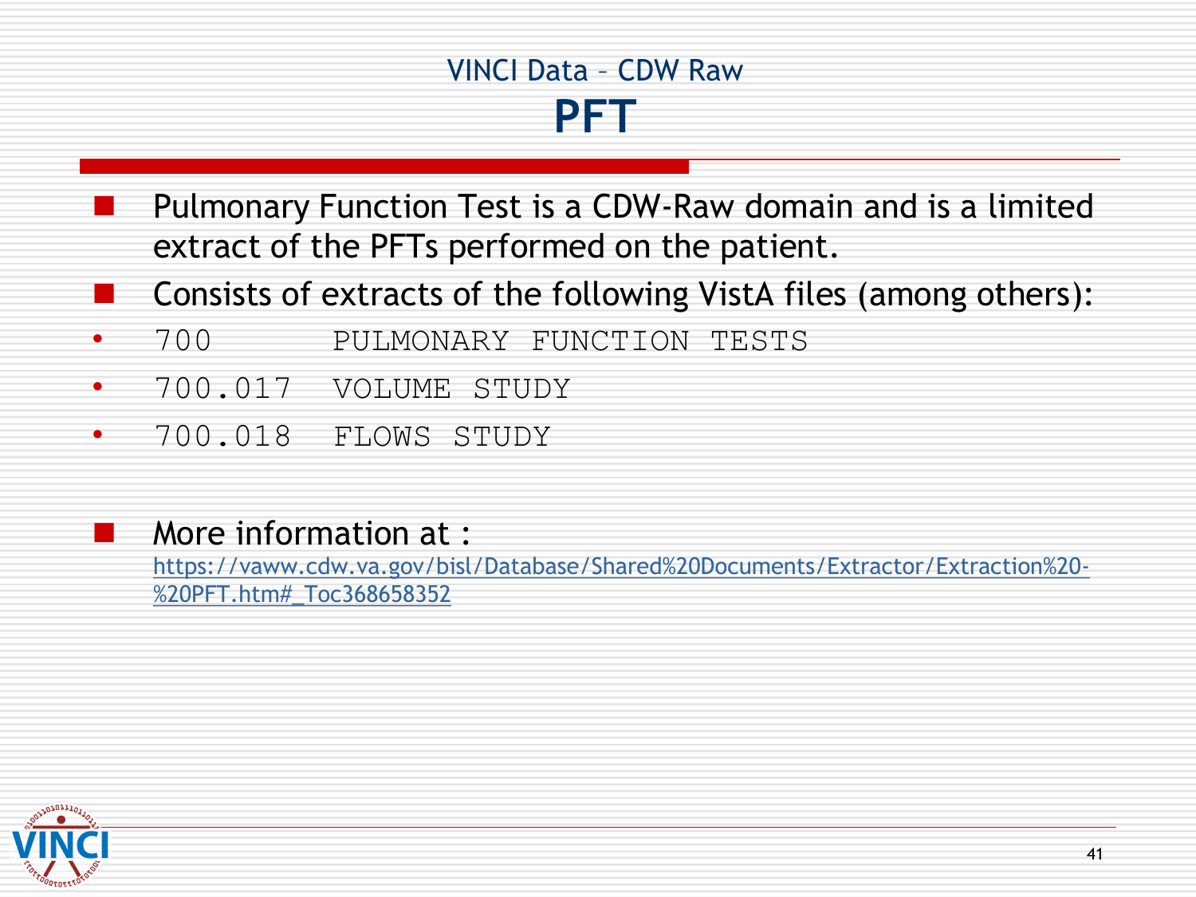## VINCI Data – CDW Raw

# PFT

- Pulmonary Function Test is a CDW-Raw domain and is a limited extract of the PFTs performed on the patient.
- Consists of extracts of the following VistA files (among others):
  - 700 PULMONARY FUNCTION TESTS
  - 700.017 VOLUME STUDY
  - 700.018 FLOWS STUDY
- More information at : https://vaww.cdw.va.gov/bisl/Database/Shared%20Documents/Extractor/Extraction%20-%20PFT.htm#_Toc368658352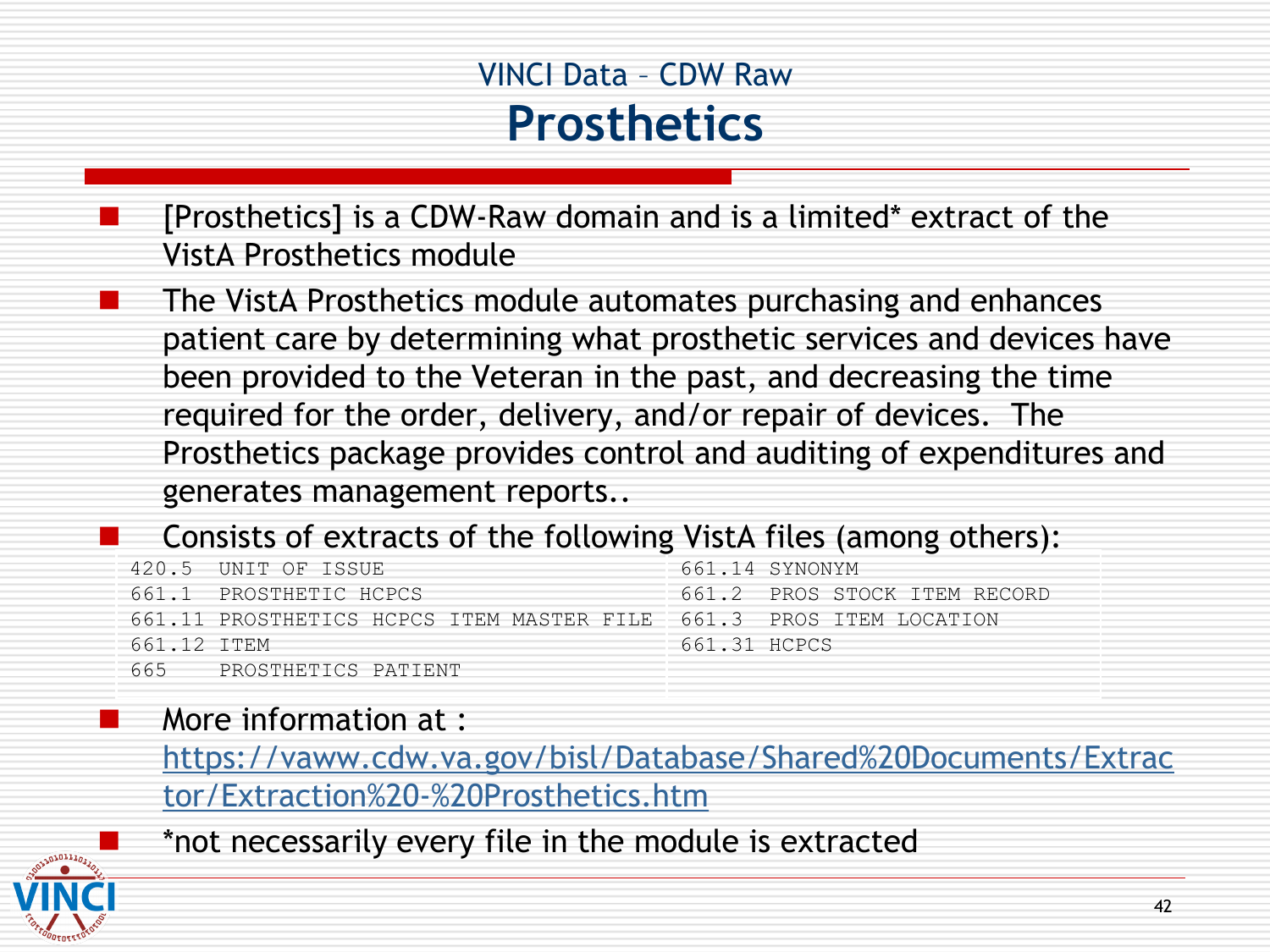## VINCI Data – CDW Raw

# Prosthetics

- [Prosthetics] is a CDW-Raw domain and is a limited* extract of the VistA Prosthetics module
- The VistA Prosthetics module automates purchasing and enhances patient care by determining what prosthetic services and devices have been provided to the Veteran in the past, and decreasing the time required for the order, delivery, and/or repair of devices. The Prosthetics package provides control and auditing of expenditures and generates management reports..
- Consists of extracts of the following VistA files (among others):

```
420.5  UNIT OF ISSUE
661.1  PROSTHETIC HCPCS
661.11 PROSTHETICS HCPCS ITEM MASTER FILE
661.12 ITEM
665    PROSTHETICS PATIENT
661.14 SYNONYM
661.2  PROS STOCK ITEM RECORD
661.3  PROS ITEM LOCATION
661.31 HCPCS
```

- More information at : https://vaww.cdw.va.gov/bisl/Database/Shared%20Documents/Extractor/Extraction%20-%20Prosthetics.htm
- *not necessarily every file in the module is extracted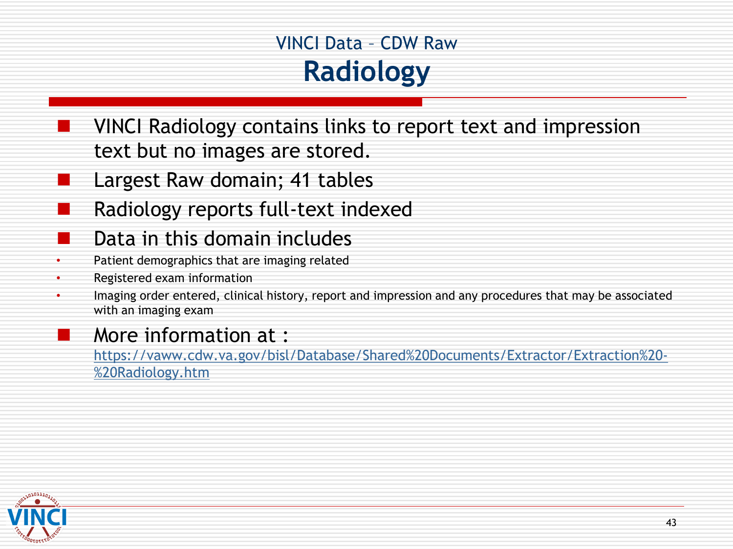## VINCI Data – CDW Raw

# Radiology

- VINCI Radiology contains links to report text and impression text but no images are stored.
- Largest Raw domain; 41 tables
- Radiology reports full-text indexed
- Data in this domain includes
  - Patient demographics that are imaging related
  - Registered exam information
  - Imaging order entered, clinical history, report and impression and any procedures that may be associated with an imaging exam
- More information at : https://vaww.cdw.va.gov/bisl/Database/Shared%20Documents/Extractor/Extraction%20-%20Radiology.htm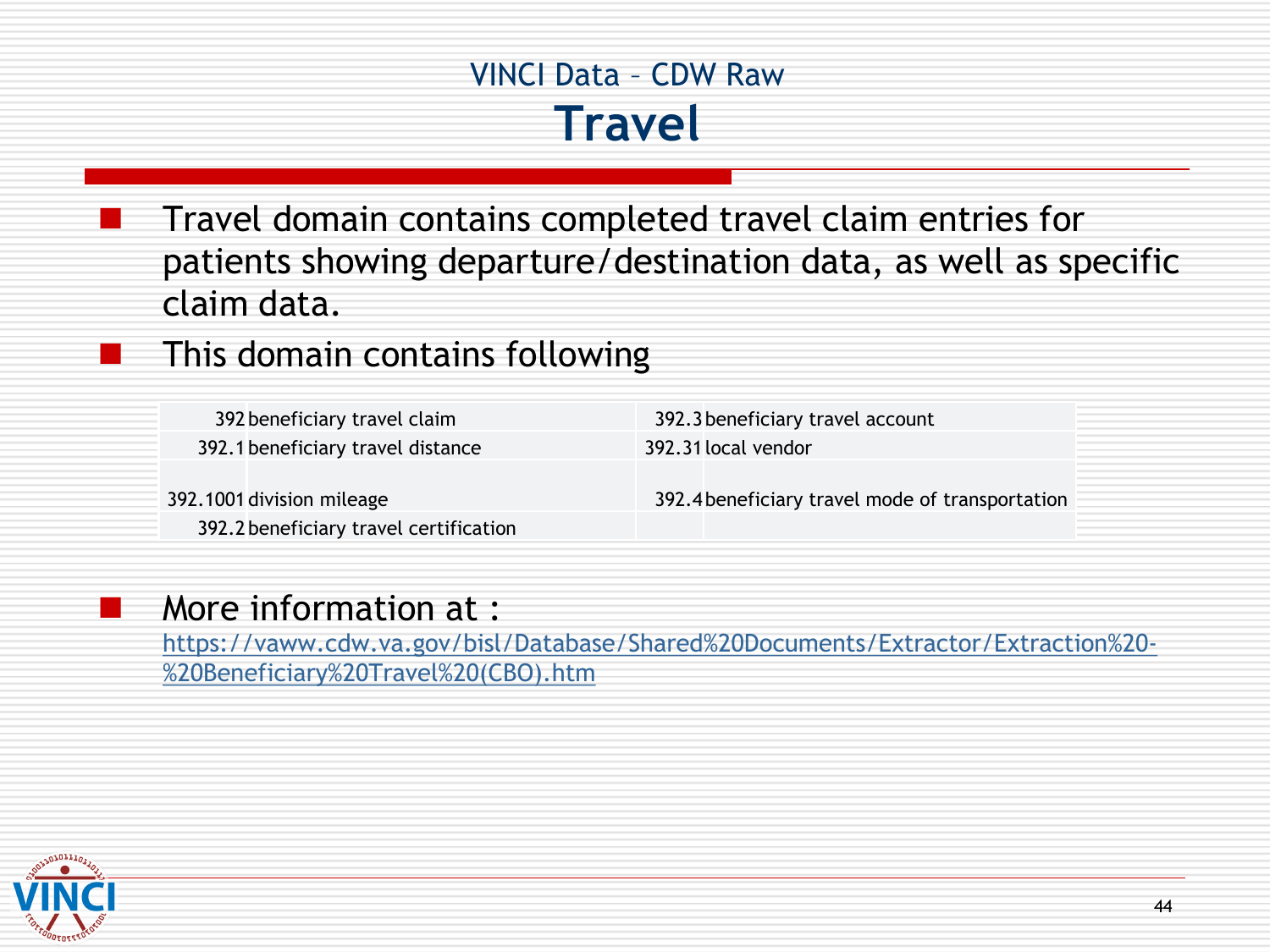VINCI Data – CDW Raw

# Travel

- Travel domain contains completed travel claim entries for patients showing departure/destination data, as well as specific claim data.
- This domain contains following

| | | | |
|---|---|---|---|
| 392 | beneficiary travel claim | 392.3 | beneficiary travel account |
| 392.1 | beneficiary travel distance | 392.31 | local vendor |
| 392.1001 | division mileage | 392.4 | beneficiary travel mode of transportation |
| 392.2 | beneficiary travel certification | | |

- More information at :
  https://vaww.cdw.va.gov/bisl/Database/Shared%20Documents/Extractor/Extraction%20-%20Beneficiary%20Travel%20(CBO).htm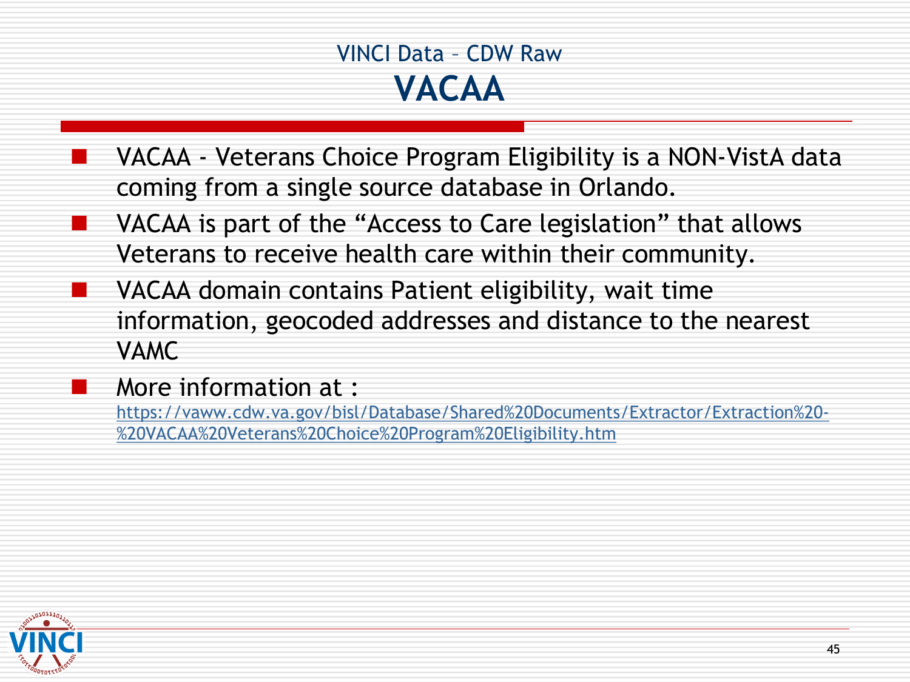## VINCI Data – CDW Raw

# VACAA

- VACAA - Veterans Choice Program Eligibility is a NON-VistA data coming from a single source database in Orlando.
- VACAA is part of the "Access to Care legislation" that allows Veterans to receive health care within their community.
- VACAA domain contains Patient eligibility, wait time information, geocoded addresses and distance to the nearest VAMC
- More information at : https://vaww.cdw.va.gov/bisl/Database/Shared%20Documents/Extractor/Extraction%20-%20VACAA%20Veterans%20Choice%20Program%20Eligibility.htm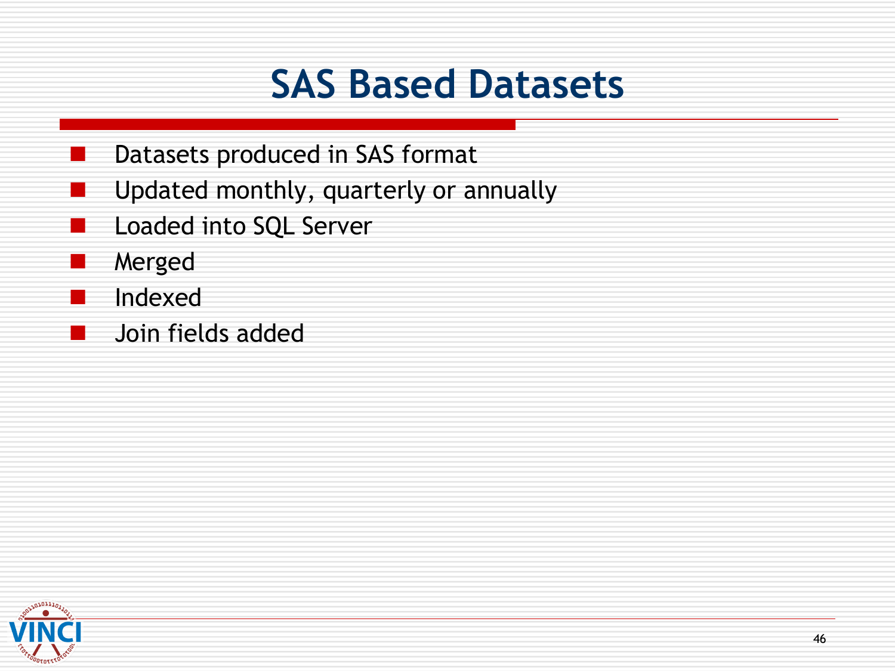# SAS Based Datasets

- Datasets produced in SAS format
- Updated monthly, quarterly or annually
- Loaded into SQL Server
- Merged
- Indexed
- Join fields added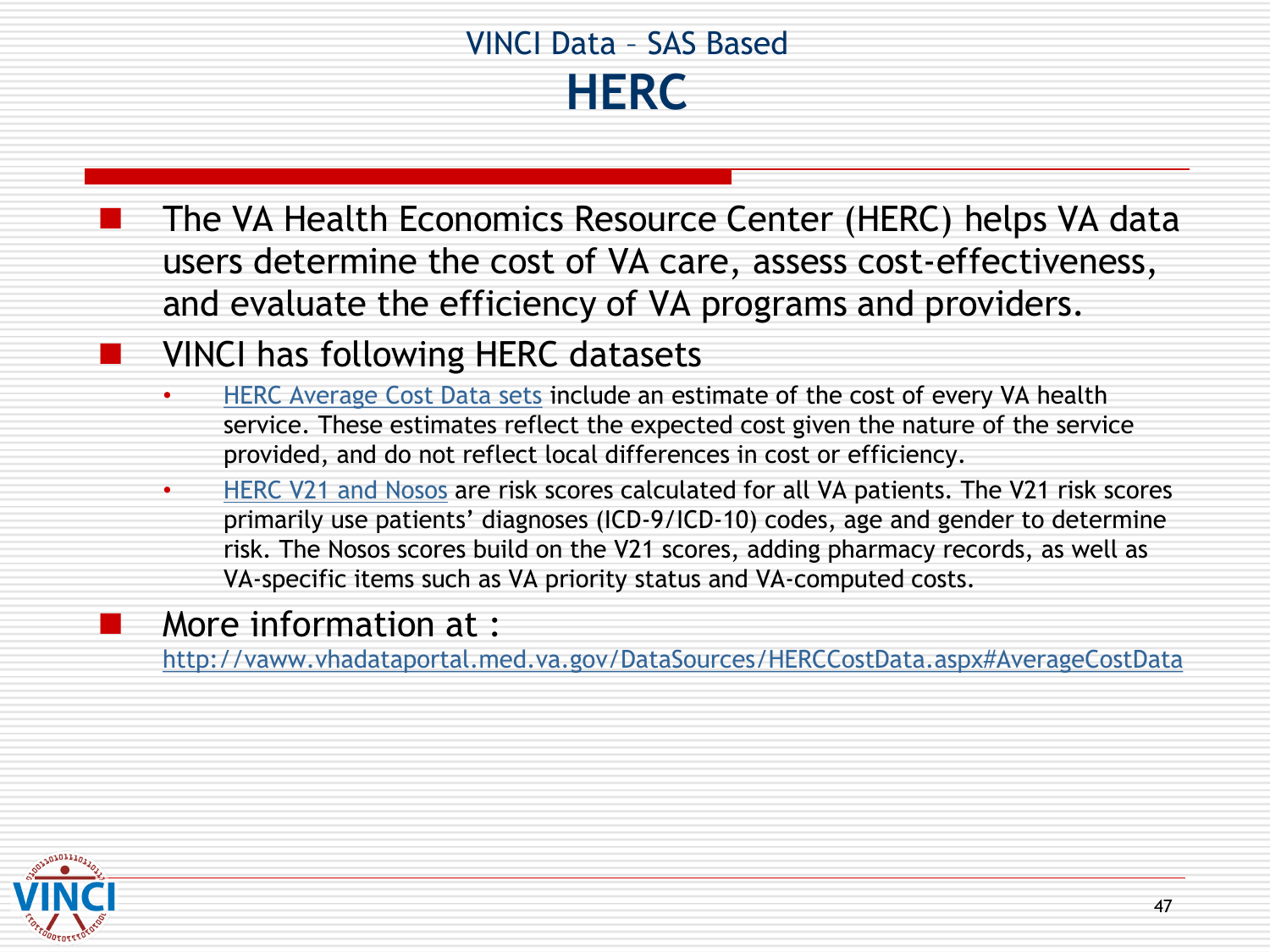## VINCI Data – SAS Based

# HERC

- The VA Health Economics Resource Center (HERC) helps VA data users determine the cost of VA care, assess cost-effectiveness, and evaluate the efficiency of VA programs and providers.
- VINCI has following HERC datasets
  - HERC Average Cost Data sets include an estimate of the cost of every VA health service. These estimates reflect the expected cost given the nature of the service provided, and do not reflect local differences in cost or efficiency.
  - HERC V21 and Nosos are risk scores calculated for all VA patients. The V21 risk scores primarily use patients' diagnoses (ICD-9/ICD-10) codes, age and gender to determine risk. The Nosos scores build on the V21 scores, adding pharmacy records, as well as VA-specific items such as VA priority status and VA-computed costs.
- More information at :
  http://vaww.vhadataportal.med.va.gov/DataSources/HERCCostData.aspx#AverageCostData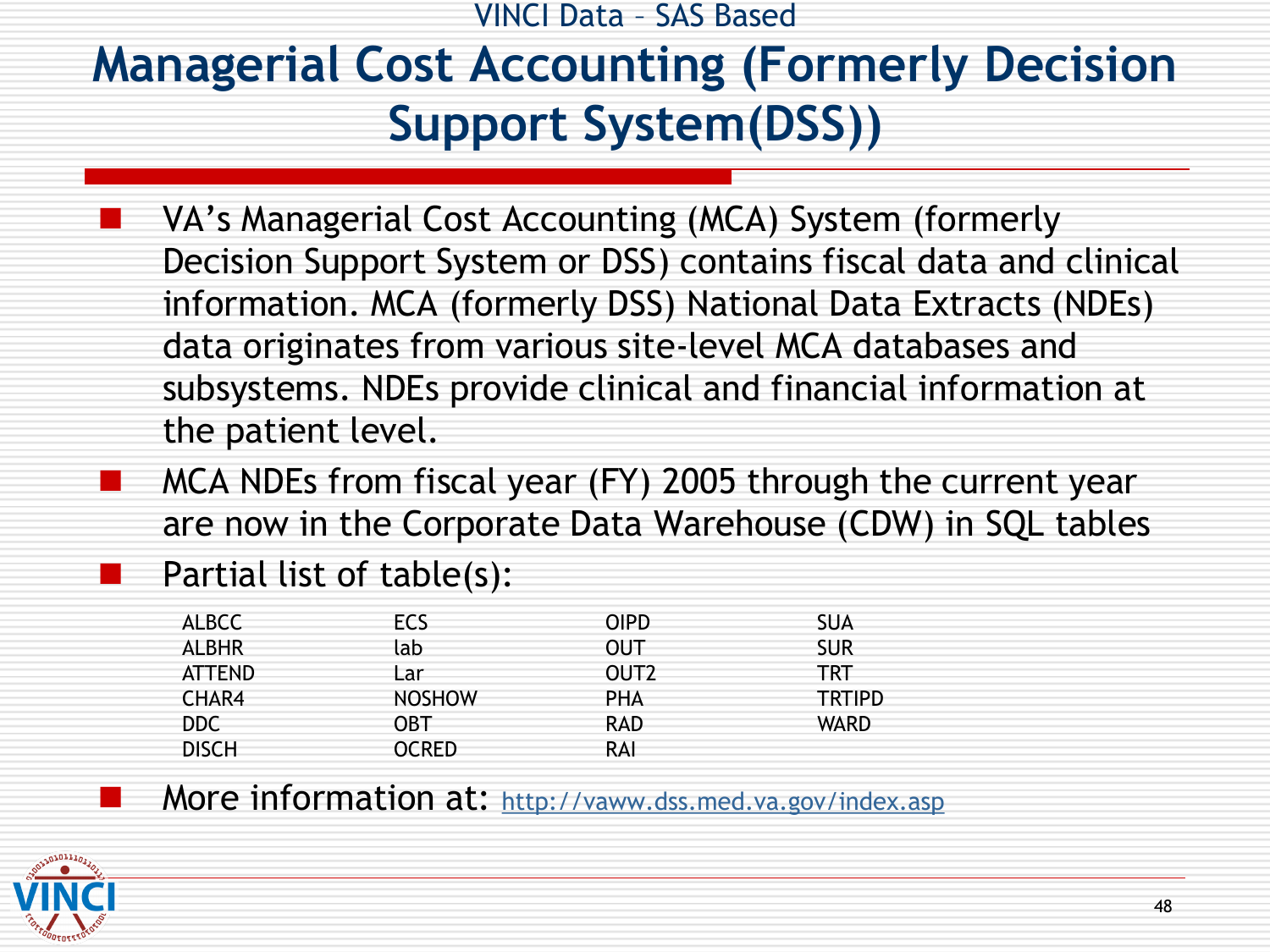VINCI Data – SAS Based

# Managerial Cost Accounting (Formerly Decision Support System(DSS))

- VA's Managerial Cost Accounting (MCA) System (formerly Decision Support System or DSS) contains fiscal data and clinical information. MCA (formerly DSS) National Data Extracts (NDEs) data originates from various site-level MCA databases and subsystems. NDEs provide clinical and financial information at the patient level.
- MCA NDEs from fiscal year (FY) 2005 through the current year are now in the Corporate Data Warehouse (CDW) in SQL tables
- Partial list of table(s):

| | | | |
|---|---|---|---|
| ALBCC | ECS | OIPD | SUA |
| ALBHR | lab | OUT | SUR |
| ATTEND | Lar | OUT2 | TRT |
| CHAR4 | NOSHOW | PHA | TRTIPD |
| DDC | OBT | RAD | WARD |
| DISCH | OCRED | RAI | |

- More information at: http://vaww.dss.med.va.gov/index.asp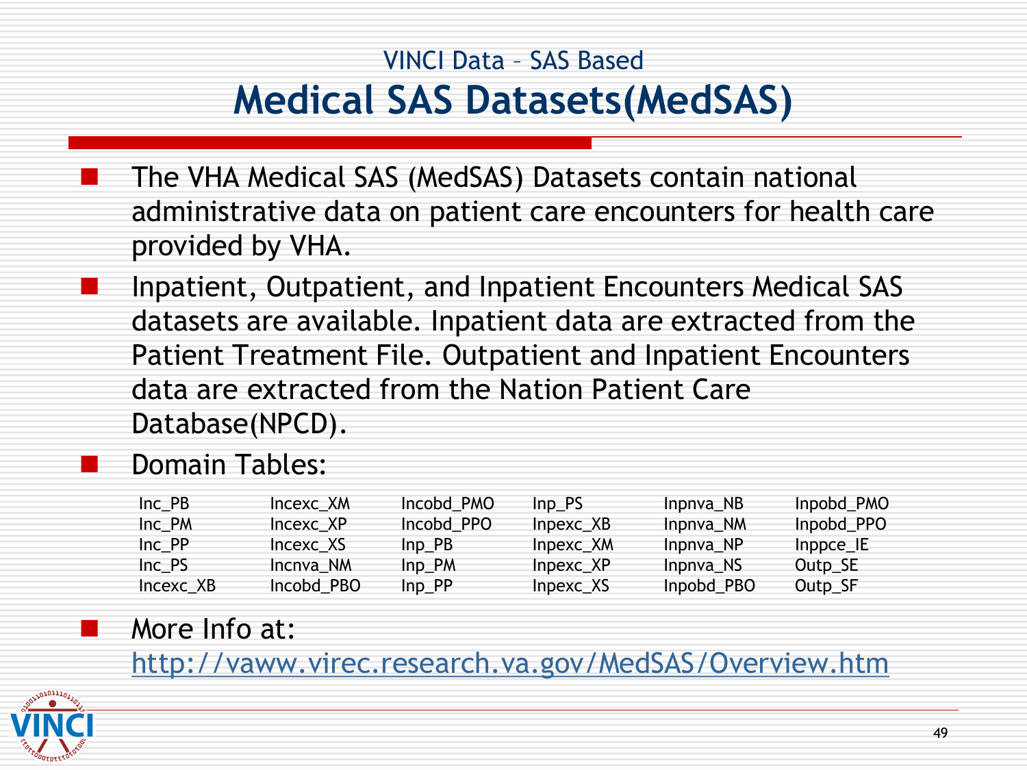VINCI Data – SAS Based

# Medical SAS Datasets(MedSAS)

- The VHA Medical SAS (MedSAS) Datasets contain national administrative data on patient care encounters for health care provided by VHA.
- Inpatient, Outpatient, and Inpatient Encounters Medical SAS datasets are available. Inpatient data are extracted from the Patient Treatment File. Outpatient and Inpatient Encounters data are extracted from the Nation Patient Care Database(NPCD).
- Domain Tables:

| | | | | | |
|---|---|---|---|---|---|
| Inc_PB | Incexc_XM | Incobd_PMO | Inp_PS | Inpnva_NB | Inpobd_PMO |
| Inc_PM | Incexc_XP | Incobd_PPO | Inpexc_XB | Inpnva_NM | Inpobd_PPO |
| Inc_PP | Incexc_XS | Inp_PB | Inpexc_XM | Inpnva_NP | Inppce_IE |
| Inc_PS | Incnva_NM | Inp_PM | Inpexc_XP | Inpnva_NS | Outp_SE |
| Incexc_XB | Incobd_PBO | Inp_PP | Inpexc_XS | Inpobd_PBO | Outp_SF |

- More Info at:
  http://vaww.virec.research.va.gov/MedSAS/Overview.htm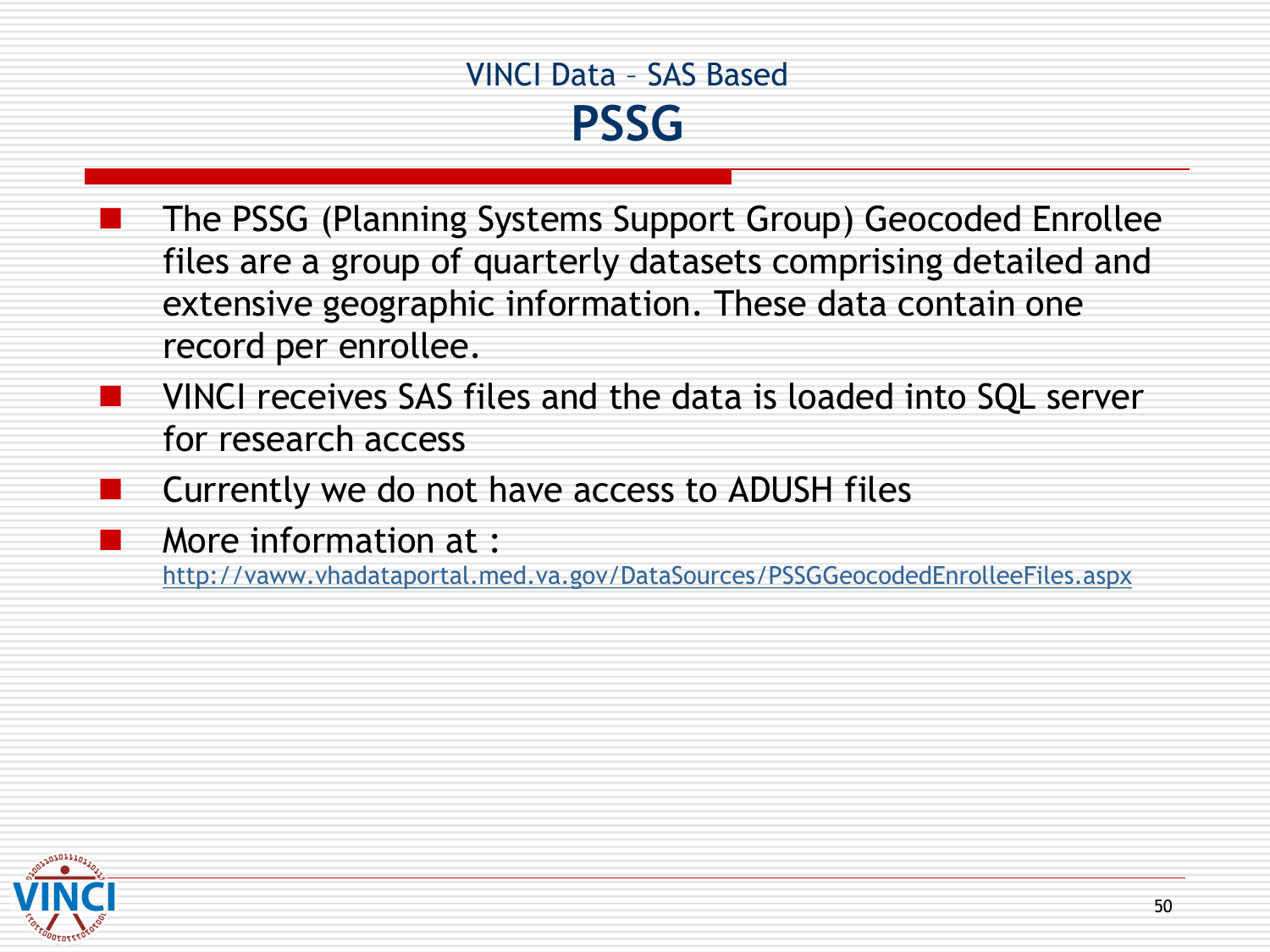## VINCI Data – SAS Based

# PSSG

- The PSSG (Planning Systems Support Group) Geocoded Enrollee files are a group of quarterly datasets comprising detailed and extensive geographic information. These data contain one record per enrollee.
- VINCI receives SAS files and the data is loaded into SQL server for research access
- Currently we do not have access to ADUSH files
- More information at :
  http://vaww.vhadataportal.med.va.gov/DataSources/PSSGGeocodedEnrolleeFiles.aspx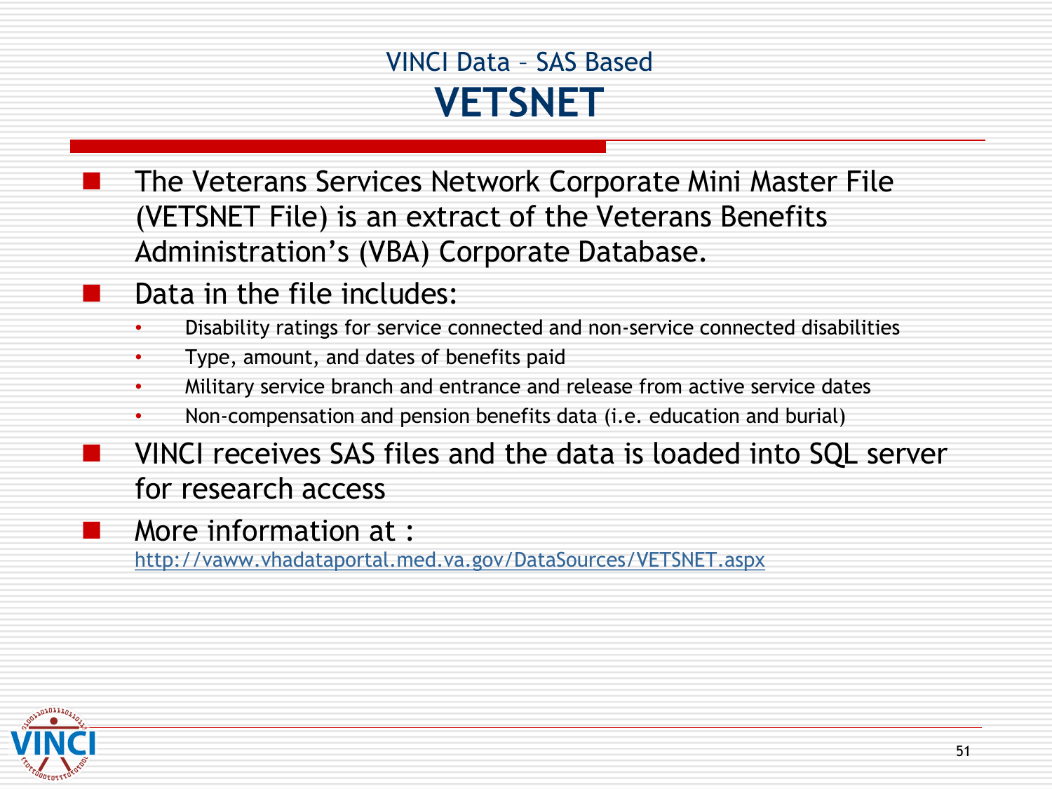## VINCI Data – SAS Based

# VETSNET

- The Veterans Services Network Corporate Mini Master File (VETSNET File) is an extract of the Veterans Benefits Administration's (VBA) Corporate Database.
- Data in the file includes:
  - Disability ratings for service connected and non-service connected disabilities
  - Type, amount, and dates of benefits paid
  - Military service branch and entrance and release from active service dates
  - Non-compensation and pension benefits data (i.e. education and burial)
- VINCI receives SAS files and the data is loaded into SQL server for research access
- More information at :
  http://vaww.vhadataportal.med.va.gov/DataSources/VETSNET.aspx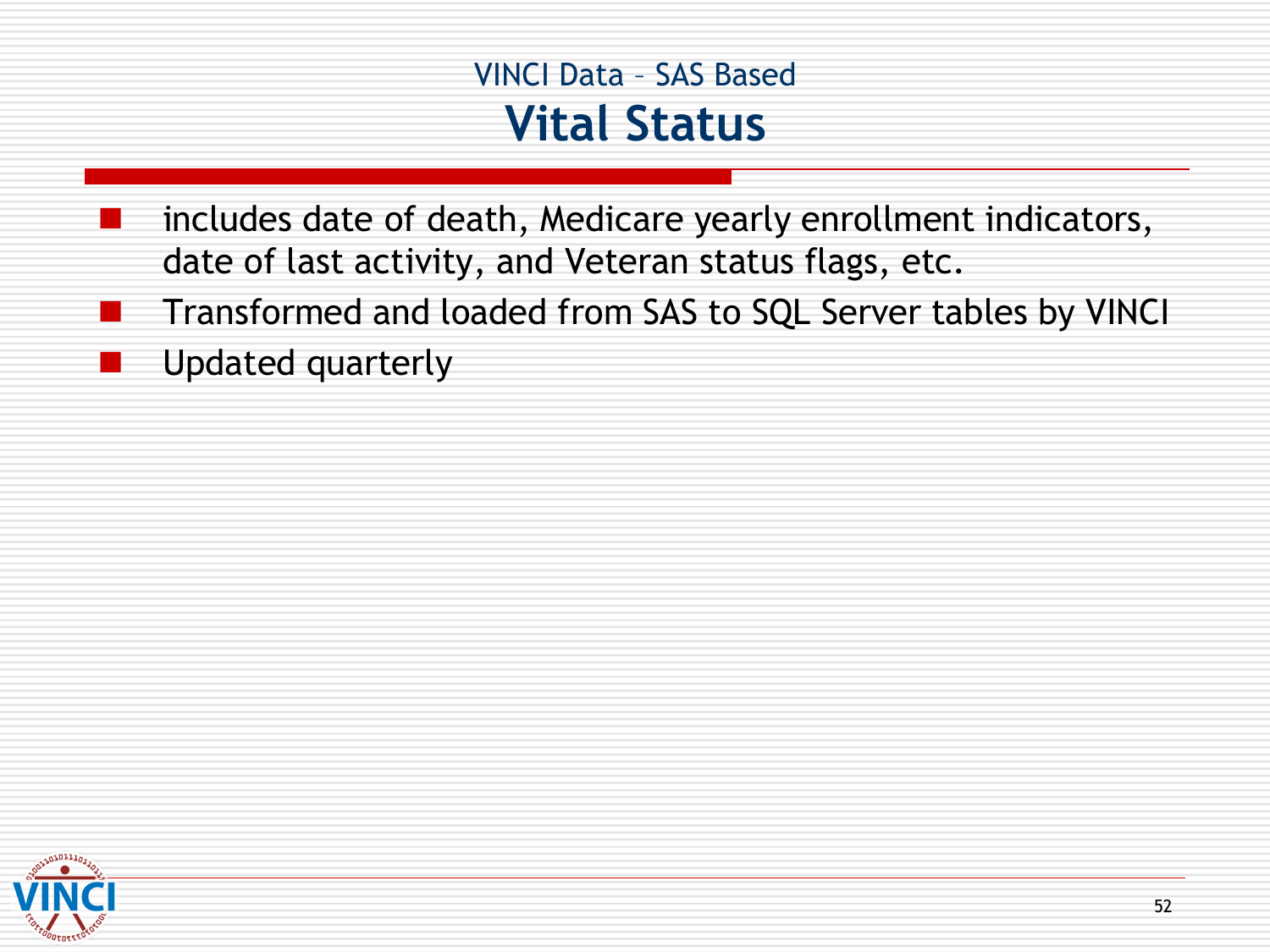VINCI Data – SAS Based

# Vital Status

- includes date of death, Medicare yearly enrollment indicators, date of last activity, and Veteran status flags, etc.
- Transformed and loaded from SAS to SQL Server tables by VINCI
- Updated quarterly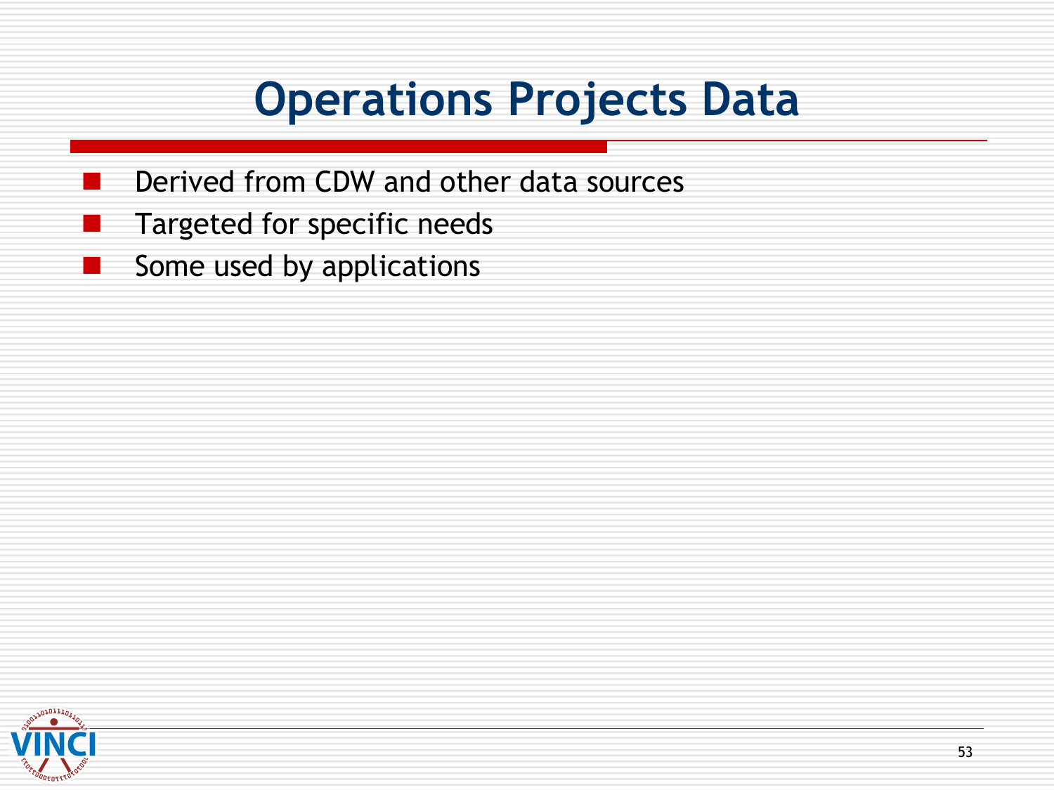# Operations Projects Data

- Derived from CDW and other data sources
- Targeted for specific needs
- Some used by applications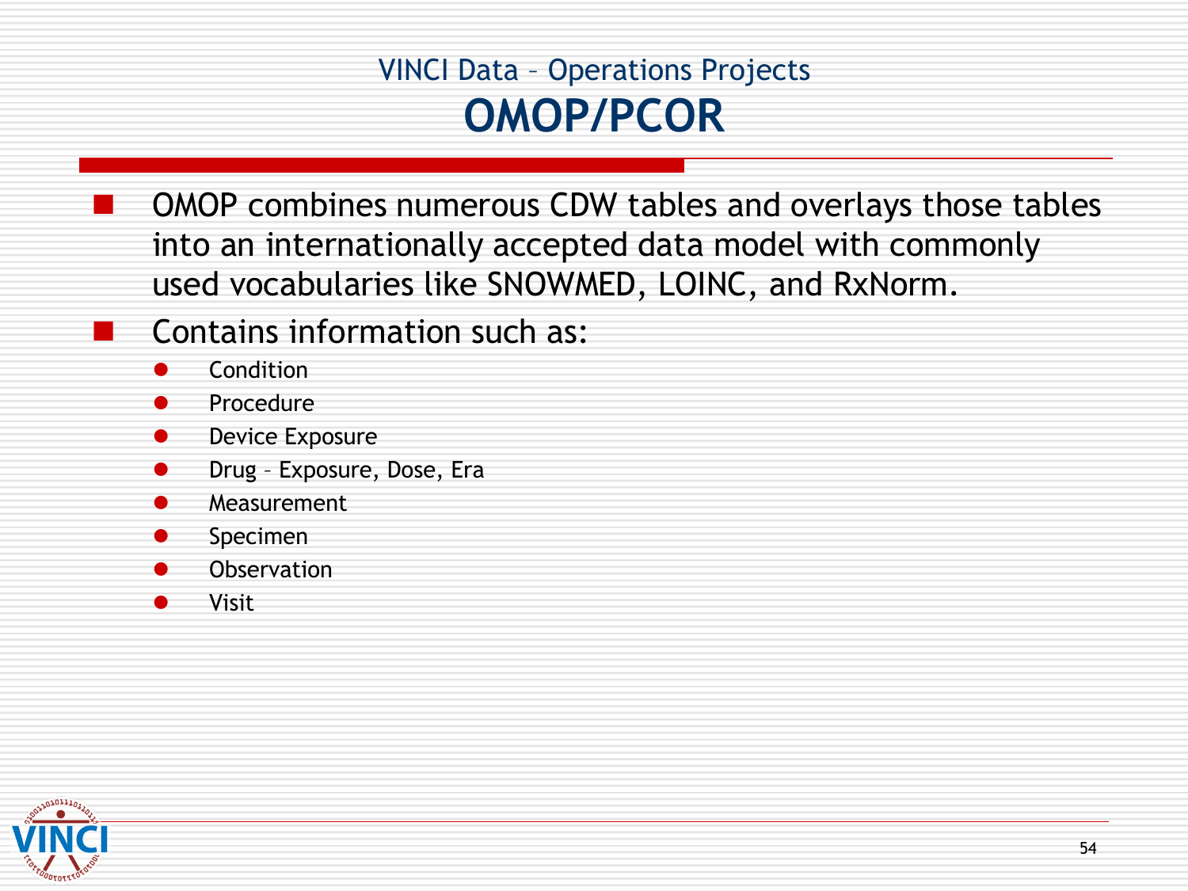## VINCI Data – Operations Projects

# OMOP/PCOR

- OMOP combines numerous CDW tables and overlays those tables into an internationally accepted data model with commonly used vocabularies like SNOWMED, LOINC, and RxNorm.
- Contains information such as:
  - Condition
  - Procedure
  - Device Exposure
  - Drug – Exposure, Dose, Era
  - Measurement
  - Specimen
  - Observation
  - Visit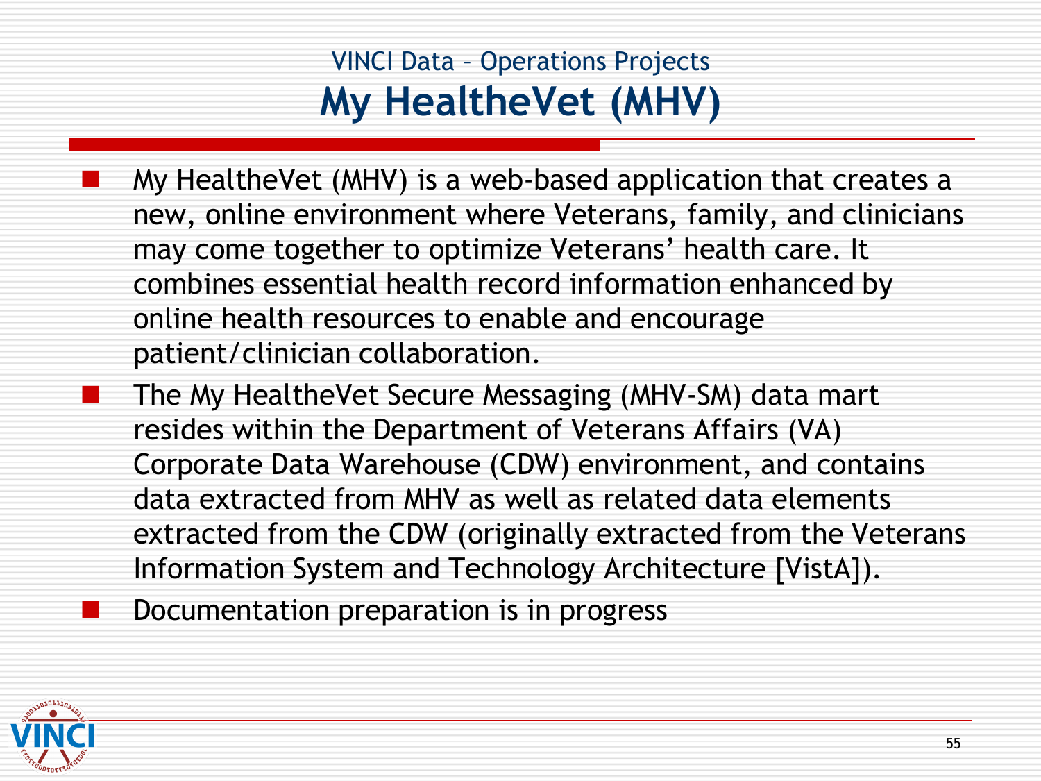## VINCI Data – Operations Projects

# My HealtheVet (MHV)

- My HealtheVet (MHV) is a web-based application that creates a new, online environment where Veterans, family, and clinicians may come together to optimize Veterans' health care. It combines essential health record information enhanced by online health resources to enable and encourage patient/clinician collaboration.
- The My HealtheVet Secure Messaging (MHV-SM) data mart resides within the Department of Veterans Affairs (VA) Corporate Data Warehouse (CDW) environment, and contains data extracted from MHV as well as related data elements extracted from the CDW (originally extracted from the Veterans Information System and Technology Architecture [VistA]).
- Documentation preparation is in progress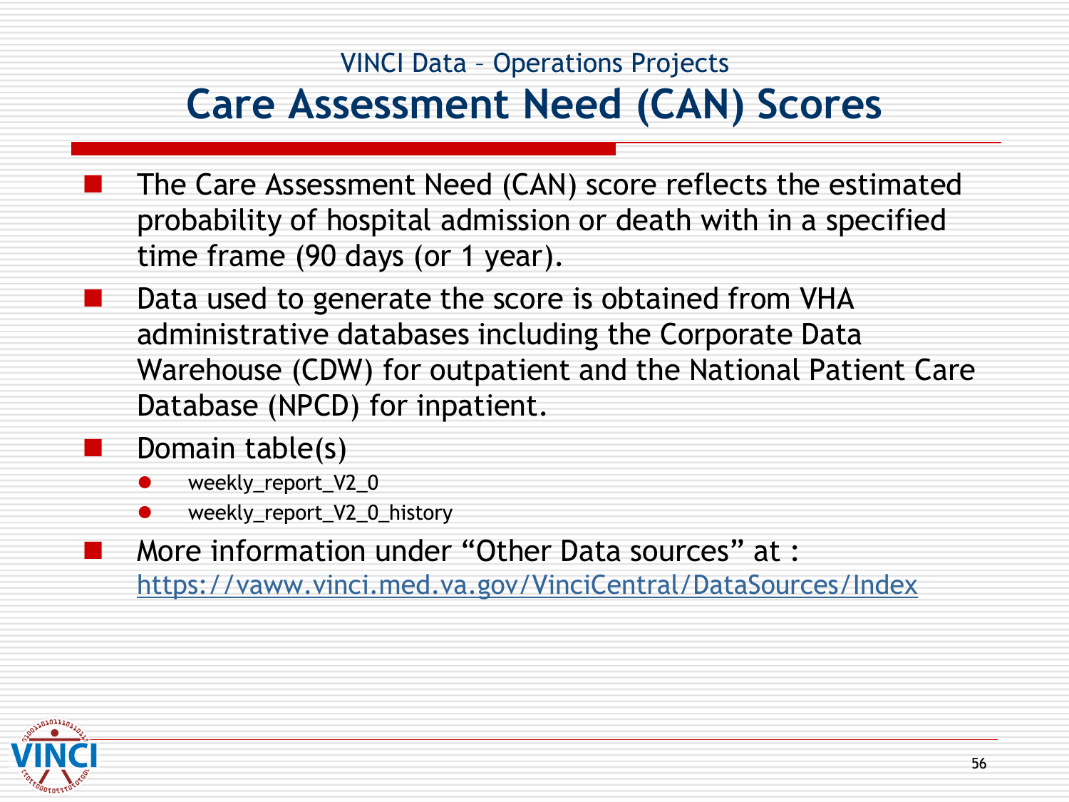VINCI Data – Operations Projects

# Care Assessment Need (CAN) Scores

- The Care Assessment Need (CAN) score reflects the estimated probability of hospital admission or death with in a specified time frame (90 days (or 1 year).
- Data used to generate the score is obtained from VHA administrative databases including the Corporate Data Warehouse (CDW) for outpatient and the National Patient Care Database (NPCD) for inpatient.
- Domain table(s)
  - weekly_report_V2_0
  - weekly_report_V2_0_history
- More information under "Other Data sources" at : https://vaww.vinci.med.va.gov/VinciCentral/DataSources/Index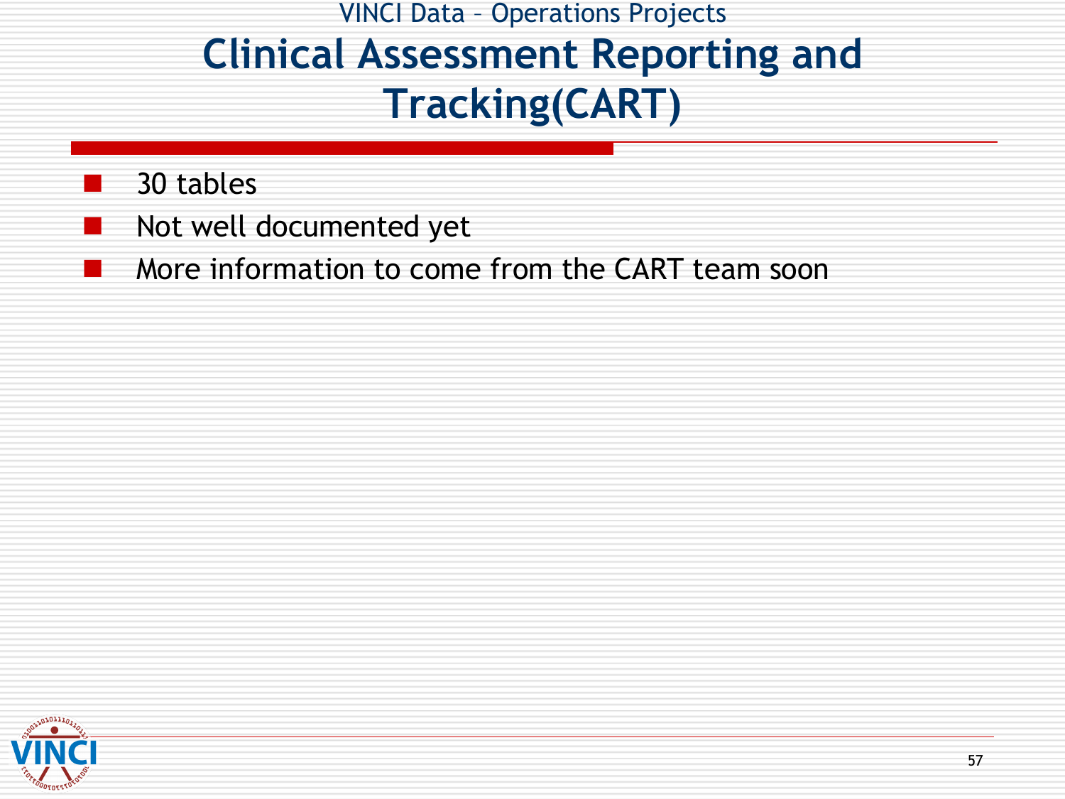VINCI Data – Operations Projects

# Clinical Assessment Reporting and Tracking(CART)

- 30 tables
- Not well documented yet
- More information to come from the CART team soon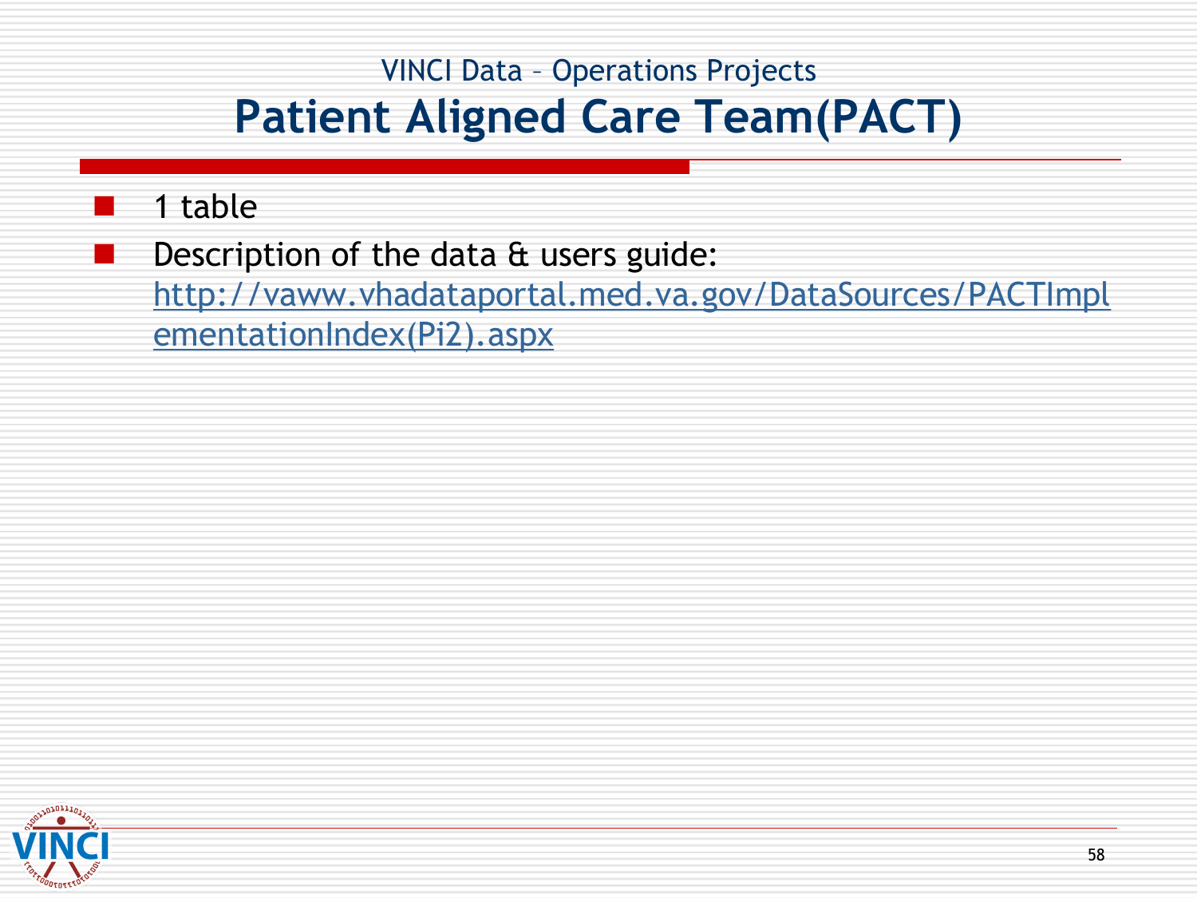VINCI Data – Operations Projects

# Patient Aligned Care Team(PACT)

- 1 table
- Description of the data & users guide: [http://vaww.vhadataportal.med.va.gov/DataSources/PACTImplementationIndex(Pi2).aspx](http://vaww.vhadataportal.med.va.gov/DataSources/PACTImplementationIndex(Pi2).aspx)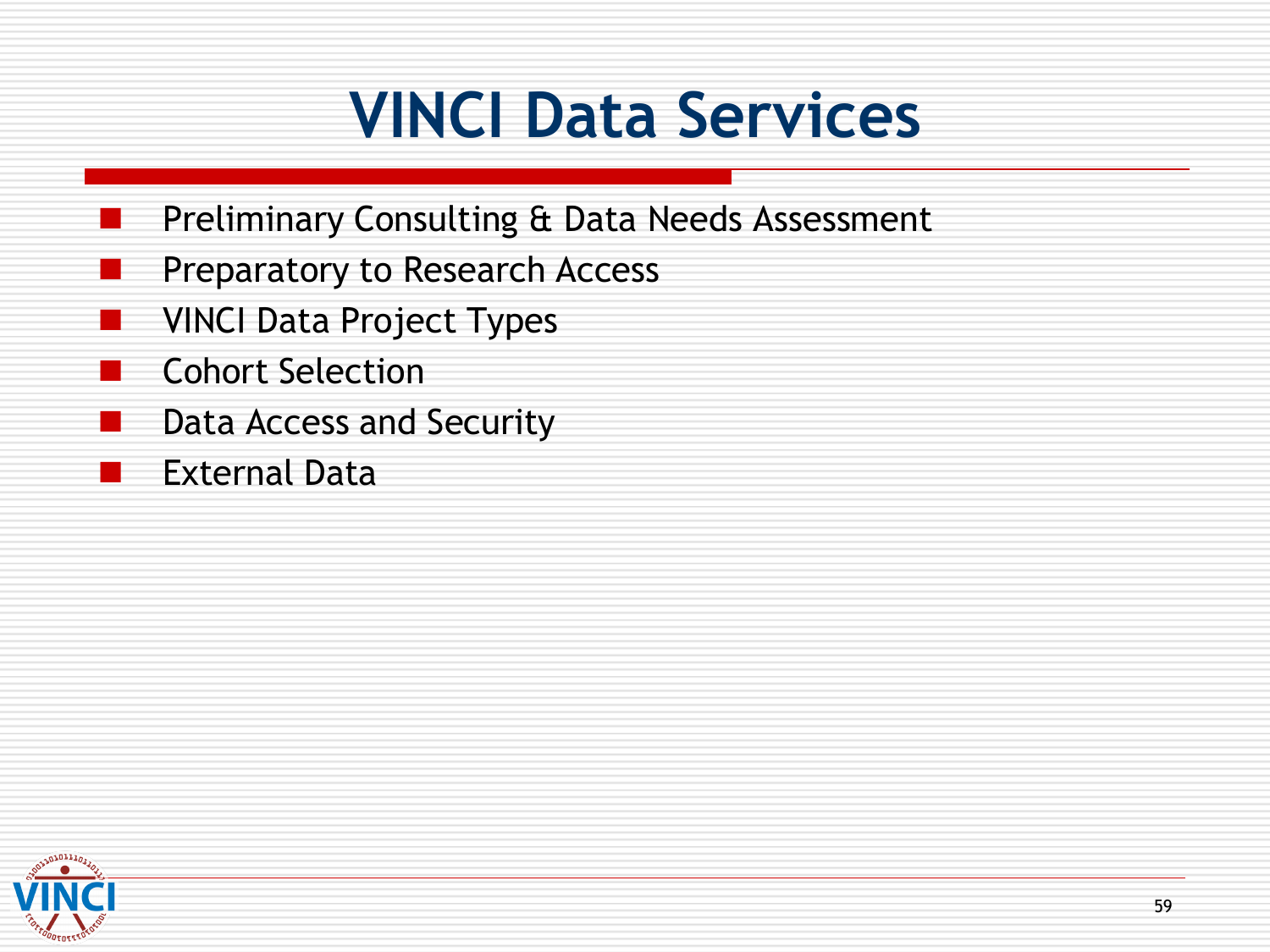# VINCI Data Services

- Preliminary Consulting & Data Needs Assessment
- Preparatory to Research Access
- VINCI Data Project Types
- Cohort Selection
- Data Access and Security
- External Data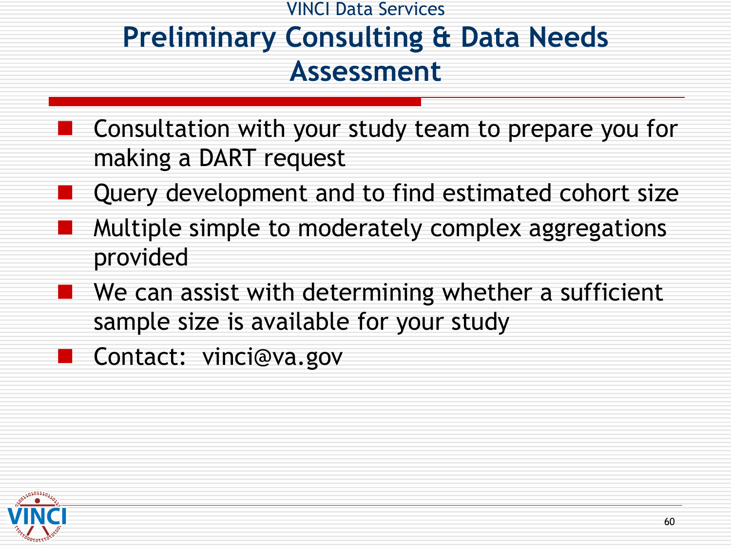VINCI Data Services

# Preliminary Consulting & Data Needs Assessment

- Consultation with your study team to prepare you for making a DART request
- Query development and to find estimated cohort size
- Multiple simple to moderately complex aggregations provided
- We can assist with determining whether a sufficient sample size is available for your study
- Contact:  vinci@va.gov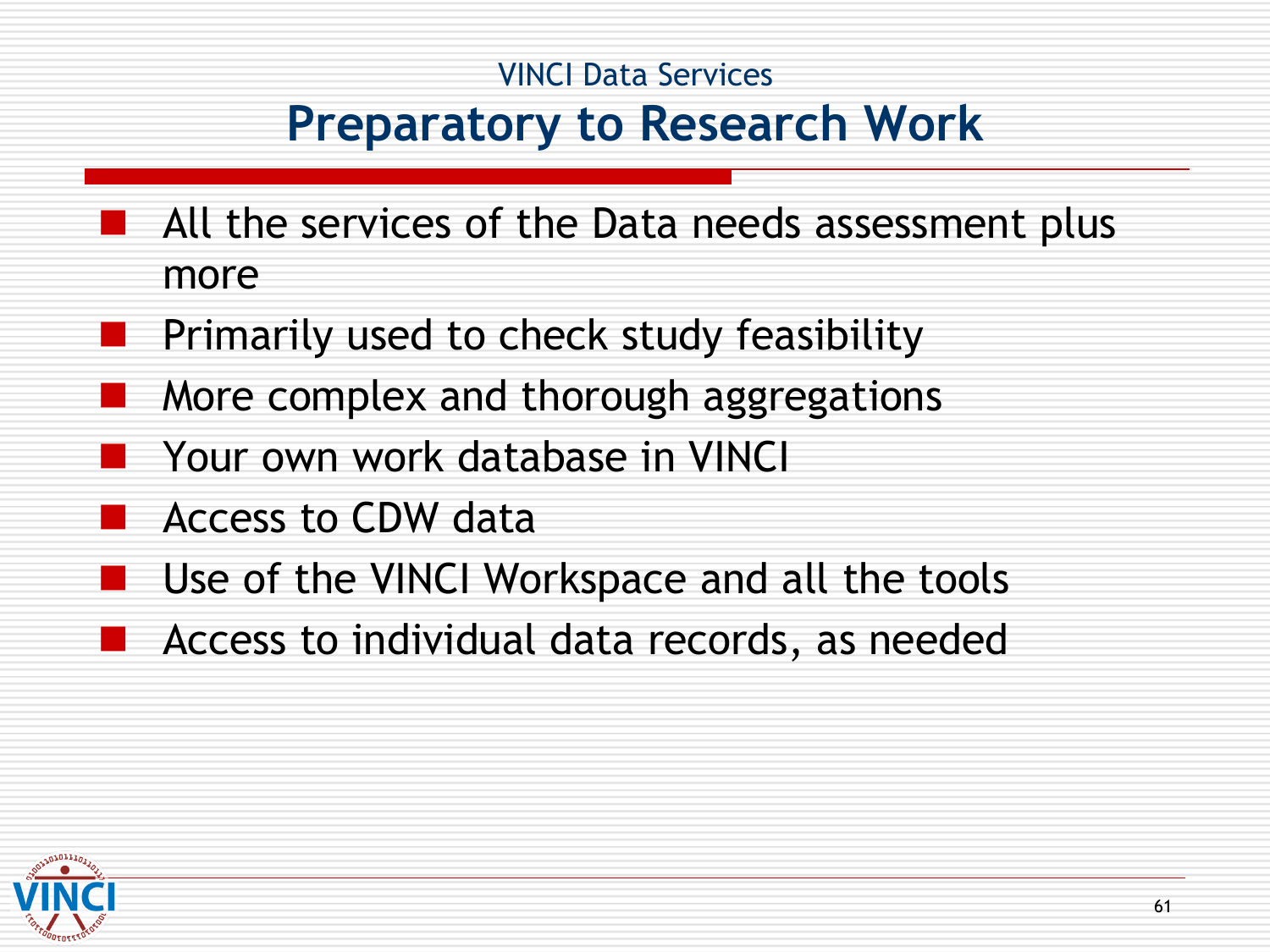## VINCI Data Services

# Preparatory to Research Work

- All the services of the Data needs assessment plus more
- Primarily used to check study feasibility
- More complex and thorough aggregations
- Your own work database in VINCI
- Access to CDW data
- Use of the VINCI Workspace and all the tools
- Access to individual data records, as needed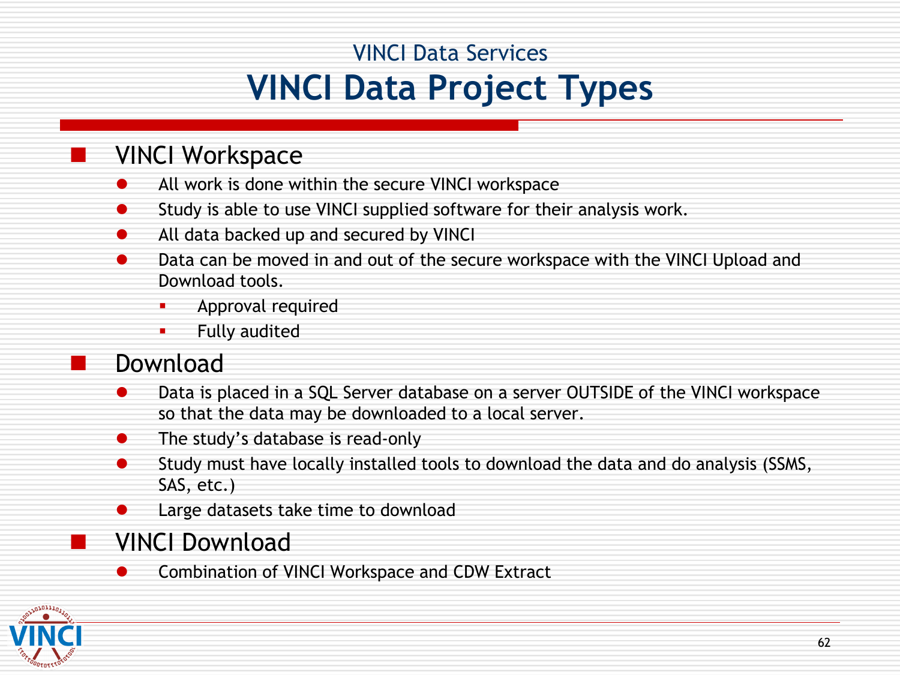## VINCI Data Services

# VINCI Data Project Types

- VINCI Workspace
  - All work is done within the secure VINCI workspace
  - Study is able to use VINCI supplied software for their analysis work.
  - All data backed up and secured by VINCI
  - Data can be moved in and out of the secure workspace with the VINCI Upload and Download tools.
    - Approval required
    - Fully audited
- Download
  - Data is placed in a SQL Server database on a server OUTSIDE of the VINCI workspace so that the data may be downloaded to a local server.
  - The study's database is read-only
  - Study must have locally installed tools to download the data and do analysis (SSMS, SAS, etc.)
  - Large datasets take time to download
- VINCI Download
  - Combination of VINCI Workspace and CDW Extract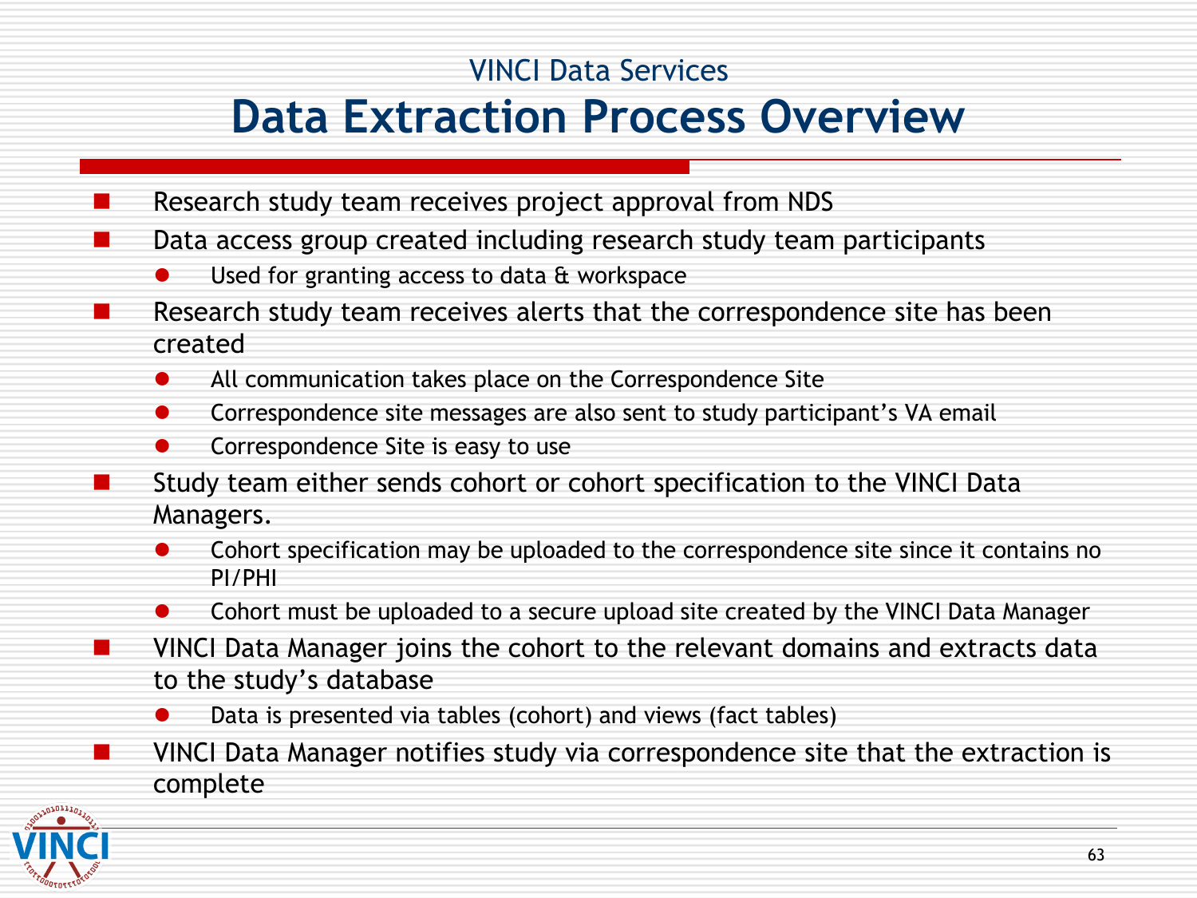VINCI Data Services

# Data Extraction Process Overview

- Research study team receives project approval from NDS
- Data access group created including research study team participants
  - Used for granting access to data & workspace
- Research study team receives alerts that the correspondence site has been created
  - All communication takes place on the Correspondence Site
  - Correspondence site messages are also sent to study participant's VA email
  - Correspondence Site is easy to use
- Study team either sends cohort or cohort specification to the VINCI Data Managers.
  - Cohort specification may be uploaded to the correspondence site since it contains no PI/PHI
  - Cohort must be uploaded to a secure upload site created by the VINCI Data Manager
- VINCI Data Manager joins the cohort to the relevant domains and extracts data to the study's database
  - Data is presented via tables (cohort) and views (fact tables)
- VINCI Data Manager notifies study via correspondence site that the extraction is complete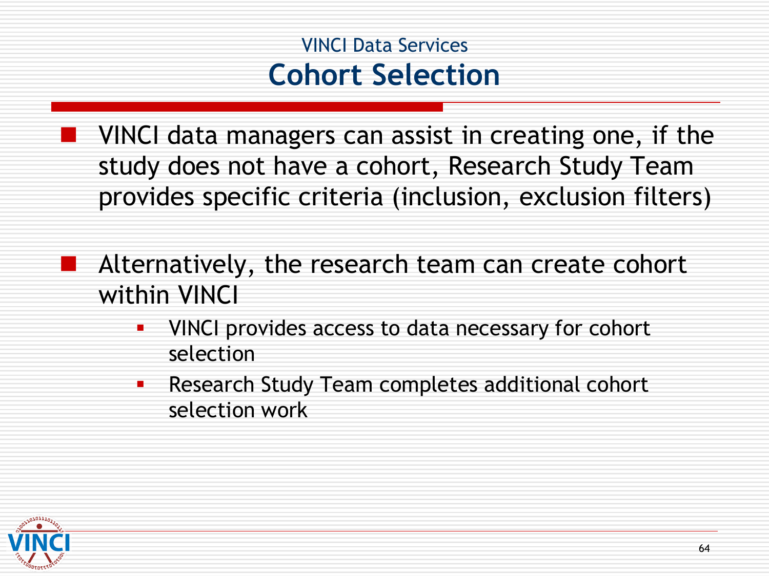VINCI Data Services

# Cohort Selection

- VINCI data managers can assist in creating one, if the study does not have a cohort, Research Study Team provides specific criteria (inclusion, exclusion filters)

- Alternatively, the research team can create cohort within VINCI
  - VINCI provides access to data necessary for cohort selection
  - Research Study Team completes additional cohort selection work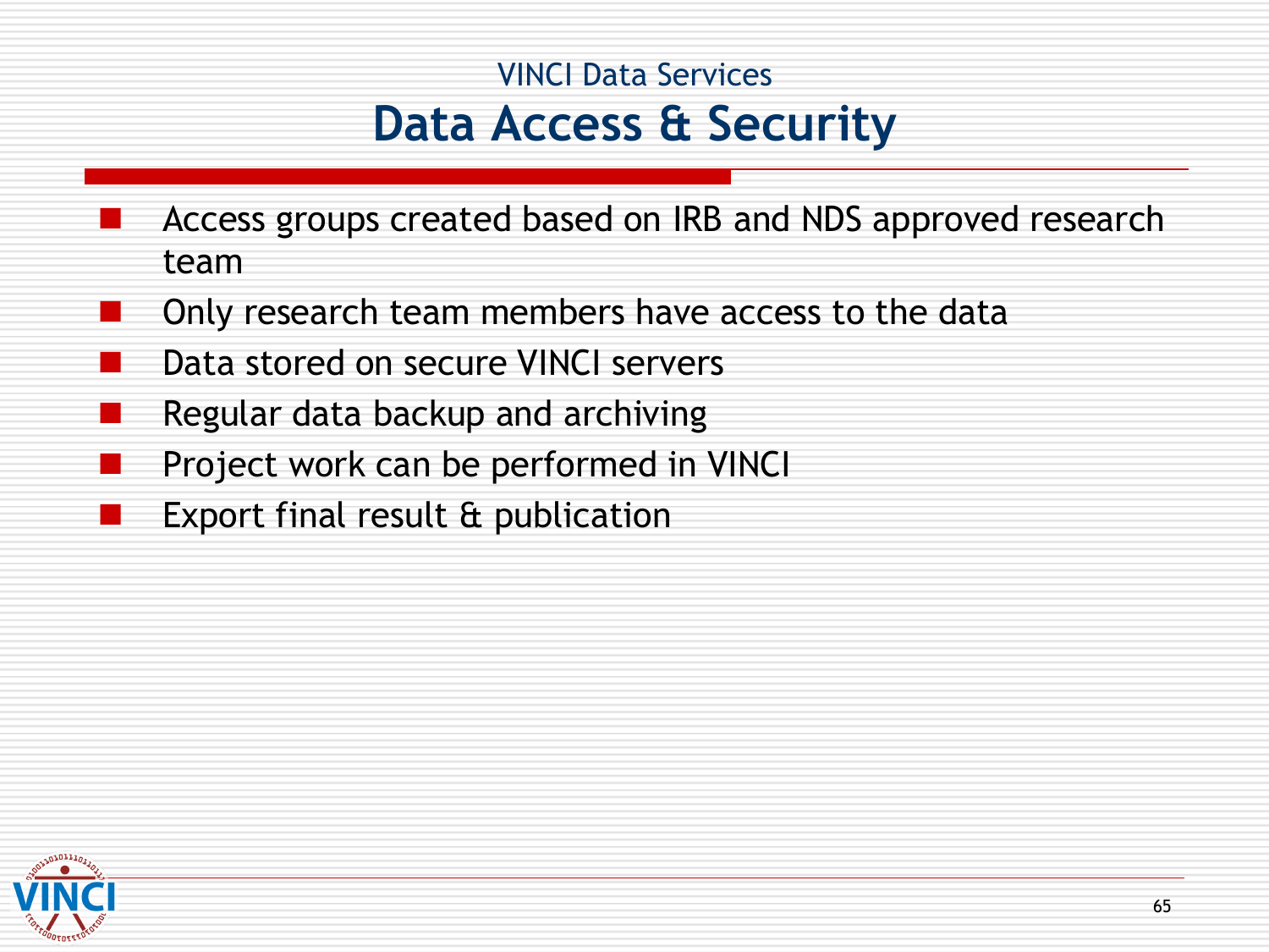VINCI Data Services

# Data Access & Security

- Access groups created based on IRB and NDS approved research team
- Only research team members have access to the data
- Data stored on secure VINCI servers
- Regular data backup and archiving
- Project work can be performed in VINCI
- Export final result & publication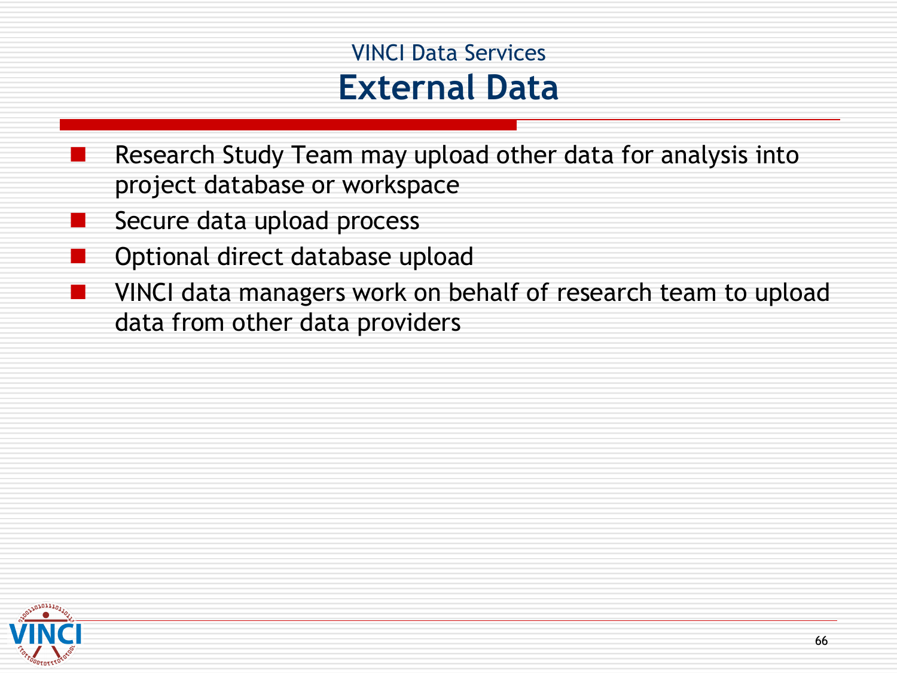## VINCI Data Services

# External Data

- Research Study Team may upload other data for analysis into project database or workspace
- Secure data upload process
- Optional direct database upload
- VINCI data managers work on behalf of research team to upload data from other data providers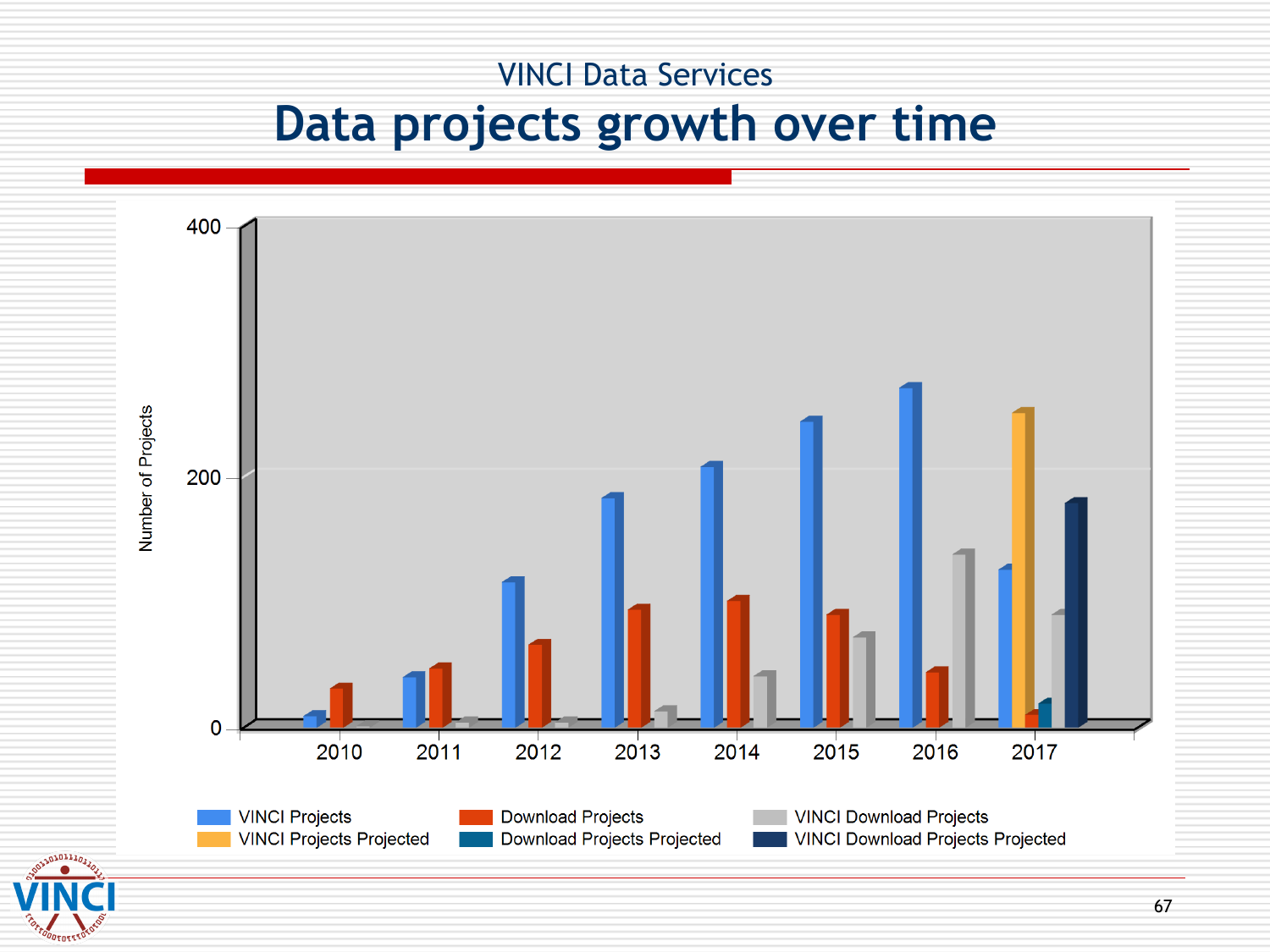VINCI Data Services

# Data projects growth over time

Number of Projects

400

200

0

2010 2011 2012 2013 2014 2015 2016 2017

VINCI Projects | Download Projects | VINCI Download Projects
VINCI Projects Projected | Download Projects Projected | VINCI Download Projects Projected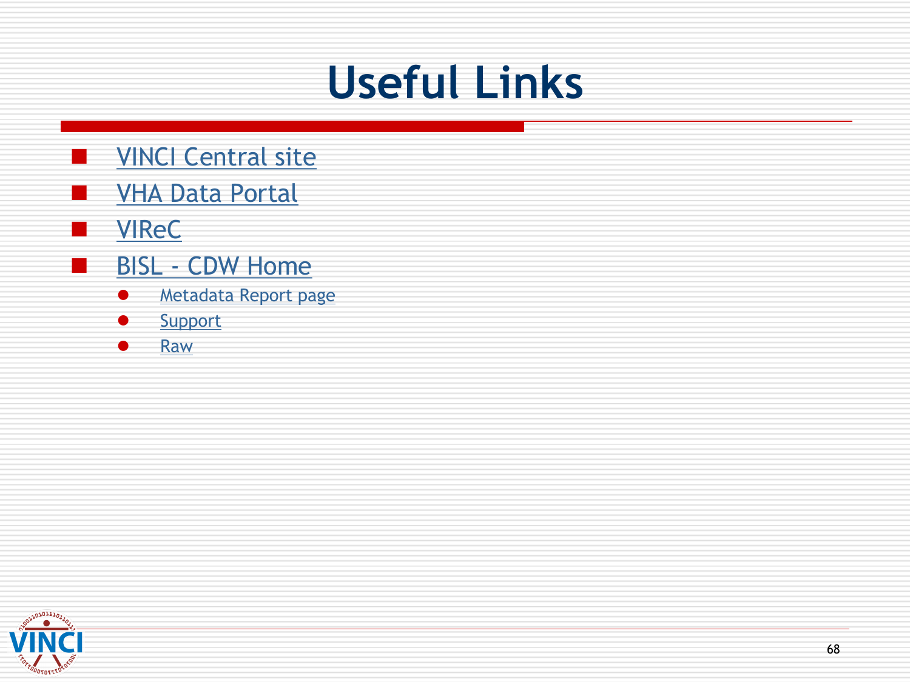# Useful Links

- VINCI Central site
- VHA Data Portal
- VIReC
- BISL - CDW Home
  - Metadata Report page
  - Support
  - Raw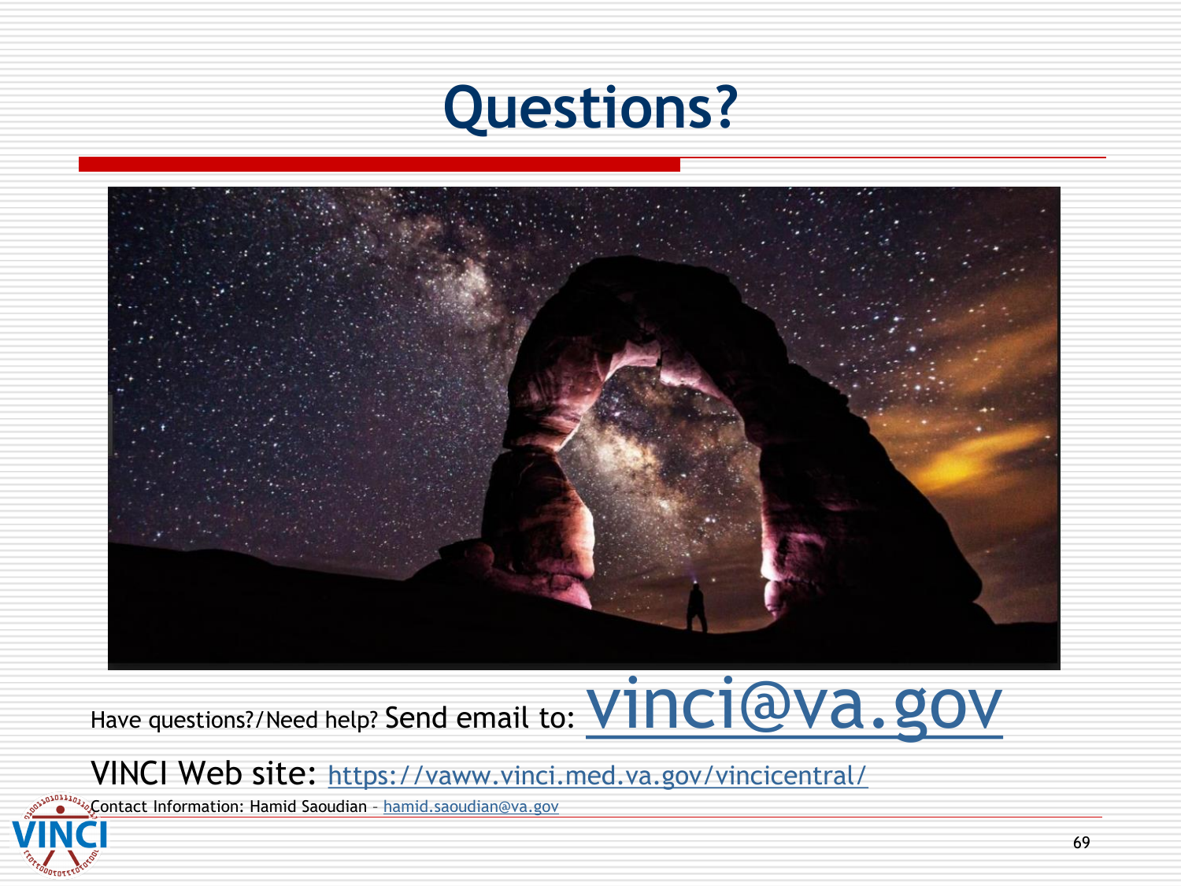# Questions?

Have questions?/Need help? Send email to: vinci@va.gov

VINCI Web site: https://vaww.vinci.med.va.gov/vincicentral/

Contact Information: Hamid Saoudian – hamid.saoudian@va.gov